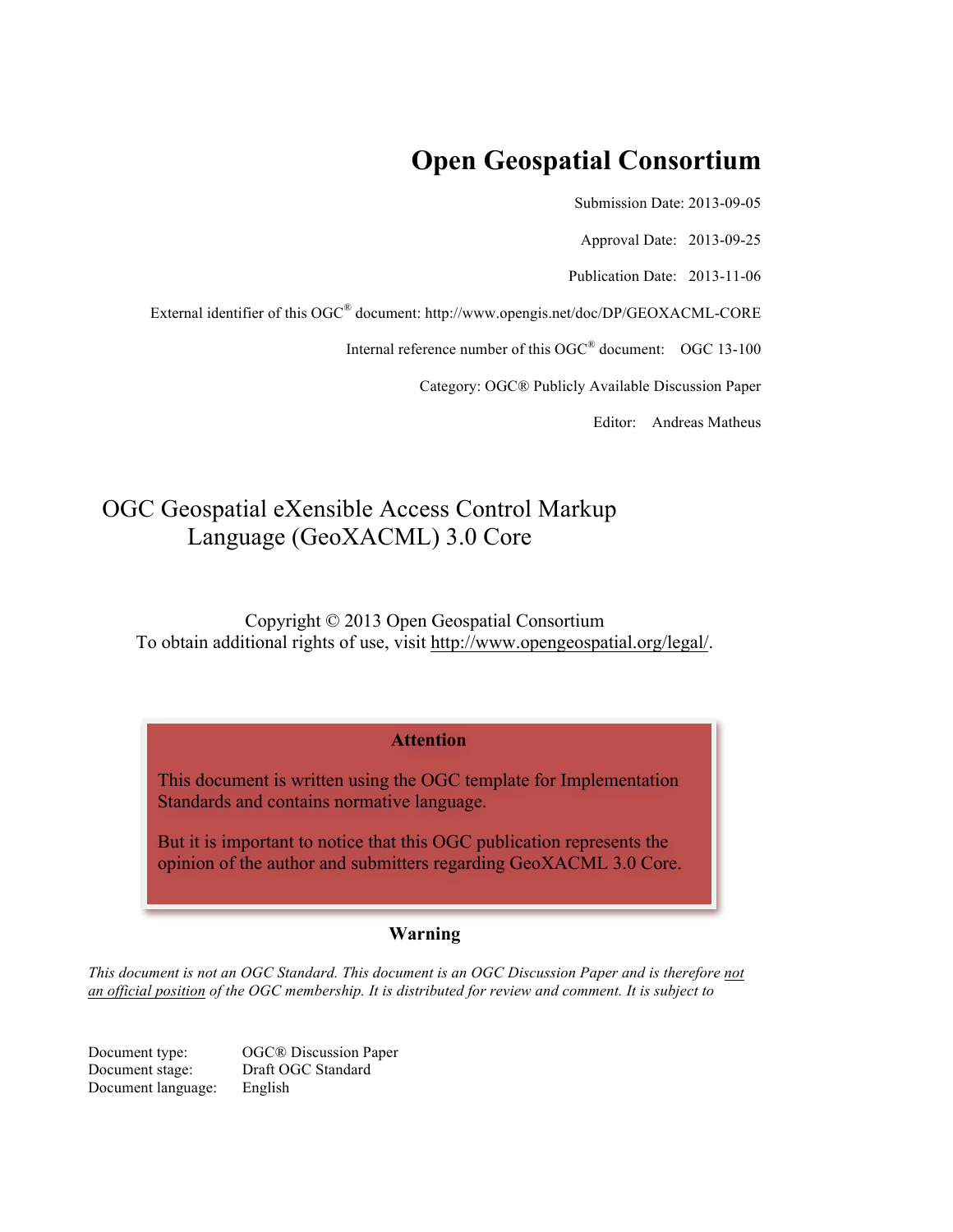# Open Geospatial Consortium

Submission Date: 2013-09-05

Approval Date: 2013-09-25

Publication Date: 2013-11-06

External identifier of this OGC® document: http://www.opengis.net/doc/DP/GEOXACML-CORE

Internal reference number of this OGC® document: OGC 13-100

Category: OGC® Publicly Available Discussion Paper

Editor: Andreas Matheus

## OGC Geospatial eXensible Access Control Markup Language (GeoXACML) 3.0 Core

Copyright © 2013 Open Geospatial Consortium
To obtain additional rights of use, visit http://www.opengeospatial.org/legal/.

**Attention**

This document is written using the OGC template for Implementation Standards and contains normative language.

But it is important to notice that this OGC publication represents the opinion of the author and submitters regarding GeoXACML 3.0 Core.

**Warning**

*This document is not an OGC Standard. This document is an OGC Discussion Paper and is therefore not an official position of the OGC membership. It is distributed for review and comment. It is subject to*

| | |
|---|---|
| Document type: | OGC® Discussion Paper |
| Document stage: | Draft OGC Standard |
| Document language: | English |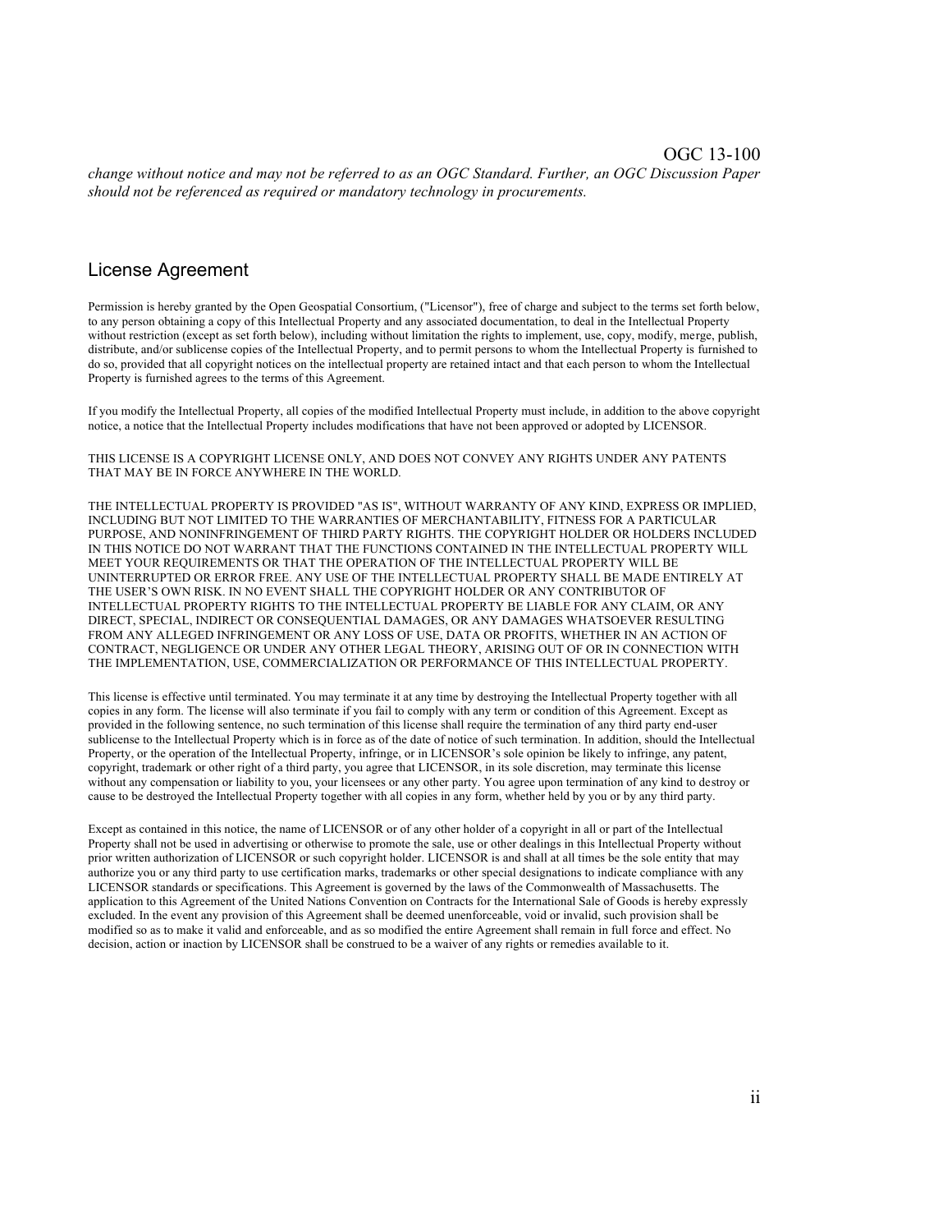*change without notice and may not be referred to as an OGC Standard. Further, an OGC Discussion Paper should not be referenced as required or mandatory technology in procurements.*

## License Agreement

Permission is hereby granted by the Open Geospatial Consortium, ("Licensor"), free of charge and subject to the terms set forth below, to any person obtaining a copy of this Intellectual Property and any associated documentation, to deal in the Intellectual Property without restriction (except as set forth below), including without limitation the rights to implement, use, copy, modify, merge, publish, distribute, and/or sublicense copies of the Intellectual Property, and to permit persons to whom the Intellectual Property is furnished to do so, provided that all copyright notices on the intellectual property are retained intact and that each person to whom the Intellectual Property is furnished agrees to the terms of this Agreement.

If you modify the Intellectual Property, all copies of the modified Intellectual Property must include, in addition to the above copyright notice, a notice that the Intellectual Property includes modifications that have not been approved or adopted by LICENSOR.

THIS LICENSE IS A COPYRIGHT LICENSE ONLY, AND DOES NOT CONVEY ANY RIGHTS UNDER ANY PATENTS THAT MAY BE IN FORCE ANYWHERE IN THE WORLD.

THE INTELLECTUAL PROPERTY IS PROVIDED "AS IS", WITHOUT WARRANTY OF ANY KIND, EXPRESS OR IMPLIED, INCLUDING BUT NOT LIMITED TO THE WARRANTIES OF MERCHANTABILITY, FITNESS FOR A PARTICULAR PURPOSE, AND NONINFRINGEMENT OF THIRD PARTY RIGHTS. THE COPYRIGHT HOLDER OR HOLDERS INCLUDED IN THIS NOTICE DO NOT WARRANT THAT THE FUNCTIONS CONTAINED IN THE INTELLECTUAL PROPERTY WILL MEET YOUR REQUIREMENTS OR THAT THE OPERATION OF THE INTELLECTUAL PROPERTY WILL BE UNINTERRUPTED OR ERROR FREE. ANY USE OF THE INTELLECTUAL PROPERTY SHALL BE MADE ENTIRELY AT THE USER'S OWN RISK. IN NO EVENT SHALL THE COPYRIGHT HOLDER OR ANY CONTRIBUTOR OF INTELLECTUAL PROPERTY RIGHTS TO THE INTELLECTUAL PROPERTY BE LIABLE FOR ANY CLAIM, OR ANY DIRECT, SPECIAL, INDIRECT OR CONSEQUENTIAL DAMAGES, OR ANY DAMAGES WHATSOEVER RESULTING FROM ANY ALLEGED INFRINGEMENT OR ANY LOSS OF USE, DATA OR PROFITS, WHETHER IN AN ACTION OF CONTRACT, NEGLIGENCE OR UNDER ANY OTHER LEGAL THEORY, ARISING OUT OF OR IN CONNECTION WITH THE IMPLEMENTATION, USE, COMMERCIALIZATION OR PERFORMANCE OF THIS INTELLECTUAL PROPERTY.

This license is effective until terminated. You may terminate it at any time by destroying the Intellectual Property together with all copies in any form. The license will also terminate if you fail to comply with any term or condition of this Agreement. Except as provided in the following sentence, no such termination of this license shall require the termination of any third party end-user sublicense to the Intellectual Property which is in force as of the date of notice of such termination. In addition, should the Intellectual Property, or the operation of the Intellectual Property, infringe, or in LICENSOR's sole opinion be likely to infringe, any patent, copyright, trademark or other right of a third party, you agree that LICENSOR, in its sole discretion, may terminate this license without any compensation or liability to you, your licensees or any other party. You agree upon termination of any kind to destroy or cause to be destroyed the Intellectual Property together with all copies in any form, whether held by you or by any third party.

Except as contained in this notice, the name of LICENSOR or of any other holder of a copyright in all or part of the Intellectual Property shall not be used in advertising or otherwise to promote the sale, use or other dealings in this Intellectual Property without prior written authorization of LICENSOR or such copyright holder. LICENSOR is and shall at all times be the sole entity that may authorize you or any third party to use certification marks, trademarks or other special designations to indicate compliance with any LICENSOR standards or specifications. This Agreement is governed by the laws of the Commonwealth of Massachusetts. The application to this Agreement of the United Nations Convention on Contracts for the International Sale of Goods is hereby expressly excluded. In the event any provision of this Agreement shall be deemed unenforceable, void or invalid, such provision shall be modified so as to make it valid and enforceable, and as so modified the entire Agreement shall remain in full force and effect. No decision, action or inaction by LICENSOR shall be construed to be a waiver of any rights or remedies available to it.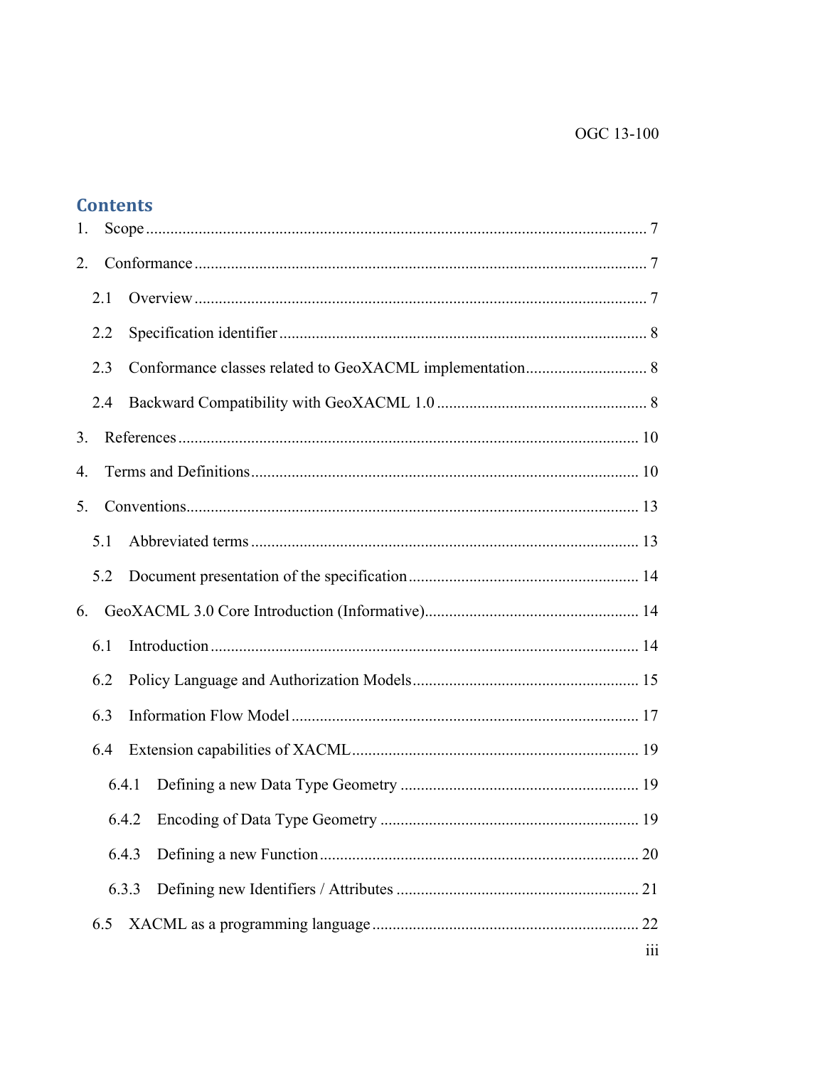# Contents

1. Scope ..... 7
2. Conformance ..... 7
   - 2.1 Overview ..... 7
   - 2.2 Specification identifier ..... 8
   - 2.3 Conformance classes related to GeoXACML implementation ..... 8
   - 2.4 Backward Compatibility with GeoXACML 1.0 ..... 8
3. References ..... 10
4. Terms and Definitions ..... 10
5. Conventions ..... 13
   - 5.1 Abbreviated terms ..... 13
   - 5.2 Document presentation of the specification ..... 14
6. GeoXACML 3.0 Core Introduction (Informative) ..... 14
   - 6.1 Introduction ..... 14
   - 6.2 Policy Language and Authorization Models ..... 15
   - 6.3 Information Flow Model ..... 17
   - 6.4 Extension capabilities of XACML ..... 19
     - 6.4.1 Defining a new Data Type Geometry ..... 19
     - 6.4.2 Encoding of Data Type Geometry ..... 19
     - 6.4.3 Defining a new Function ..... 20
     - 6.3.3 Defining new Identifiers / Attributes ..... 21
   - 6.5 XACML as a programming language ..... 22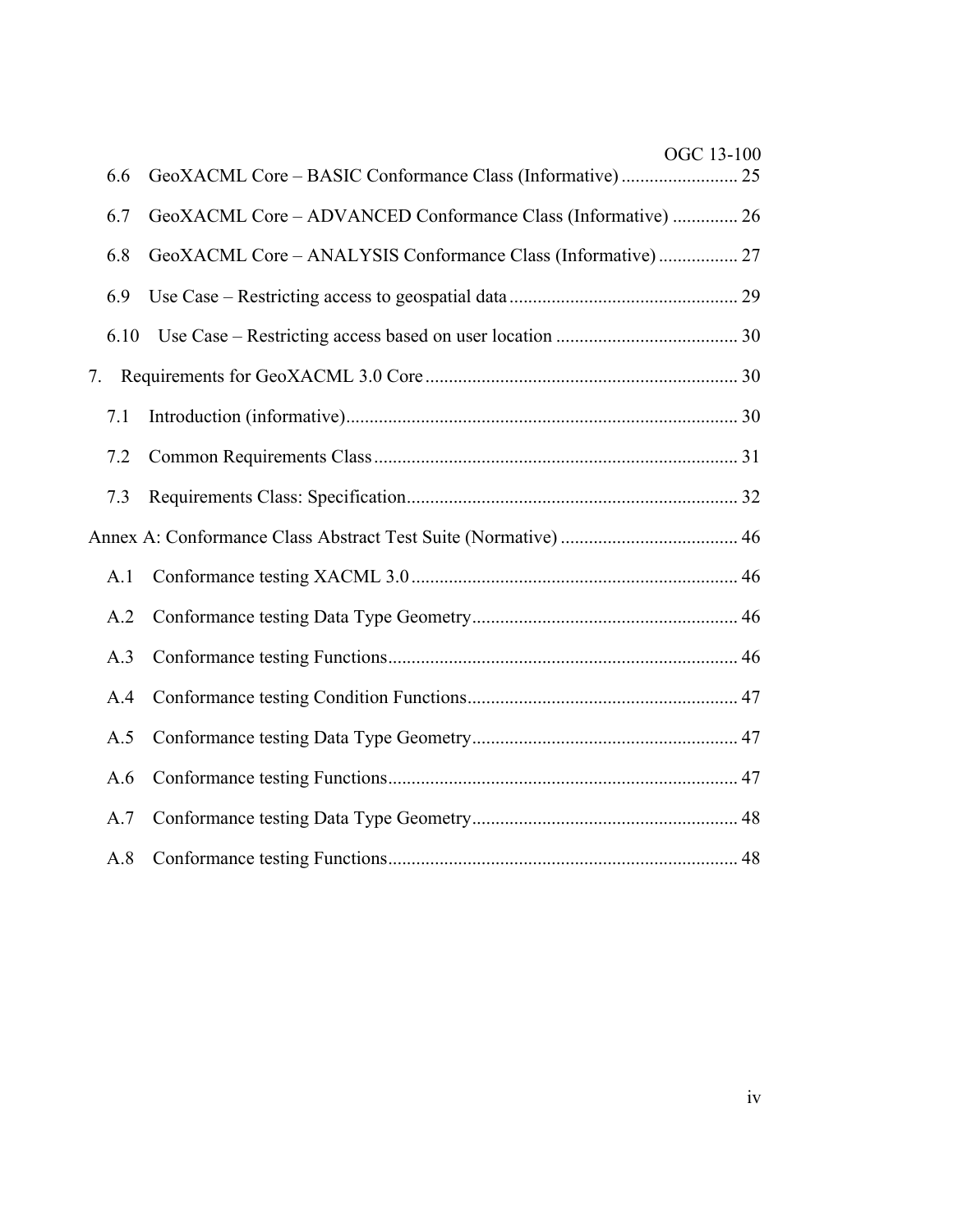6.6 GeoXACML Core – BASIC Conformance Class (Informative) ......................... 25

6.7 GeoXACML Core – ADVANCED Conformance Class (Informative) .............. 26

6.8 GeoXACML Core – ANALYSIS Conformance Class (Informative) ................. 27

6.9 Use Case – Restricting access to geospatial data ................................................ 29

6.10 Use Case – Restricting access based on user location ....................................... 30

7. Requirements for GeoXACML 3.0 Core .................................................................. 30

7.1 Introduction (informative).................................................................................... 30

7.2 Common Requirements Class .............................................................................. 31

7.3 Requirements Class: Specification....................................................................... 32

Annex A: Conformance Class Abstract Test Suite (Normative) ...................................... 46

A.1 Conformance testing XACML 3.0 ...................................................................... 46

A.2 Conformance testing Data Type Geometry......................................................... 46

A.3 Conformance testing Functions........................................................................... 46

A.4 Conformance testing Condition Functions.......................................................... 47

A.5 Conformance testing Data Type Geometry......................................................... 47

A.6 Conformance testing Functions........................................................................... 47

A.7 Conformance testing Data Type Geometry......................................................... 48

A.8 Conformance testing Functions........................................................................... 48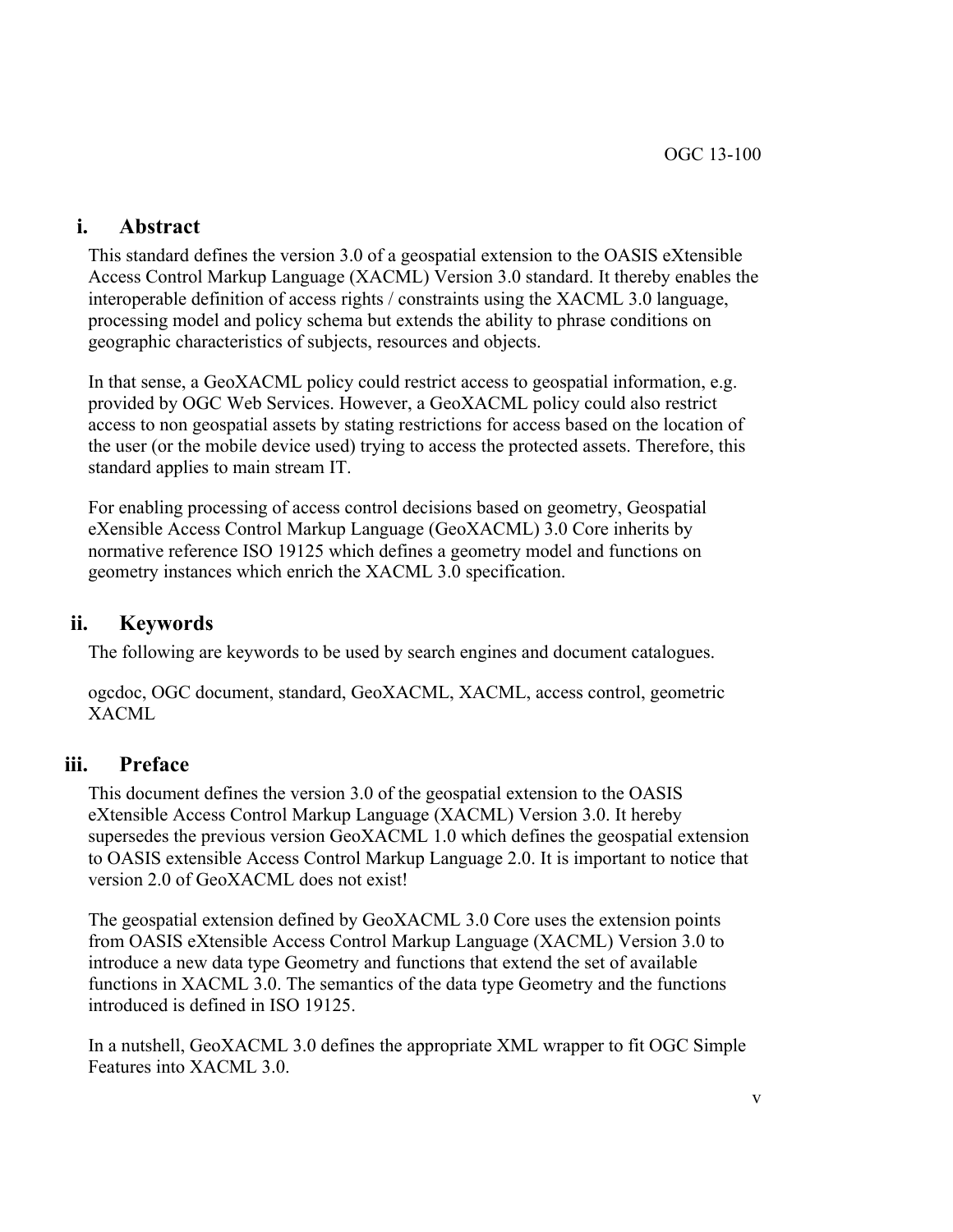## i. Abstract

This standard defines the version 3.0 of a geospatial extension to the OASIS eXtensible Access Control Markup Language (XACML) Version 3.0 standard. It thereby enables the interoperable definition of access rights / constraints using the XACML 3.0 language, processing model and policy schema but extends the ability to phrase conditions on geographic characteristics of subjects, resources and objects.

In that sense, a GeoXACML policy could restrict access to geospatial information, e.g. provided by OGC Web Services. However, a GeoXACML policy could also restrict access to non geospatial assets by stating restrictions for access based on the location of the user (or the mobile device used) trying to access the protected assets. Therefore, this standard applies to main stream IT.

For enabling processing of access control decisions based on geometry, Geospatial eXensible Access Control Markup Language (GeoXACML) 3.0 Core inherits by normative reference ISO 19125 which defines a geometry model and functions on geometry instances which enrich the XACML 3.0 specification.

## ii. Keywords

The following are keywords to be used by search engines and document catalogues.

ogcdoc, OGC document, standard, GeoXACML, XACML, access control, geometric XACML

## iii. Preface

This document defines the version 3.0 of the geospatial extension to the OASIS eXtensible Access Control Markup Language (XACML) Version 3.0. It hereby supersedes the previous version GeoXACML 1.0 which defines the geospatial extension to OASIS extensible Access Control Markup Language 2.0. It is important to notice that version 2.0 of GeoXACML does not exist!

The geospatial extension defined by GeoXACML 3.0 Core uses the extension points from OASIS eXtensible Access Control Markup Language (XACML) Version 3.0 to introduce a new data type Geometry and functions that extend the set of available functions in XACML 3.0. The semantics of the data type Geometry and the functions introduced is defined in ISO 19125.

In a nutshell, GeoXACML 3.0 defines the appropriate XML wrapper to fit OGC Simple Features into XACML 3.0.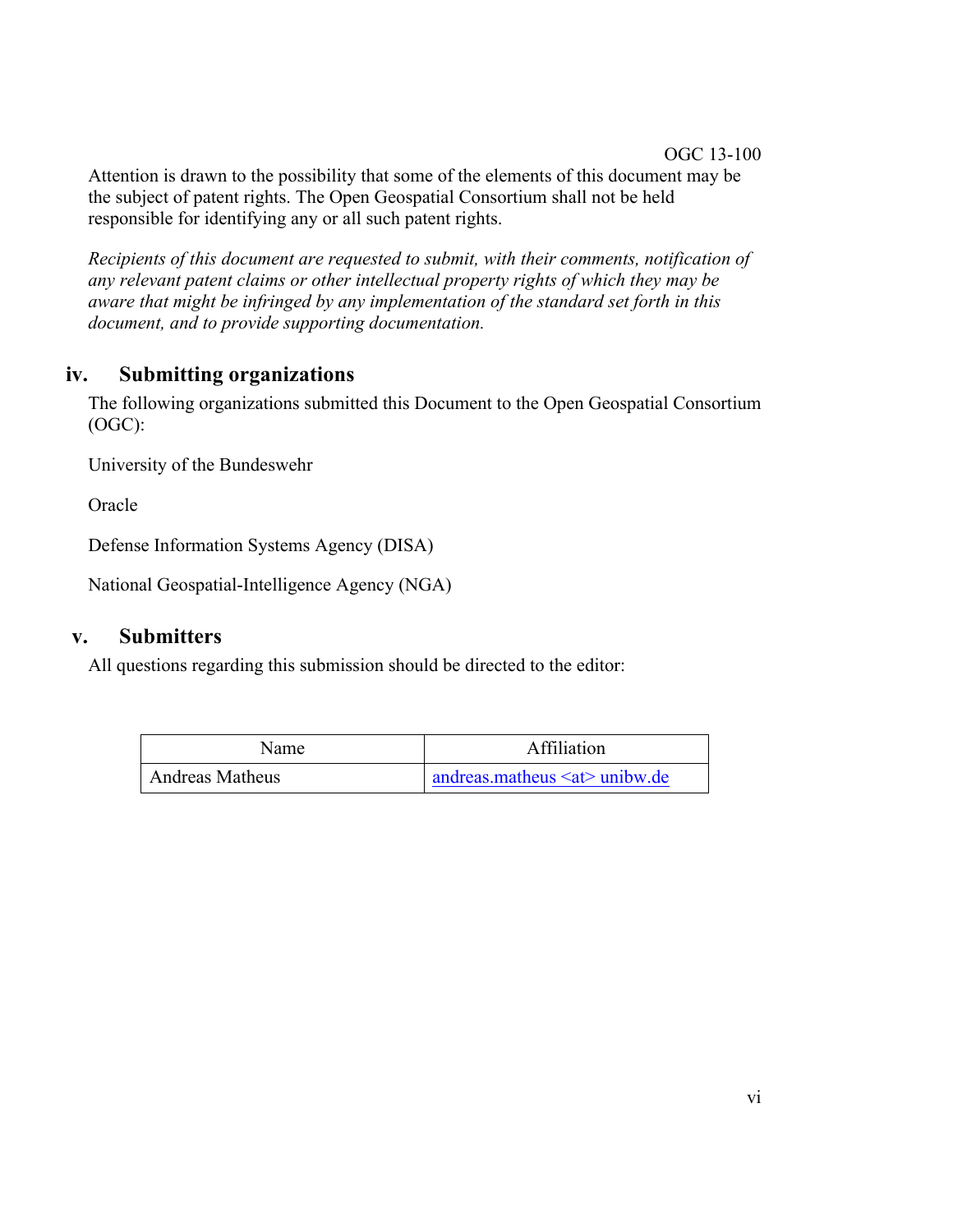Attention is drawn to the possibility that some of the elements of this document may be the subject of patent rights. The Open Geospatial Consortium shall not be held responsible for identifying any or all such patent rights.

*Recipients of this document are requested to submit, with their comments, notification of any relevant patent claims or other intellectual property rights of which they may be aware that might be infringed by any implementation of the standard set forth in this document, and to provide supporting documentation.*

## iv. Submitting organizations

The following organizations submitted this Document to the Open Geospatial Consortium (OGC):

University of the Bundeswehr

Oracle

Defense Information Systems Agency (DISA)

National Geospatial-Intelligence Agency (NGA)

## v. Submitters

All questions regarding this submission should be directed to the editor:

| Name | Affiliation |
|---|---|
| Andreas Matheus | andreas.matheus <at> unibw.de |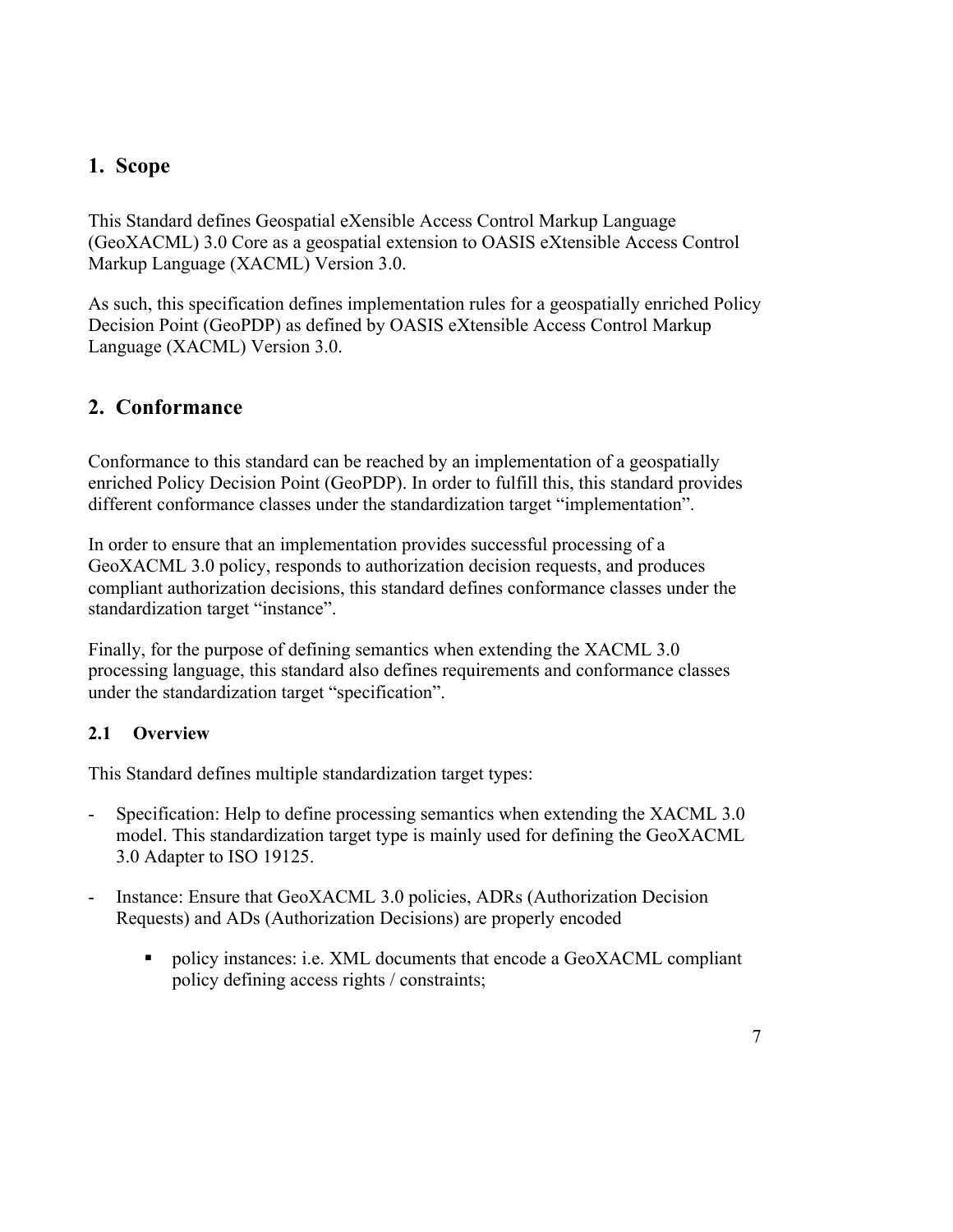# 1. Scope

This Standard defines Geospatial eXensible Access Control Markup Language (GeoXACML) 3.0 Core as a geospatial extension to OASIS eXtensible Access Control Markup Language (XACML) Version 3.0.

As such, this specification defines implementation rules for a geospatially enriched Policy Decision Point (GeoPDP) as defined by OASIS eXtensible Access Control Markup Language (XACML) Version 3.0.

# 2. Conformance

Conformance to this standard can be reached by an implementation of a geospatially enriched Policy Decision Point (GeoPDP). In order to fulfill this, this standard provides different conformance classes under the standardization target "implementation".

In order to ensure that an implementation provides successful processing of a GeoXACML 3.0 policy, responds to authorization decision requests, and produces compliant authorization decisions, this standard defines conformance classes under the standardization target "instance".

Finally, for the purpose of defining semantics when extending the XACML 3.0 processing language, this standard also defines requirements and conformance classes under the standardization target "specification".

## 2.1 Overview

This Standard defines multiple standardization target types:

- Specification: Help to define processing semantics when extending the XACML 3.0 model. This standardization target type is mainly used for defining the GeoXACML 3.0 Adapter to ISO 19125.
- Instance: Ensure that GeoXACML 3.0 policies, ADRs (Authorization Decision Requests) and ADs (Authorization Decisions) are properly encoded
    - policy instances: i.e. XML documents that encode a GeoXACML compliant policy defining access rights / constraints;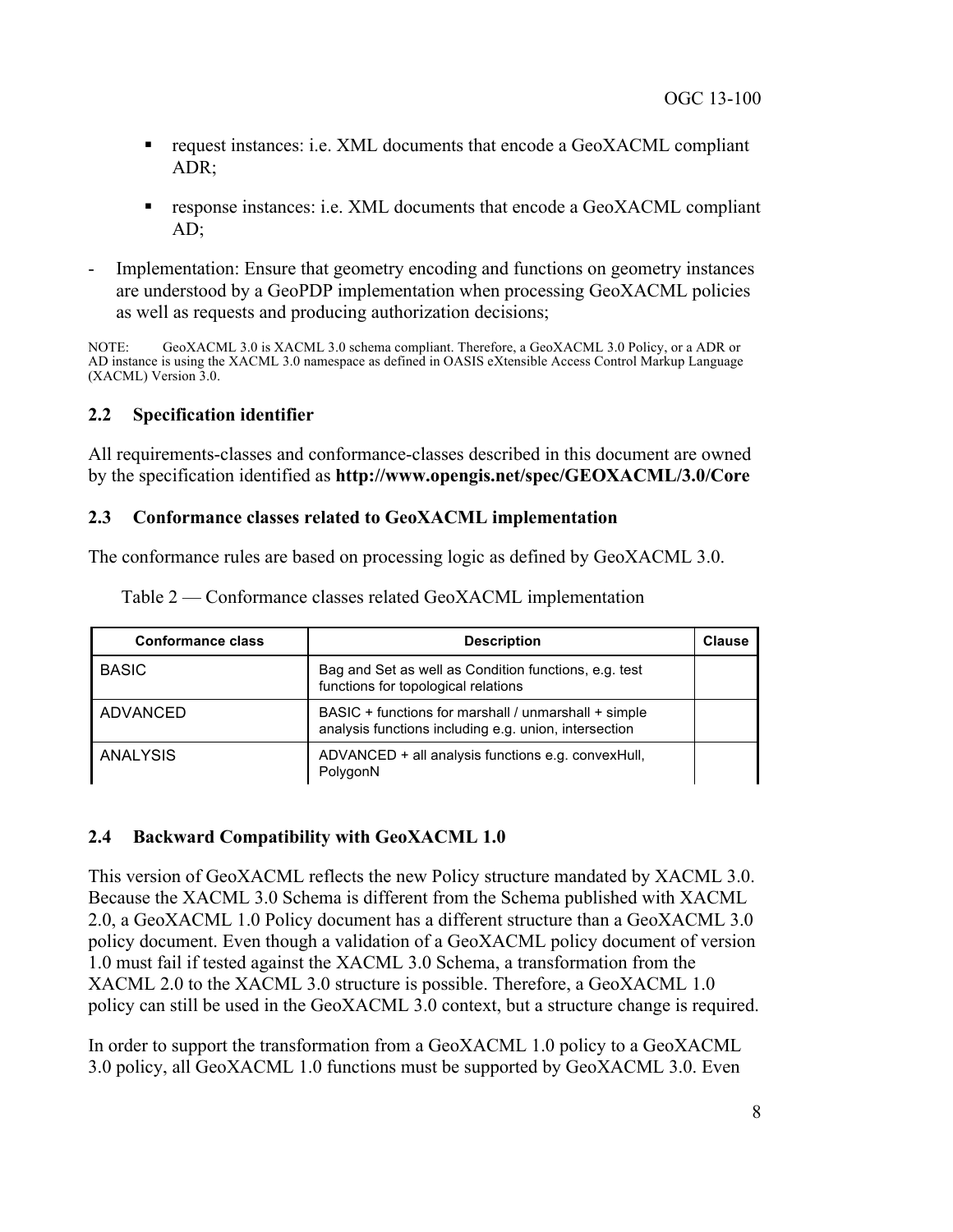- request instances: i.e. XML documents that encode a GeoXACML compliant ADR;
- response instances: i.e. XML documents that encode a GeoXACML compliant AD;

- Implementation: Ensure that geometry encoding and functions on geometry instances are understood by a GeoPDP implementation when processing GeoXACML policies as well as requests and producing authorization decisions;

NOTE: GeoXACML 3.0 is XACML 3.0 schema compliant. Therefore, a GeoXACML 3.0 Policy, or a ADR or AD instance is using the XACML 3.0 namespace as defined in OASIS eXtensible Access Control Markup Language (XACML) Version 3.0.

## 2.2 Specification identifier

All requirements-classes and conformance-classes described in this document are owned by the specification identified as **http://www.opengis.net/spec/GEOXACML/3.0/Core**

## 2.3 Conformance classes related to GeoXACML implementation

The conformance rules are based on processing logic as defined by GeoXACML 3.0.

Table 2 — Conformance classes related GeoXACML implementation

| Conformance class | Description | Clause |
|---|---|---|
| BASIC | Bag and Set as well as Condition functions, e.g. test functions for topological relations | |
| ADVANCED | BASIC + functions for marshall / unmarshall + simple analysis functions including e.g. union, intersection | |
| ANALYSIS | ADVANCED + all analysis functions e.g. convexHull, PolygonN | |

## 2.4 Backward Compatibility with GeoXACML 1.0

This version of GeoXACML reflects the new Policy structure mandated by XACML 3.0. Because the XACML 3.0 Schema is different from the Schema published with XACML 2.0, a GeoXACML 1.0 Policy document has a different structure than a GeoXACML 3.0 policy document. Even though a validation of a GeoXACML policy document of version 1.0 must fail if tested against the XACML 3.0 Schema, a transformation from the XACML 2.0 to the XACML 3.0 structure is possible. Therefore, a GeoXACML 1.0 policy can still be used in the GeoXACML 3.0 context, but a structure change is required.

In order to support the transformation from a GeoXACML 1.0 policy to a GeoXACML 3.0 policy, all GeoXACML 1.0 functions must be supported by GeoXACML 3.0. Even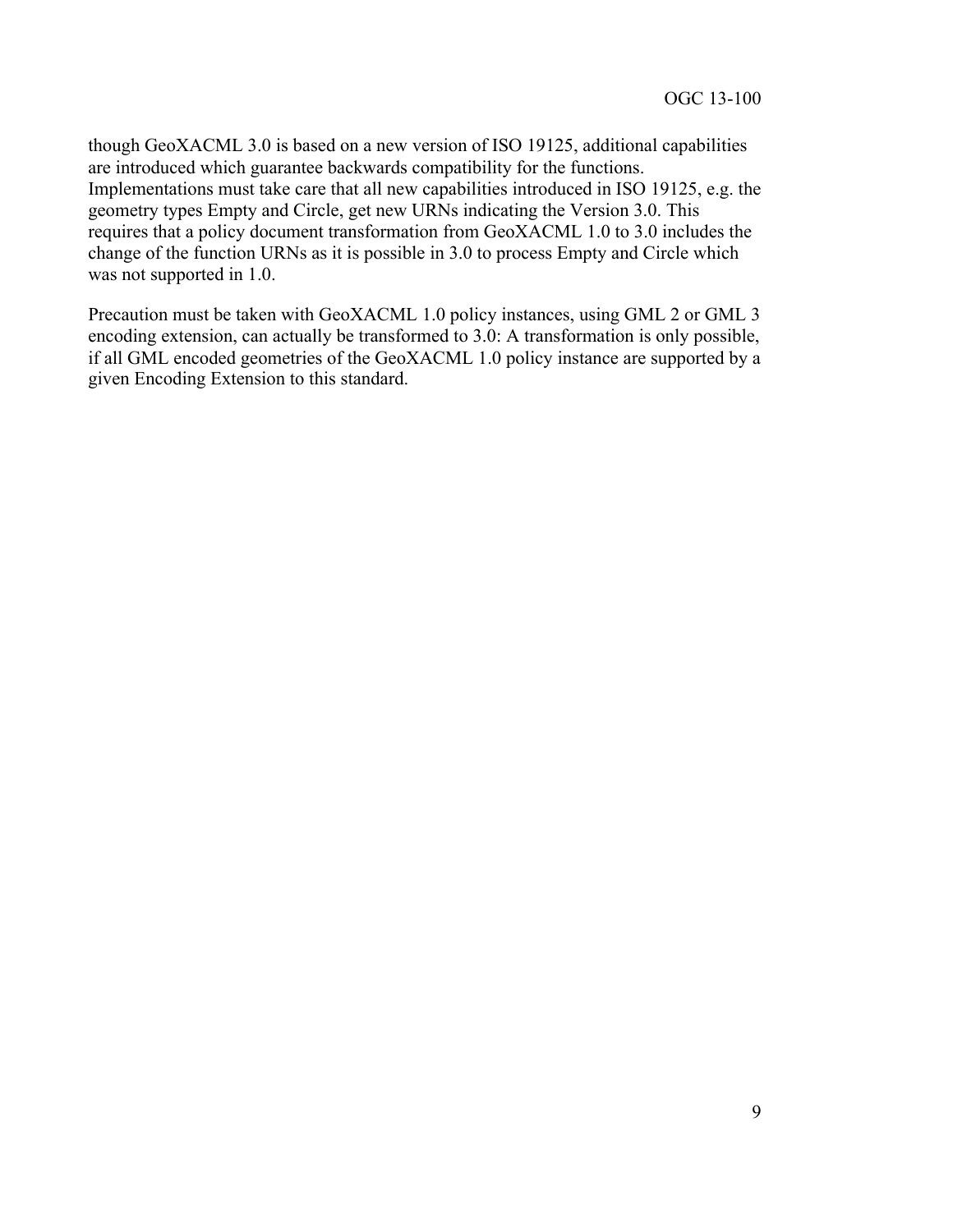though GeoXACML 3.0 is based on a new version of ISO 19125, additional capabilities are introduced which guarantee backwards compatibility for the functions. Implementations must take care that all new capabilities introduced in ISO 19125, e.g. the geometry types Empty and Circle, get new URNs indicating the Version 3.0. This requires that a policy document transformation from GeoXACML 1.0 to 3.0 includes the change of the function URNs as it is possible in 3.0 to process Empty and Circle which was not supported in 1.0.

Precaution must be taken with GeoXACML 1.0 policy instances, using GML 2 or GML 3 encoding extension, can actually be transformed to 3.0: A transformation is only possible, if all GML encoded geometries of the GeoXACML 1.0 policy instance are supported by a given Encoding Extension to this standard.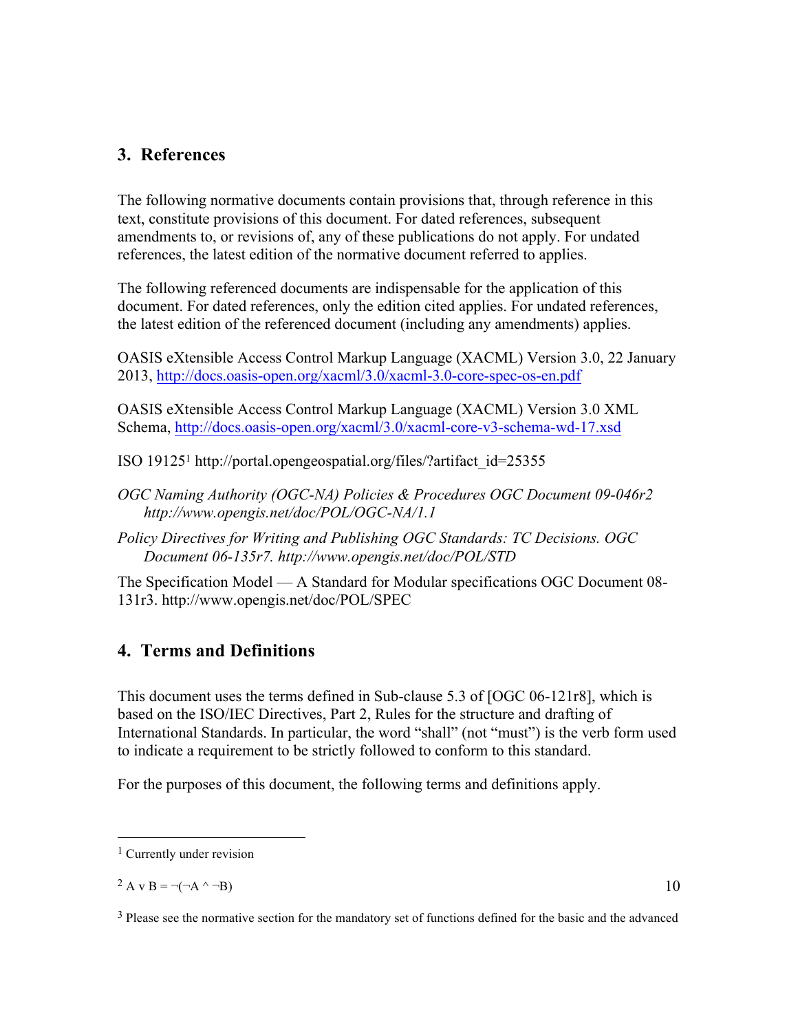## 3. References

The following normative documents contain provisions that, through reference in this text, constitute provisions of this document. For dated references, subsequent amendments to, or revisions of, any of these publications do not apply. For undated references, the latest edition of the normative document referred to applies.

The following referenced documents are indispensable for the application of this document. For dated references, only the edition cited applies. For undated references, the latest edition of the referenced document (including any amendments) applies.

OASIS eXtensible Access Control Markup Language (XACML) Version 3.0, 22 January 2013, http://docs.oasis-open.org/xacml/3.0/xacml-3.0-core-spec-os-en.pdf

OASIS eXtensible Access Control Markup Language (XACML) Version 3.0 XML Schema, http://docs.oasis-open.org/xacml/3.0/xacml-core-v3-schema-wd-17.xsd

ISO 19125[1] http://portal.opengeospatial.org/files/?artifact_id=25355

*OGC Naming Authority (OGC-NA) Policies & Procedures OGC Document 09-046r2 http://www.opengis.net/doc/POL/OGC-NA/1.1*

*Policy Directives for Writing and Publishing OGC Standards: TC Decisions. OGC Document 06-135r7. http://www.opengis.net/doc/POL/STD*

The Specification Model — A Standard for Modular specifications OGC Document 08-131r3. http://www.opengis.net/doc/POL/SPEC

## 4. Terms and Definitions

This document uses the terms defined in Sub-clause 5.3 of [OGC 06-121r8], which is based on the ISO/IEC Directives, Part 2, Rules for the structure and drafting of International Standards. In particular, the word “shall” (not “must”) is the verb form used to indicate a requirement to be strictly followed to conform to this standard.

For the purposes of this document, the following terms and definitions apply.

---

[1] Currently under revision

[2] $A \vee B = \neg(\neg A \wedge \neg B)$

[3] Please see the normative section for the mandatory set of functions defined for the basic and the advanced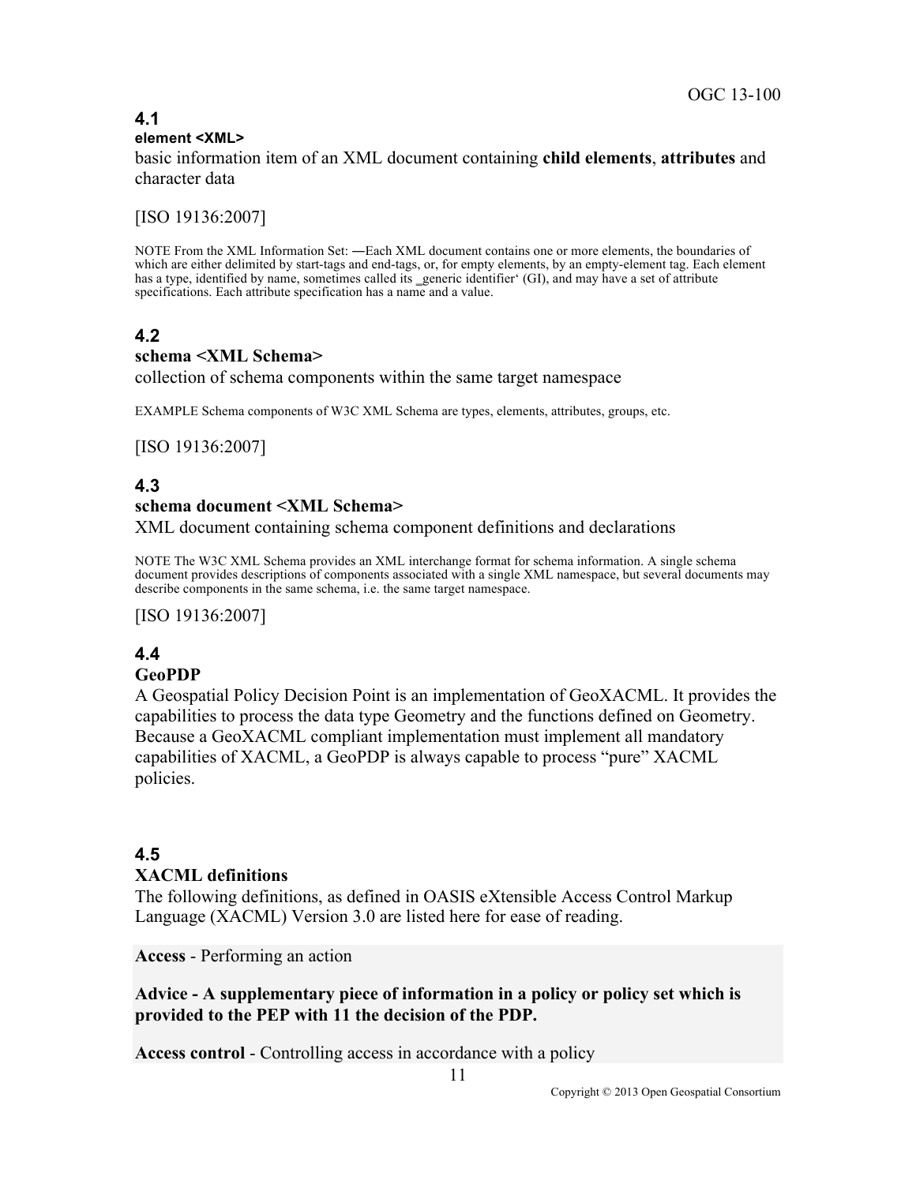### 4.1
**element <XML>**

basic information item of an XML document containing **child elements**, **attributes** and character data

[ISO 19136:2007]

NOTE From the XML Information Set: ―Each XML document contains one or more elements, the boundaries of which are either delimited by start-tags and end-tags, or, for empty elements, by an empty-element tag. Each element has a type, identified by name, sometimes called its _generic identifier' (GI), and may have a set of attribute specifications. Each attribute specification has a name and a value.

### 4.2
**schema <XML Schema>**

collection of schema components within the same target namespace

EXAMPLE Schema components of W3C XML Schema are types, elements, attributes, groups, etc.

[ISO 19136:2007]

### 4.3
**schema document <XML Schema>**

XML document containing schema component definitions and declarations

NOTE The W3C XML Schema provides an XML interchange format for schema information. A single schema document provides descriptions of components associated with a single XML namespace, but several documents may describe components in the same schema, i.e. the same target namespace.

[ISO 19136:2007]

### 4.4
**GeoPDP**

A Geospatial Policy Decision Point is an implementation of GeoXACML. It provides the capabilities to process the data type Geometry and the functions defined on Geometry. Because a GeoXACML compliant implementation must implement all mandatory capabilities of XACML, a GeoPDP is always capable to process "pure" XACML policies.

### 4.5
**XACML definitions**

The following definitions, as defined in OASIS eXtensible Access Control Markup Language (XACML) Version 3.0 are listed here for ease of reading.

**Access** - Performing an action

**Advice - A supplementary piece of information in a policy or policy set which is provided to the PEP with 11 the decision of the PDP.**

**Access control** - Controlling access in accordance with a policy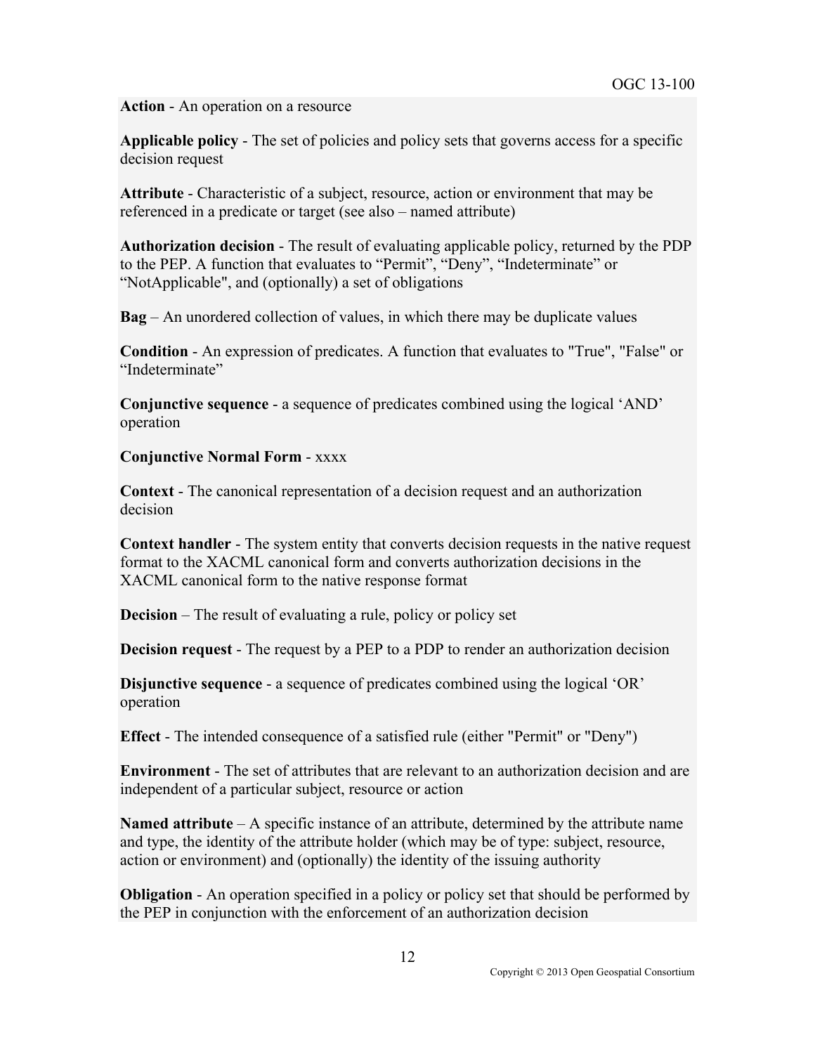**Action** - An operation on a resource

**Applicable policy** - The set of policies and policy sets that governs access for a specific decision request

**Attribute** - Characteristic of a subject, resource, action or environment that may be referenced in a predicate or target (see also – named attribute)

**Authorization decision** - The result of evaluating applicable policy, returned by the PDP to the PEP. A function that evaluates to “Permit”, “Deny”, “Indeterminate” or “NotApplicable", and (optionally) a set of obligations

**Bag** – An unordered collection of values, in which there may be duplicate values

**Condition** - An expression of predicates. A function that evaluates to "True", "False" or “Indeterminate”

**Conjunctive sequence** - a sequence of predicates combined using the logical ‘AND’ operation

**Conjunctive Normal Form** - xxxx

**Context** - The canonical representation of a decision request and an authorization decision

**Context handler** - The system entity that converts decision requests in the native request format to the XACML canonical form and converts authorization decisions in the XACML canonical form to the native response format

**Decision** – The result of evaluating a rule, policy or policy set

**Decision request** - The request by a PEP to a PDP to render an authorization decision

**Disjunctive sequence** - a sequence of predicates combined using the logical ‘OR’ operation

**Effect** - The intended consequence of a satisfied rule (either "Permit" or "Deny")

**Environment** - The set of attributes that are relevant to an authorization decision and are independent of a particular subject, resource or action

**Named attribute** – A specific instance of an attribute, determined by the attribute name and type, the identity of the attribute holder (which may be of type: subject, resource, action or environment) and (optionally) the identity of the issuing authority

**Obligation** - An operation specified in a policy or policy set that should be performed by the PEP in conjunction with the enforcement of an authorization decision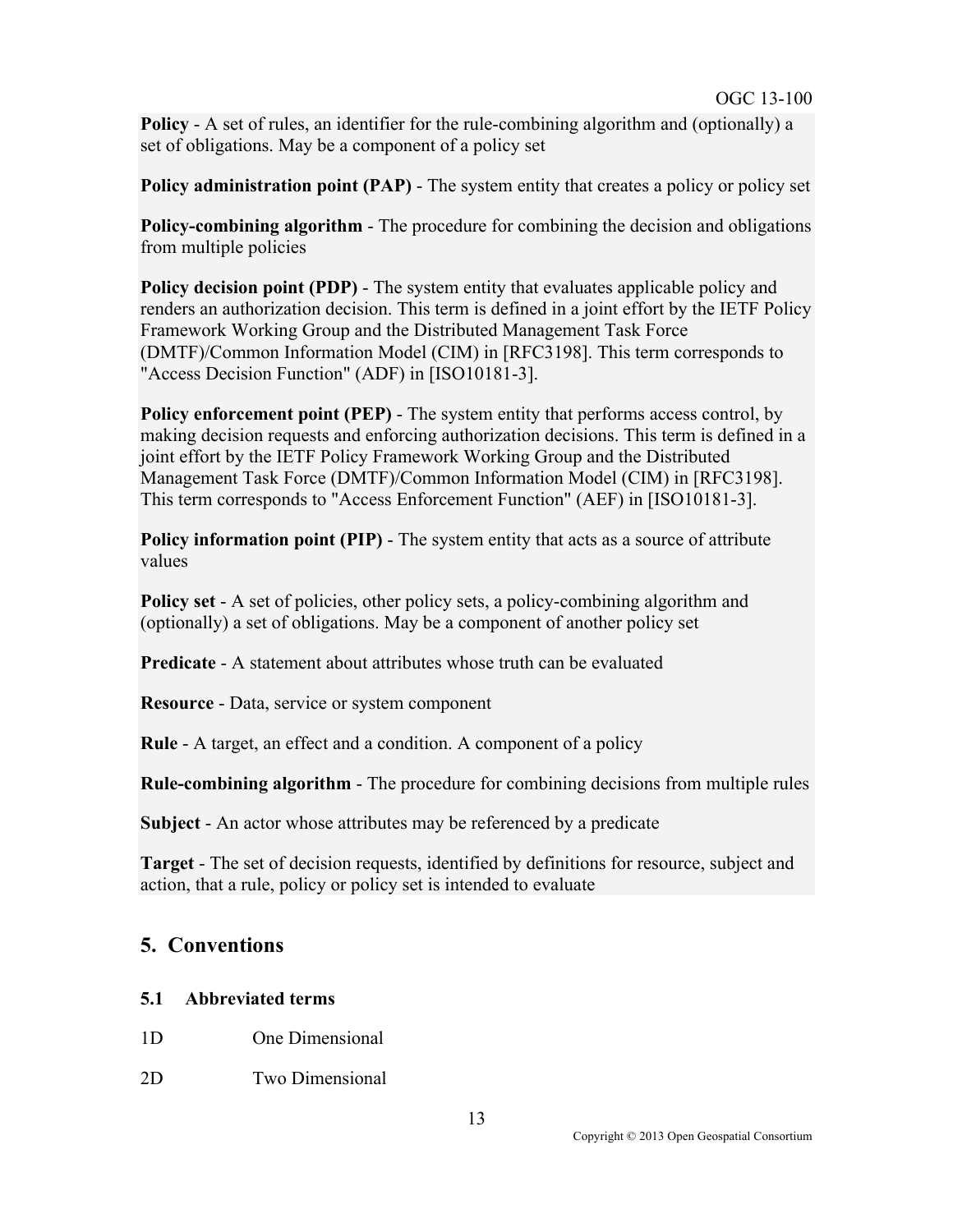**Policy** - A set of rules, an identifier for the rule-combining algorithm and (optionally) a set of obligations. May be a component of a policy set

**Policy administration point (PAP)** - The system entity that creates a policy or policy set

**Policy-combining algorithm** - The procedure for combining the decision and obligations from multiple policies

**Policy decision point (PDP)** - The system entity that evaluates applicable policy and renders an authorization decision. This term is defined in a joint effort by the IETF Policy Framework Working Group and the Distributed Management Task Force (DMTF)/Common Information Model (CIM) in [RFC3198]. This term corresponds to "Access Decision Function" (ADF) in [ISO10181-3].

**Policy enforcement point (PEP)** - The system entity that performs access control, by making decision requests and enforcing authorization decisions. This term is defined in a joint effort by the IETF Policy Framework Working Group and the Distributed Management Task Force (DMTF)/Common Information Model (CIM) in [RFC3198]. This term corresponds to "Access Enforcement Function" (AEF) in [ISO10181-3].

**Policy information point (PIP)** - The system entity that acts as a source of attribute values

**Policy set** - A set of policies, other policy sets, a policy-combining algorithm and (optionally) a set of obligations. May be a component of another policy set

**Predicate** - A statement about attributes whose truth can be evaluated

**Resource** - Data, service or system component

**Rule** - A target, an effect and a condition. A component of a policy

**Rule-combining algorithm** - The procedure for combining decisions from multiple rules

**Subject** - An actor whose attributes may be referenced by a predicate

**Target** - The set of decision requests, identified by definitions for resource, subject and action, that a rule, policy or policy set is intended to evaluate

## 5. Conventions

### 5.1 Abbreviated terms

1D One Dimensional

2D Two Dimensional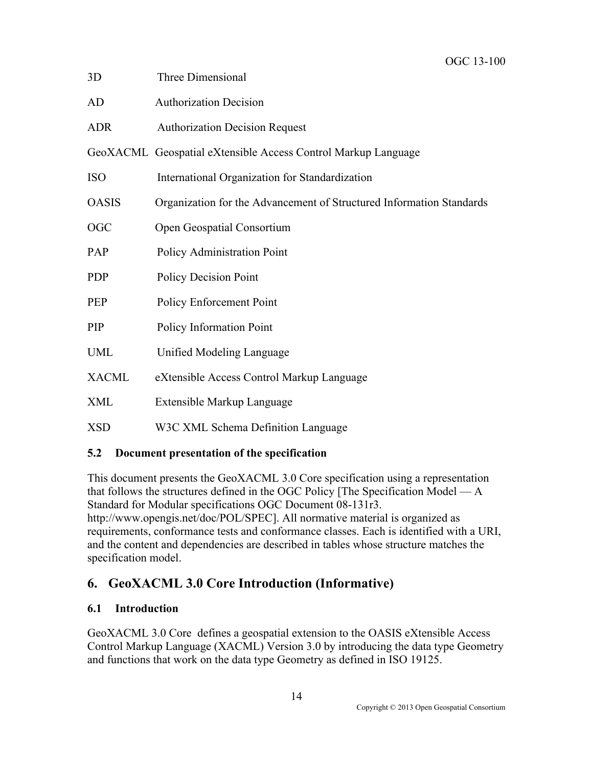3D Three Dimensional

AD Authorization Decision

ADR Authorization Decision Request

GeoXACML Geospatial eXtensible Access Control Markup Language

ISO International Organization for Standardization

OASIS Organization for the Advancement of Structured Information Standards

OGC Open Geospatial Consortium

PAP Policy Administration Point

PDP Policy Decision Point

PEP Policy Enforcement Point

PIP Policy Information Point

UML Unified Modeling Language

XACML eXtensible Access Control Markup Language

XML Extensible Markup Language

XSD W3C XML Schema Definition Language

### 5.2 Document presentation of the specification

This document presents the GeoXACML 3.0 Core specification using a representation that follows the structures defined in the OGC Policy [The Specification Model — A Standard for Modular specifications OGC Document 08-131r3. http://www.opengis.net/doc/POL/SPEC]. All normative material is organized as requirements, conformance tests and conformance classes. Each is identified with a URI, and the content and dependencies are described in tables whose structure matches the specification model.

## 6. GeoXACML 3.0 Core Introduction (Informative)

### 6.1 Introduction

GeoXACML 3.0 Core defines a geospatial extension to the OASIS eXtensible Access Control Markup Language (XACML) Version 3.0 by introducing the data type Geometry and functions that work on the data type Geometry as defined in ISO 19125.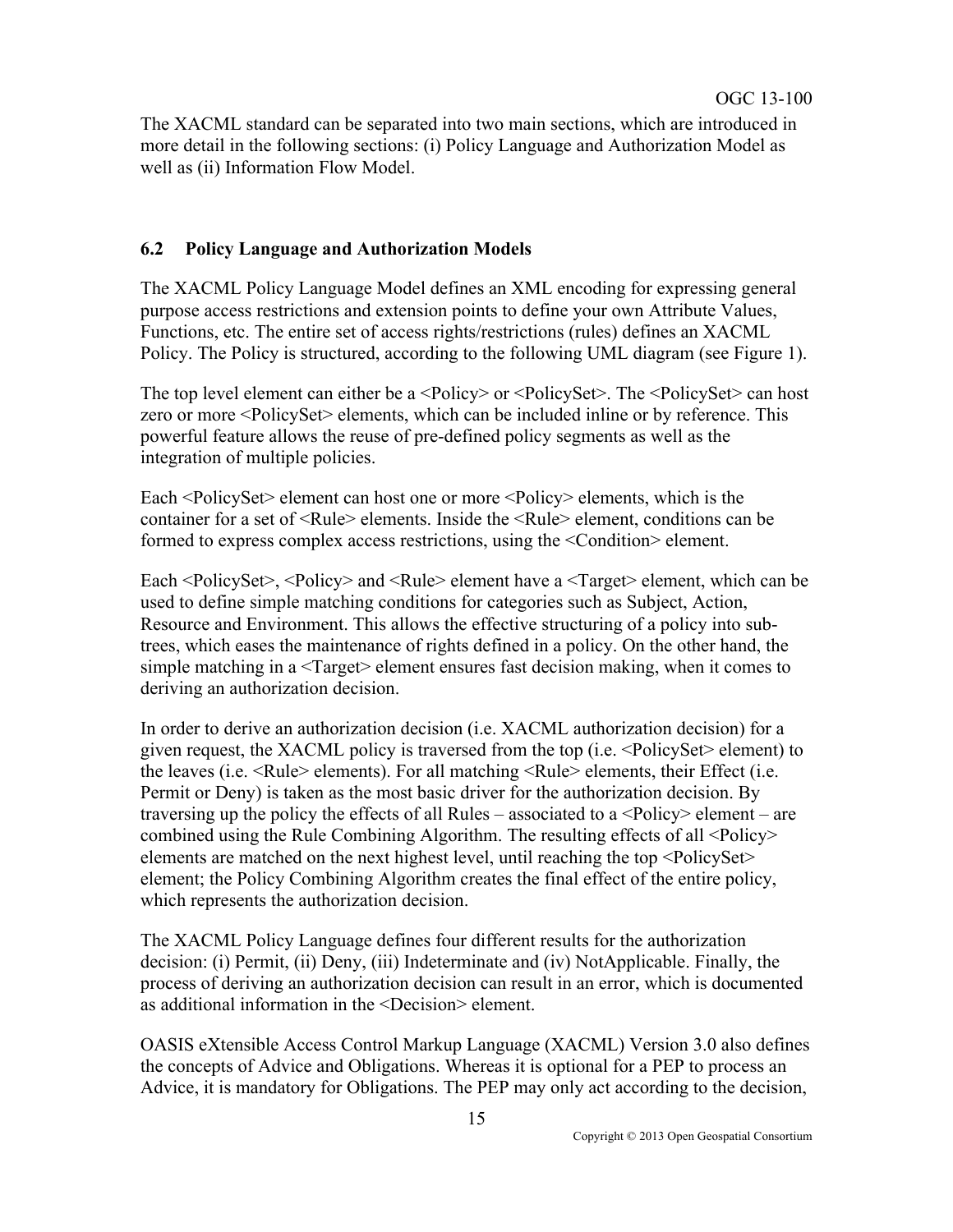The XACML standard can be separated into two main sections, which are introduced in more detail in the following sections: (i) Policy Language and Authorization Model as well as (ii) Information Flow Model.

## 6.2 Policy Language and Authorization Models

The XACML Policy Language Model defines an XML encoding for expressing general purpose access restrictions and extension points to define your own Attribute Values, Functions, etc. The entire set of access rights/restrictions (rules) defines an XACML Policy. The Policy is structured, according to the following UML diagram (see Figure 1).

The top level element can either be a <Policy> or <PolicySet>. The <PolicySet> can host zero or more <PolicySet> elements, which can be included inline or by reference. This powerful feature allows the reuse of pre-defined policy segments as well as the integration of multiple policies.

Each <PolicySet> element can host one or more <Policy> elements, which is the container for a set of <Rule> elements. Inside the <Rule> element, conditions can be formed to express complex access restrictions, using the <Condition> element.

Each <PolicySet>, <Policy> and <Rule> element have a <Target> element, which can be used to define simple matching conditions for categories such as Subject, Action, Resource and Environment. This allows the effective structuring of a policy into sub-trees, which eases the maintenance of rights defined in a policy. On the other hand, the simple matching in a <Target> element ensures fast decision making, when it comes to deriving an authorization decision.

In order to derive an authorization decision (i.e. XACML authorization decision) for a given request, the XACML policy is traversed from the top (i.e. <PolicySet> element) to the leaves (i.e. <Rule> elements). For all matching <Rule> elements, their Effect (i.e. Permit or Deny) is taken as the most basic driver for the authorization decision. By traversing up the policy the effects of all Rules – associated to a <Policy> element – are combined using the Rule Combining Algorithm. The resulting effects of all <Policy> elements are matched on the next highest level, until reaching the top <PolicySet> element; the Policy Combining Algorithm creates the final effect of the entire policy, which represents the authorization decision.

The XACML Policy Language defines four different results for the authorization decision: (i) Permit, (ii) Deny, (iii) Indeterminate and (iv) NotApplicable. Finally, the process of deriving an authorization decision can result in an error, which is documented as additional information in the <Decision> element.

OASIS eXtensible Access Control Markup Language (XACML) Version 3.0 also defines the concepts of Advice and Obligations. Whereas it is optional for a PEP to process an Advice, it is mandatory for Obligations. The PEP may only act according to the decision,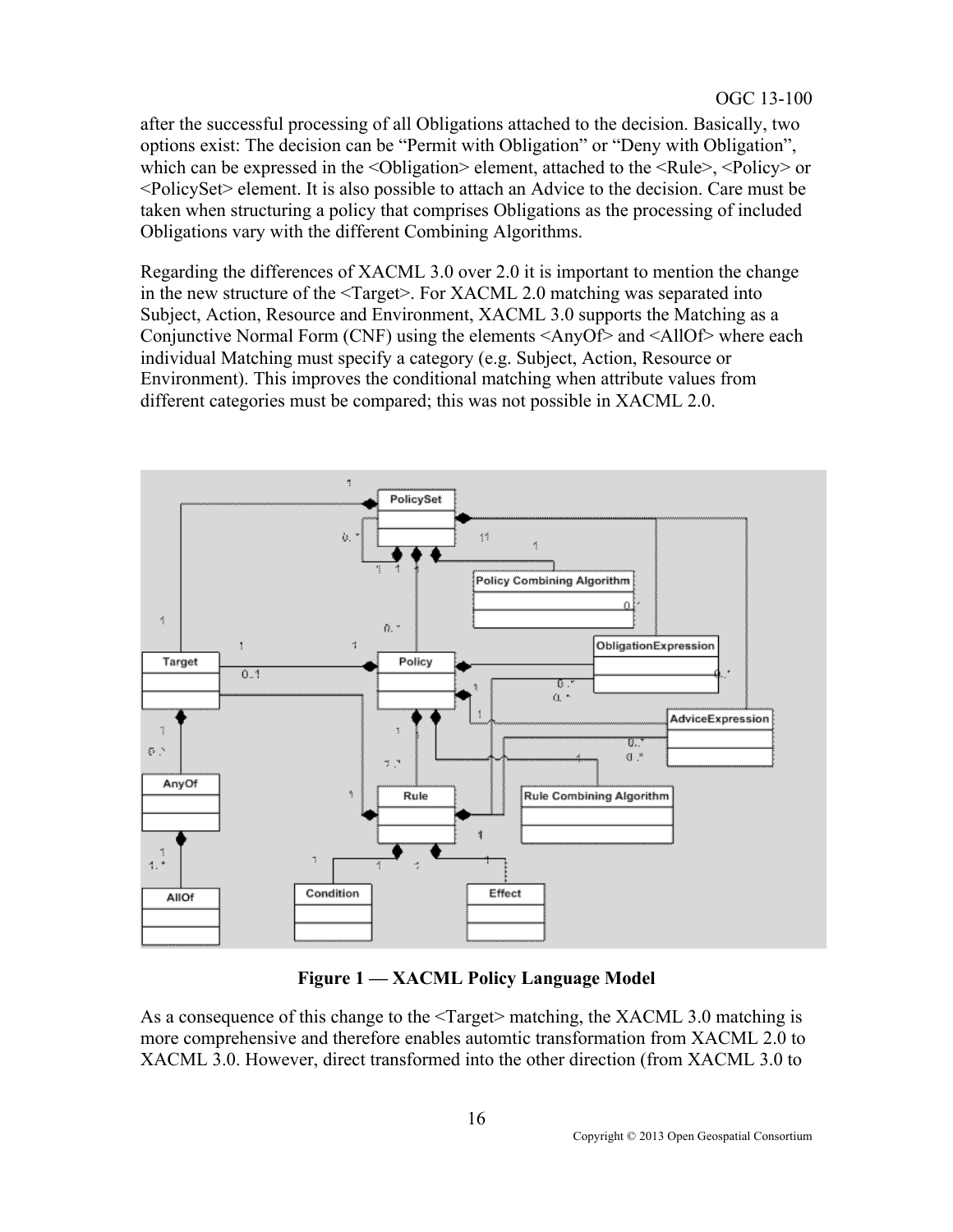after the successful processing of all Obligations attached to the decision. Basically, two options exist: The decision can be "Permit with Obligation" or "Deny with Obligation", which can be expressed in the <Obligation> element, attached to the <Rule>, <Policy> or <PolicySet> element. It is also possible to attach an Advice to the decision. Care must be taken when structuring a policy that comprises Obligations as the processing of included Obligations vary with the different Combining Algorithms.

Regarding the differences of XACML 3.0 over 2.0 it is important to mention the change in the new structure of the <Target>. For XACML 2.0 matching was separated into Subject, Action, Resource and Environment, XACML 3.0 supports the Matching as a Conjunctive Normal Form (CNF) using the elements <AnyOf> and <AllOf> where each individual Matching must specify a category (e.g. Subject, Action, Resource or Environment). This improves the conditional matching when attribute values from different categories must be compared; this was not possible in XACML 2.0.

**Figure 1 — XACML Policy Language Model**

As a consequence of this change to the <Target> matching, the XACML 3.0 matching is more comprehensive and therefore enables automtic transformation from XACML 2.0 to XACML 3.0. However, direct transformed into the other direction (from XACML 3.0 to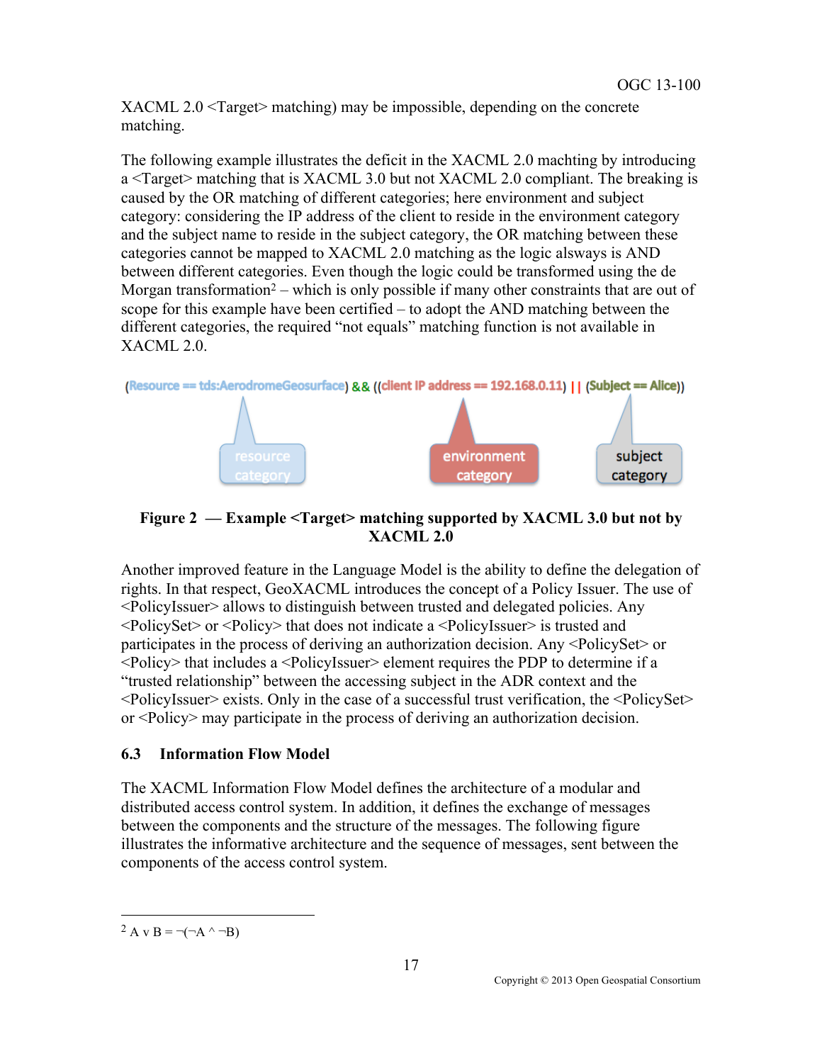XACML 2.0 <Target> matching) may be impossible, depending on the concrete matching.

The following example illustrates the deficit in the XACML 2.0 machting by introducing a <Target> matching that is XACML 3.0 but not XACML 2.0 compliant. The breaking is caused by the OR matching of different categories; here environment and subject category: considering the IP address of the client to reside in the environment category and the subject name to reside in the subject category, the OR matching between these categories cannot be mapped to XACML 2.0 matching as the logic alsways is AND between different categories. Even though the logic could be transformed using the de Morgan transformation[2] – which is only possible if many other constraints that are out of scope for this example have been certified – to adopt the AND matching between the different categories, the required "not equals" matching function is not available in XACML 2.0.

(Resource == tds:AerodromeGeosurface) && ((client IP address == 192.168.0.11) || (Subject == Alice))

resource category — environment category — subject category

**Figure 2 — Example <Target> matching supported by XACML 3.0 but not by XACML 2.0**

Another improved feature in the Language Model is the ability to define the delegation of rights. In that respect, GeoXACML introduces the concept of a Policy Issuer. The use of <PolicyIssuer> allows to distinguish between trusted and delegated policies. Any <PolicySet> or <Policy> that does not indicate a <PolicyIssuer> is trusted and participates in the process of deriving an authorization decision. Any <PolicySet> or <Policy> that includes a <PolicyIssuer> element requires the PDP to determine if a "trusted relationship" between the accessing subject in the ADR context and the <PolicyIssuer> exists. Only in the case of a successful trust verification, the <PolicySet> or <Policy> may participate in the process of deriving an authorization decision.

## 6.3 Information Flow Model

The XACML Information Flow Model defines the architecture of a modular and distributed access control system. In addition, it defines the exchange of messages between the components and the structure of the messages. The following figure illustrates the informative architecture and the sequence of messages, sent between the components of the access control system.

---

[2] $A \vee B = \neg(\neg A \wedge \neg B)$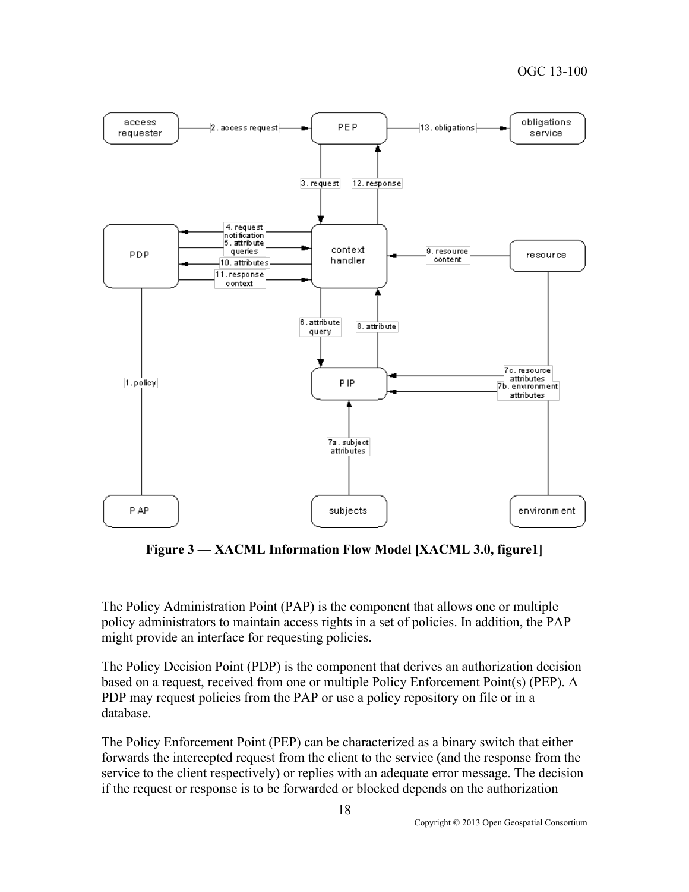Figure 3 — XACML Information Flow Model [XACML 3.0, figure1]

The Policy Administration Point (PAP) is the component that allows one or multiple policy administrators to maintain access rights in a set of policies. In addition, the PAP might provide an interface for requesting policies.

The Policy Decision Point (PDP) is the component that derives an authorization decision based on a request, received from one or multiple Policy Enforcement Point(s) (PEP). A PDP may request policies from the PAP or use a policy repository on file or in a database.

The Policy Enforcement Point (PEP) can be characterized as a binary switch that either forwards the intercepted request from the client to the service (and the response from the service to the client respectively) or replies with an adequate error message. The decision if the request or response is to be forwarded or blocked depends on the authorization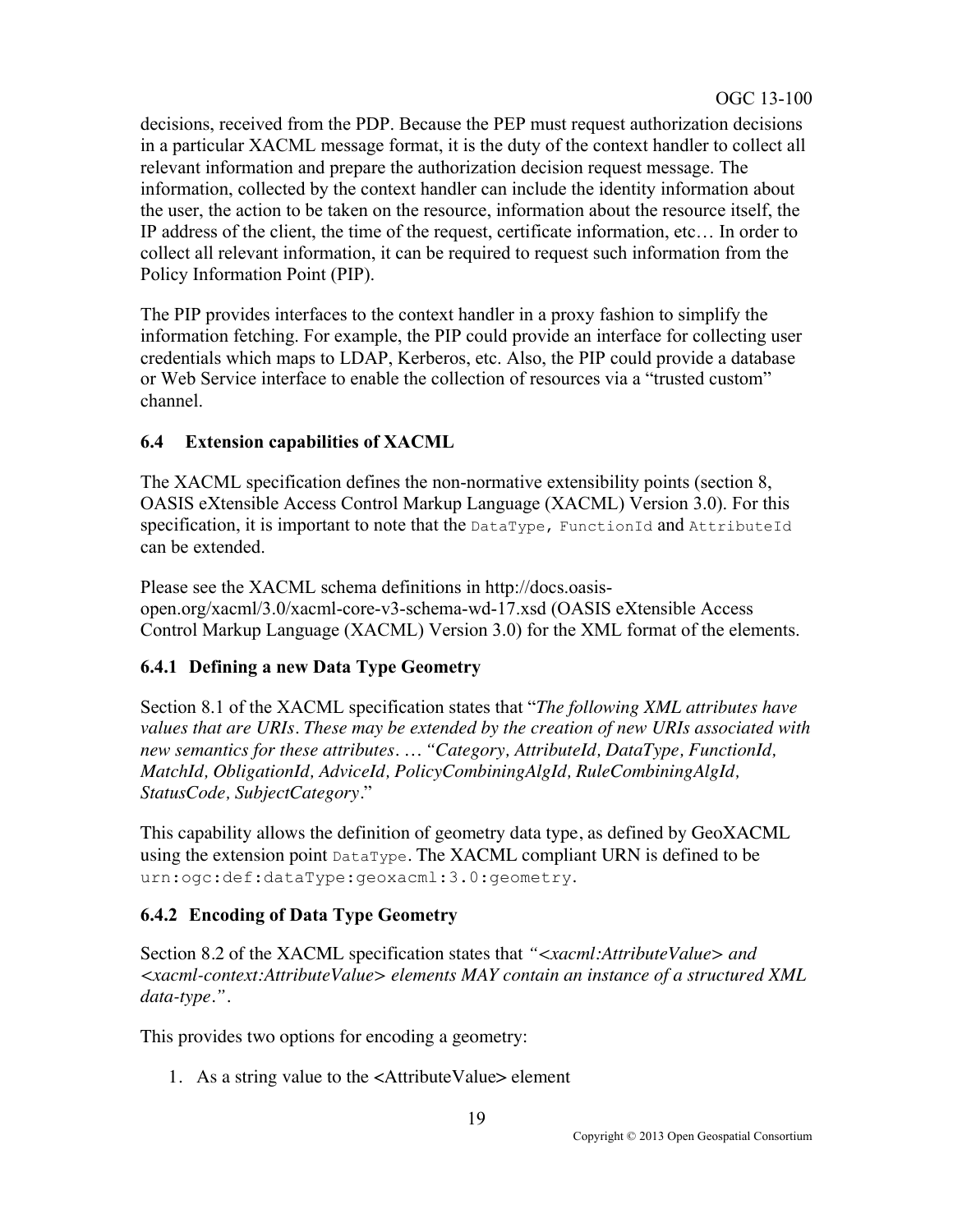decisions, received from the PDP. Because the PEP must request authorization decisions in a particular XACML message format, it is the duty of the context handler to collect all relevant information and prepare the authorization decision request message. The information, collected by the context handler can include the identity information about the user, the action to be taken on the resource, information about the resource itself, the IP address of the client, the time of the request, certificate information, etc… In order to collect all relevant information, it can be required to request such information from the Policy Information Point (PIP).

The PIP provides interfaces to the context handler in a proxy fashion to simplify the information fetching. For example, the PIP could provide an interface for collecting user credentials which maps to LDAP, Kerberos, etc. Also, the PIP could provide a database or Web Service interface to enable the collection of resources via a "trusted custom" channel.

### 6.4 Extension capabilities of XACML

The XACML specification defines the non-normative extensibility points (section 8, OASIS eXtensible Access Control Markup Language (XACML) Version 3.0). For this specification, it is important to note that the `DataType`, `FunctionId` and `AttributeId` can be extended.

Please see the XACML schema definitions in http://docs.oasis-open.org/xacml/3.0/xacml-core-v3-schema-wd-17.xsd (OASIS eXtensible Access Control Markup Language (XACML) Version 3.0) for the XML format of the elements.

#### 6.4.1 Defining a new Data Type Geometry

Section 8.1 of the XACML specification states that "*The following XML attributes have values that are URIs. These may be extended by the creation of new URIs associated with new semantics for these attributes. … "Category, AttributeId, DataType, FunctionId, MatchId, ObligationId, AdviceId, PolicyCombiningAlgId, RuleCombiningAlgId, StatusCode, SubjectCategory*."

This capability allows the definition of geometry data type, as defined by GeoXACML using the extension point `DataType`. The XACML compliant URN is defined to be `urn:ogc:def:dataType:geoxacml:3.0:geometry`.

#### 6.4.2 Encoding of Data Type Geometry

Section 8.2 of the XACML specification states that *"<xacml:AttributeValue> and <xacml-context:AttributeValue> elements MAY contain an instance of a structured XML data-type."*.

This provides two options for encoding a geometry:

1. As a string value to the <AttributeValue> element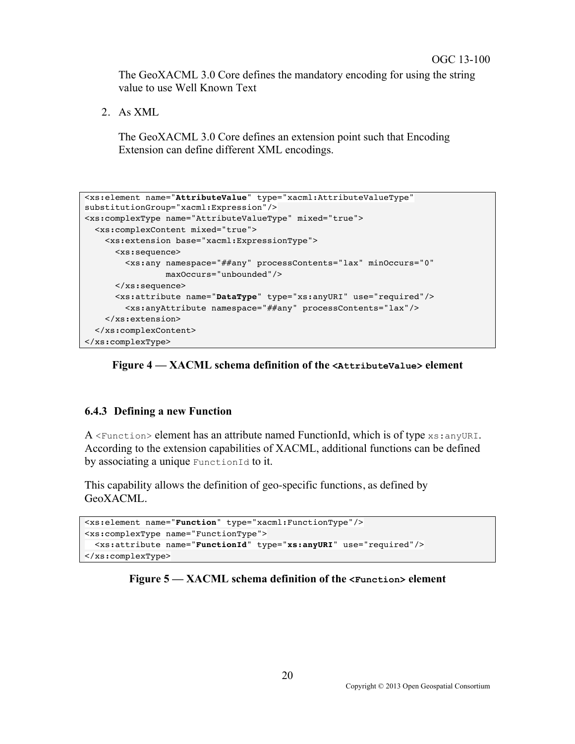The GeoXACML 3.0 Core defines the mandatory encoding for using the string value to use Well Known Text

2. As XML

   The GeoXACML 3.0 Core defines an extension point such that Encoding Extension can define different XML encodings.

```
<xs:element name="AttributeValue" type="xacml:AttributeValueType"
substitutionGroup="xacml:Expression"/>
<xs:complexType name="AttributeValueType" mixed="true">
  <xs:complexContent mixed="true">
    <xs:extension base="xacml:ExpressionType">
      <xs:sequence>
        <xs:any namespace="##any" processContents="lax" minOccurs="0"
                maxOccurs="unbounded"/>
      </xs:sequence>
      <xs:attribute name="DataType" type="xs:anyURI" use="required"/>
        <xs:anyAttribute namespace="##any" processContents="lax"/>
    </xs:extension>
  </xs:complexContent>
</xs:complexType>
```

**Figure 4 — XACML schema definition of the `<AttributeValue>` element**

### 6.4.3 Defining a new Function

A `<Function>` element has an attribute named FunctionId, which is of type `xs:anyURI`. According to the extension capabilities of XACML, additional functions can be defined by associating a unique `FunctionId` to it.

This capability allows the definition of geo-specific functions, as defined by GeoXACML.

```
<xs:element name="Function" type="xacml:FunctionType"/>
<xs:complexType name="FunctionType">
  <xs:attribute name="FunctionId" type="xs:anyURI" use="required"/>
</xs:complexType>
```

**Figure 5 — XACML schema definition of the `<Function>` element**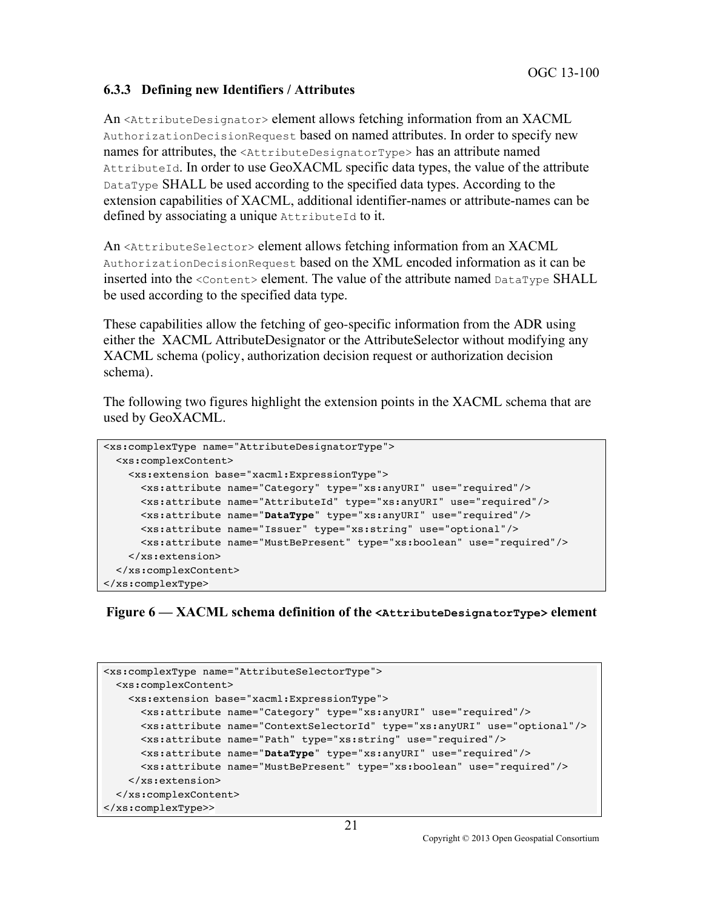### 6.3.3 Defining new Identifiers / Attributes

An `<AttributeDesignator>` element allows fetching information from an XACML `AuthorizationDecisionRequest` based on named attributes. In order to specify new names for attributes, the `<AttributeDesignatorType>` has an attribute named `AttributeId`. In order to use GeoXACML specific data types, the value of the attribute `DataType` SHALL be used according to the specified data types. According to the extension capabilities of XACML, additional identifier-names or attribute-names can be defined by associating a unique `AttributeId` to it.

An `<AttributeSelector>` element allows fetching information from an XACML `AuthorizationDecisionRequest` based on the XML encoded information as it can be inserted into the `<Content>` element. The value of the attribute named `DataType` SHALL be used according to the specified data type.

These capabilities allow the fetching of geo-specific information from the ADR using either the XACML AttributeDesignator or the AttributeSelector without modifying any XACML schema (policy, authorization decision request or authorization decision schema).

The following two figures highlight the extension points in the XACML schema that are used by GeoXACML.

```
<xs:complexType name="AttributeDesignatorType">
  <xs:complexContent>
    <xs:extension base="xacml:ExpressionType">
      <xs:attribute name="Category" type="xs:anyURI" use="required"/>
      <xs:attribute name="AttributeId" type="xs:anyURI" use="required"/>
      <xs:attribute name="DataType" type="xs:anyURI" use="required"/>
      <xs:attribute name="Issuer" type="xs:string" use="optional"/>
      <xs:attribute name="MustBePresent" type="xs:boolean" use="required"/>
    </xs:extension>
  </xs:complexContent>
</xs:complexType>
```

**Figure 6 — XACML schema definition of the `<AttributeDesignatorType>` element**

```
<xs:complexType name="AttributeSelectorType">
  <xs:complexContent>
    <xs:extension base="xacml:ExpressionType">
      <xs:attribute name="Category" type="xs:anyURI" use="required"/>
      <xs:attribute name="ContextSelectorId" type="xs:anyURI" use="optional"/>
      <xs:attribute name="Path" type="xs:string" use="required"/>
      <xs:attribute name="DataType" type="xs:anyURI" use="required"/>
      <xs:attribute name="MustBePresent" type="xs:boolean" use="required"/>
    </xs:extension>
  </xs:complexContent>
</xs:complexType>>
```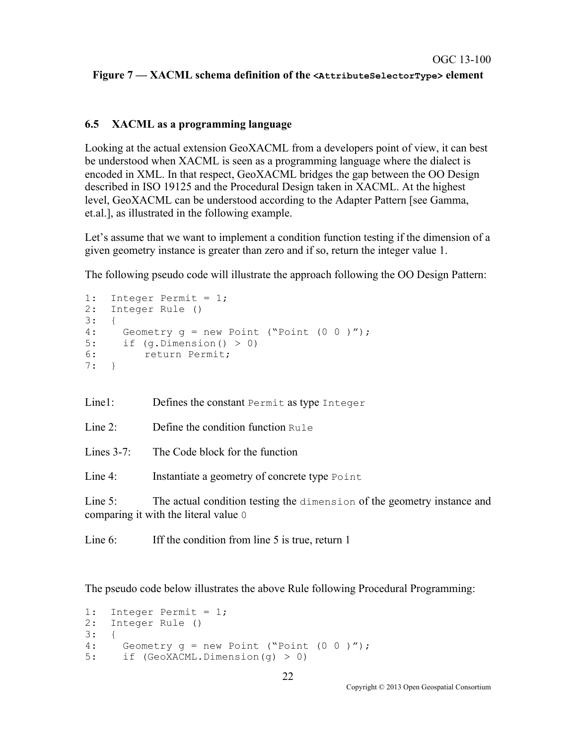**Figure 7 — XACML schema definition of the `<AttributeSelectorType>` element**

### 6.5 XACML as a programming language

Looking at the actual extension GeoXACML from a developers point of view, it can best be understood when XACML is seen as a programming language where the dialect is encoded in XML. In that respect, GeoXACML bridges the gap between the OO Design described in ISO 19125 and the Procedural Design taken in XACML. At the highest level, GeoXACML can be understood according to the Adapter Pattern [see Gamma, et.al.], as illustrated in the following example.

Let's assume that we want to implement a condition function testing if the dimension of a given geometry instance is greater than zero and if so, return the integer value 1.

The following pseudo code will illustrate the approach following the OO Design Pattern:

```
1:  Integer Permit = 1;
2:  Integer Rule ()
3:  {
4:    Geometry g = new Point ("Point (0 0 )");
5:    if (g.Dimension() > 0)
6:        return Permit;
7:  }
```

Line1: Defines the constant `Permit` as type `Integer`

Line 2: Define the condition function `Rule`

Lines 3-7: The Code block for the function

Line 4: Instantiate a geometry of concrete type `Point`

Line 5: The actual condition testing the `dimension` of the geometry instance and comparing it with the literal value `0`

Line 6: Iff the condition from line 5 is true, return 1

The pseudo code below illustrates the above Rule following Procedural Programming:

```
1:  Integer Permit = 1;
2:  Integer Rule ()
3:  {
4:    Geometry g = new Point ("Point (0 0 )");
5:    if (GeoXACML.Dimension(g) > 0)
```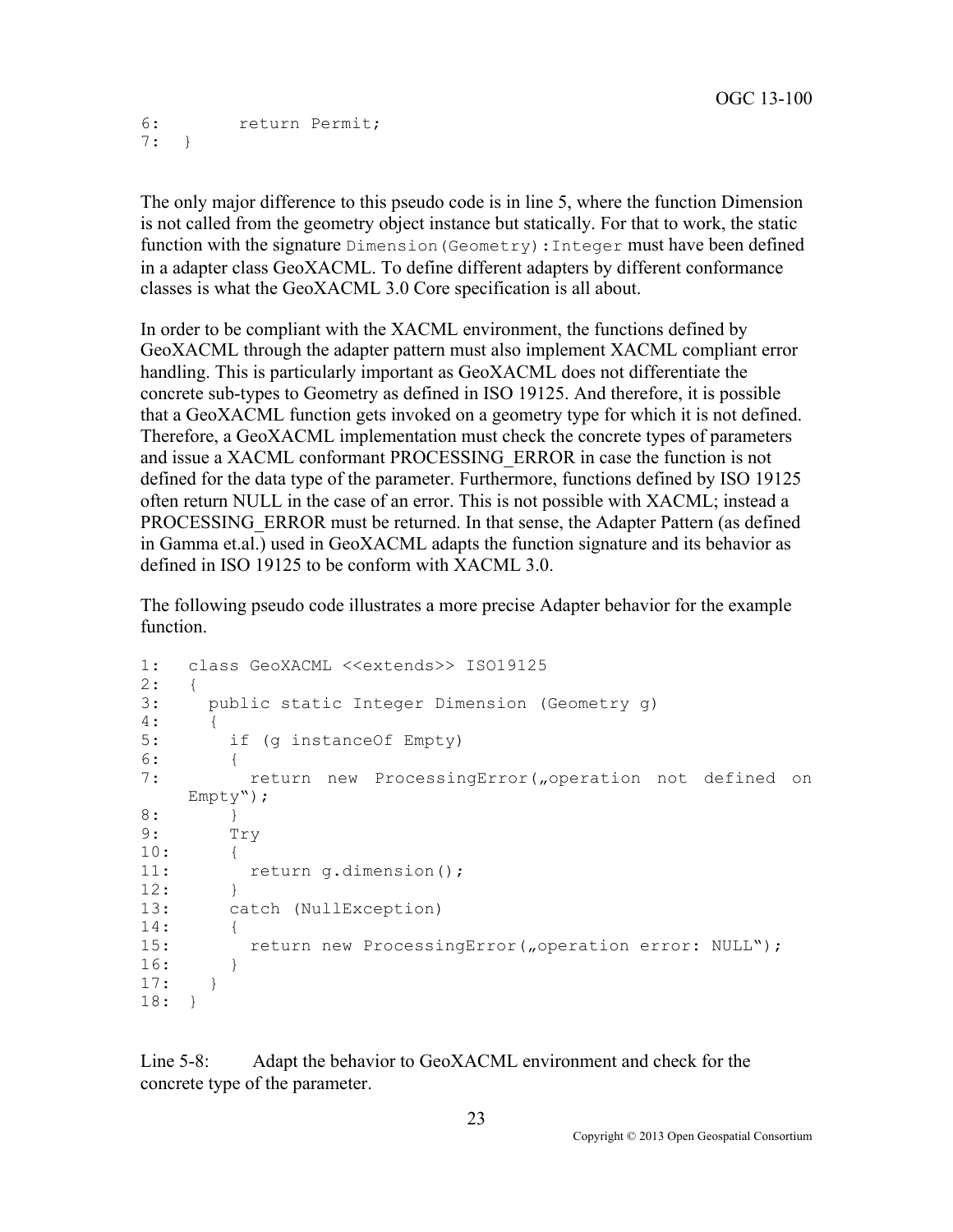```
6:        return Permit;
7:  }
```

The only major difference to this pseudo code is in line 5, where the function Dimension is not called from the geometry object instance but statically. For that to work, the static function with the signature `Dimension(Geometry):Integer` must have been defined in a adapter class GeoXACML. To define different adapters by different conformance classes is what the GeoXACML 3.0 Core specification is all about.

In order to be compliant with the XACML environment, the functions defined by GeoXACML through the adapter pattern must also implement XACML compliant error handling. This is particularly important as GeoXACML does not differentiate the concrete sub-types to Geometry as defined in ISO 19125. And therefore, it is possible that a GeoXACML function gets invoked on a geometry type for which it is not defined. Therefore, a GeoXACML implementation must check the concrete types of parameters and issue a XACML conformant PROCESSING_ERROR in case the function is not defined for the data type of the parameter. Furthermore, functions defined by ISO 19125 often return NULL in the case of an error. This is not possible with XACML; instead a PROCESSING_ERROR must be returned. In that sense, the Adapter Pattern (as defined in Gamma et.al.) used in GeoXACML adapts the function signature and its behavior as defined in ISO 19125 to be conform with XACML 3.0.

The following pseudo code illustrates a more precise Adapter behavior for the example function.

```
1:   class GeoXACML <<extends>> ISO19125
2:   {
3:     public static Integer Dimension (Geometry g)
4:     {
5:       if (g instanceOf Empty)
6:       {
7:         return  new  ProcessingError(„operation  not  defined  on
     Empty");
8:       }
9:       Try
10:      {
11:        return g.dimension();
12:      }
13:      catch (NullException)
14:      {
15:        return new ProcessingError(„operation error: NULL");
16:      }
17:    }
18:  }
```

Line 5-8: Adapt the behavior to GeoXACML environment and check for the concrete type of the parameter.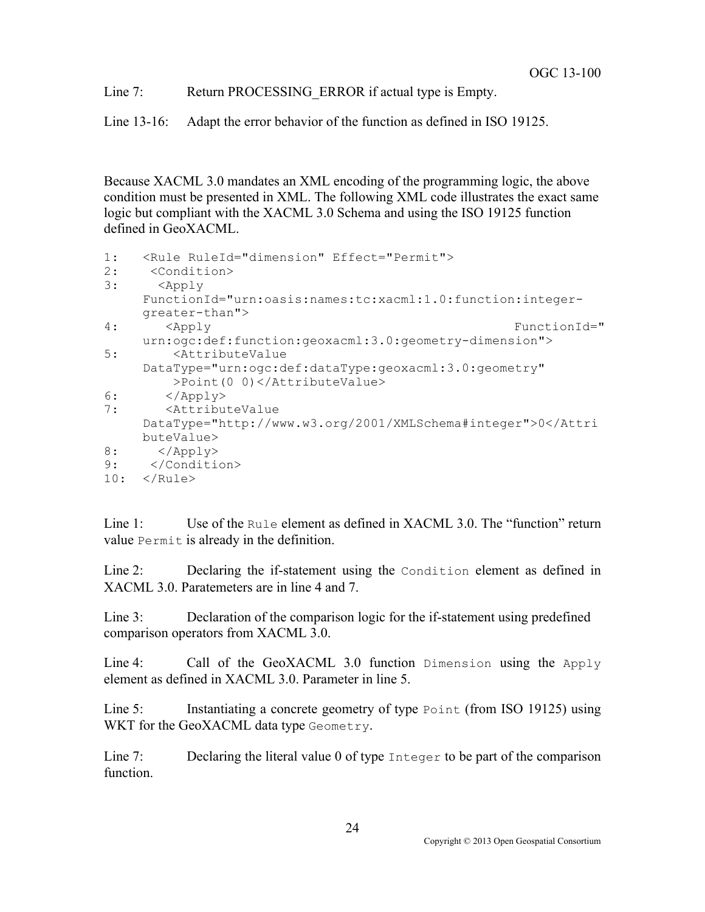Line 7: Return PROCESSING_ERROR if actual type is Empty.

Line 13-16: Adapt the error behavior of the function as defined in ISO 19125.

Because XACML 3.0 mandates an XML encoding of the programming logic, the above condition must be presented in XML. The following XML code illustrates the exact same logic but compliant with the XACML 3.0 Schema and using the ISO 19125 function defined in GeoXACML.

```
1:   <Rule RuleId="dimension" Effect="Permit">
2:    <Condition>
3:     <Apply
     FunctionId="urn:oasis:names:tc:xacml:1.0:function:integer-
     greater-than">
4:      <Apply                                    FunctionId="
     urn:ogc:def:function:geoxacml:3.0:geometry-dimension">
5:       <AttributeValue
     DataType="urn:ogc:def:dataType:geoxacml:3.0:geometry"
         >Point(0 0)</AttributeValue>
6:      </Apply>
7:      <AttributeValue
     DataType="http://www.w3.org/2001/XMLSchema#integer">0</Attri
     buteValue>
8:     </Apply>
9:    </Condition>
10:  </Rule>
```

Line 1: Use of the `Rule` element as defined in XACML 3.0. The "function" return value `Permit` is already in the definition.

Line 2: Declaring the if-statement using the `Condition` element as defined in XACML 3.0. Paratemeters are in line 4 and 7.

Line 3: Declaration of the comparison logic for the if-statement using predefined comparison operators from XACML 3.0.

Line 4: Call of the GeoXACML 3.0 function `Dimension` using the `Apply` element as defined in XACML 3.0. Parameter in line 5.

Line 5: Instantiating a concrete geometry of type `Point` (from ISO 19125) using WKT for the GeoXACML data type `Geometry`.

Line 7: Declaring the literal value 0 of type `Integer` to be part of the comparison function.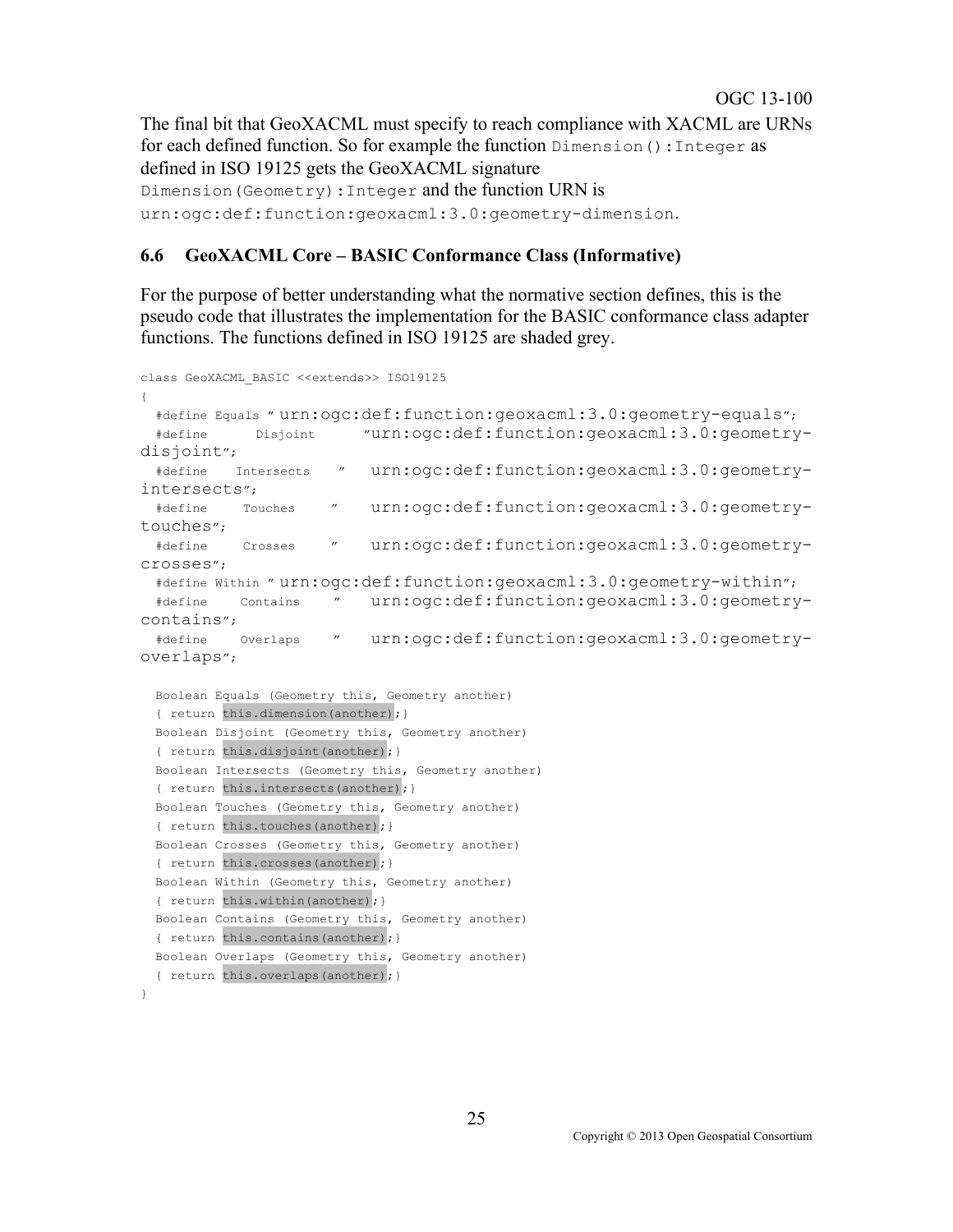The final bit that GeoXACML must specify to reach compliance with XACML are URNs for each defined function. So for example the function `Dimension():Integer` as defined in ISO 19125 gets the GeoXACML signature `Dimension(Geometry):Integer` and the function URN is `urn:ogc:def:function:geoxacml:3.0:geometry-dimension`.

## 6.6 GeoXACML Core – BASIC Conformance Class (Informative)

For the purpose of better understanding what the normative section defines, this is the pseudo code that illustrates the implementation for the BASIC conformance class adapter functions. The functions defined in ISO 19125 are shaded grey.

```
class GeoXACML_BASIC <<extends>> ISO19125
{
  #define Equals ″ urn:ogc:def:function:geoxacml:3.0:geometry-equals″;
  #define Disjoint ″urn:ogc:def:function:geoxacml:3.0:geometry-disjoint″;
  #define Intersects ″ urn:ogc:def:function:geoxacml:3.0:geometry-intersects″;
  #define Touches ″ urn:ogc:def:function:geoxacml:3.0:geometry-touches″;
  #define Crosses ″ urn:ogc:def:function:geoxacml:3.0:geometry-crosses″;
  #define Within ″ urn:ogc:def:function:geoxacml:3.0:geometry-within″;
  #define Contains ″ urn:ogc:def:function:geoxacml:3.0:geometry-contains″;
  #define Overlaps ″ urn:ogc:def:function:geoxacml:3.0:geometry-overlaps″;

  Boolean Equals (Geometry this, Geometry another)
  { return this.dimension(another);}
  Boolean Disjoint (Geometry this, Geometry another)
  { return this.disjoint(another);}
  Boolean Intersects (Geometry this, Geometry another)
  { return this.intersects(another);}
  Boolean Touches (Geometry this, Geometry another)
  { return this.touches(another);}
  Boolean Crosses (Geometry this, Geometry another)
  { return this.crosses(another);}
  Boolean Within (Geometry this, Geometry another)
  { return this.within(another);}
  Boolean Contains (Geometry this, Geometry another)
  { return this.contains(another);}
  Boolean Overlaps (Geometry this, Geometry another)
  { return this.overlaps(another);}
}
```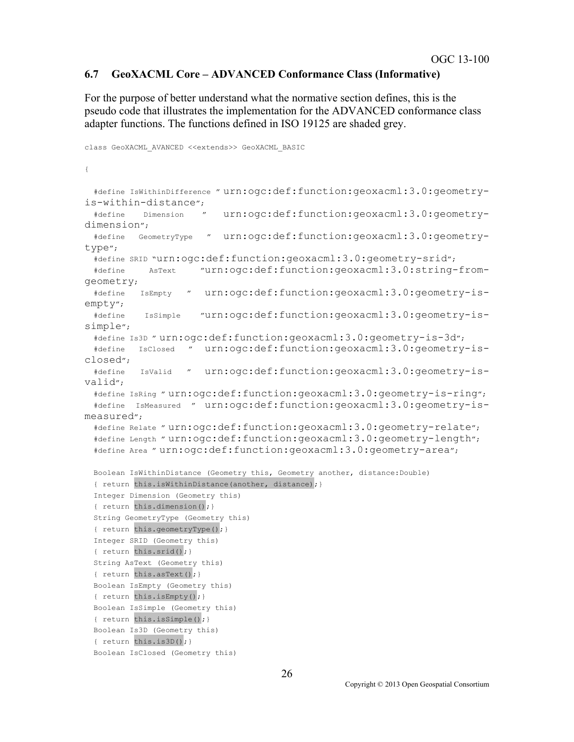## 6.7 GeoXACML Core – ADVANCED Conformance Class (Informative)

For the purpose of better understand what the normative section defines, this is the pseudo code that illustrates the implementation for the ADVANCED conformance class adapter functions. The functions defined in ISO 19125 are shaded grey.

```
class GeoXACML_AVANCED <<extends>> GeoXACML_BASIC

{

  #define IsWithinDifference ” urn:ogc:def:function:geoxacml:3.0:geometry-is-within-distance”;
  #define Dimension ” urn:ogc:def:function:geoxacml:3.0:geometry-dimension”;
  #define GeometryType ” urn:ogc:def:function:geoxacml:3.0:geometry-type”;
  #define SRID “urn:ogc:def:function:geoxacml:3.0:geometry-srid”;
  #define AsText ”urn:ogc:def:function:geoxacml:3.0:string-from-geometry;
  #define IsEmpty ” urn:ogc:def:function:geoxacml:3.0:geometry-is-empty”;
  #define IsSimple ”urn:ogc:def:function:geoxacml:3.0:geometry-is-simple”;
  #define Is3D ” urn:ogc:def:function:geoxacml:3.0:geometry-is-3d”;
  #define IsClosed ” urn:ogc:def:function:geoxacml:3.0:geometry-is-closed”;
  #define IsValid ” urn:ogc:def:function:geoxacml:3.0:geometry-is-valid”;
  #define IsRing ” urn:ogc:def:function:geoxacml:3.0:geometry-is-ring”;
  #define IsMeasured ” urn:ogc:def:function:geoxacml:3.0:geometry-is-measured”;
  #define Relate ” urn:ogc:def:function:geoxacml:3.0:geometry-relate”;
  #define Length ” urn:ogc:def:function:geoxacml:3.0:geometry-length”;
  #define Area ” urn:ogc:def:function:geoxacml:3.0:geometry-area”;

  Boolean IsWithinDistance (Geometry this, Geometry another, distance:Double)
  { return this.isWithinDistance(another, distance);}
  Integer Dimension (Geometry this)
  { return this.dimension();}
  String GeometryType (Geometry this)
  { return this.geometryType();}
  Integer SRID (Geometry this)
  { return this.srid();}
  String AsText (Geometry this)
  { return this.asText();}
  Boolean IsEmpty (Geometry this)
  { return this.isEmpty();}
  Boolean IsSimple (Geometry this)
  { return this.isSimple();}
  Boolean Is3D (Geometry this)
  { return this.is3D();}
  Boolean IsClosed (Geometry this)
```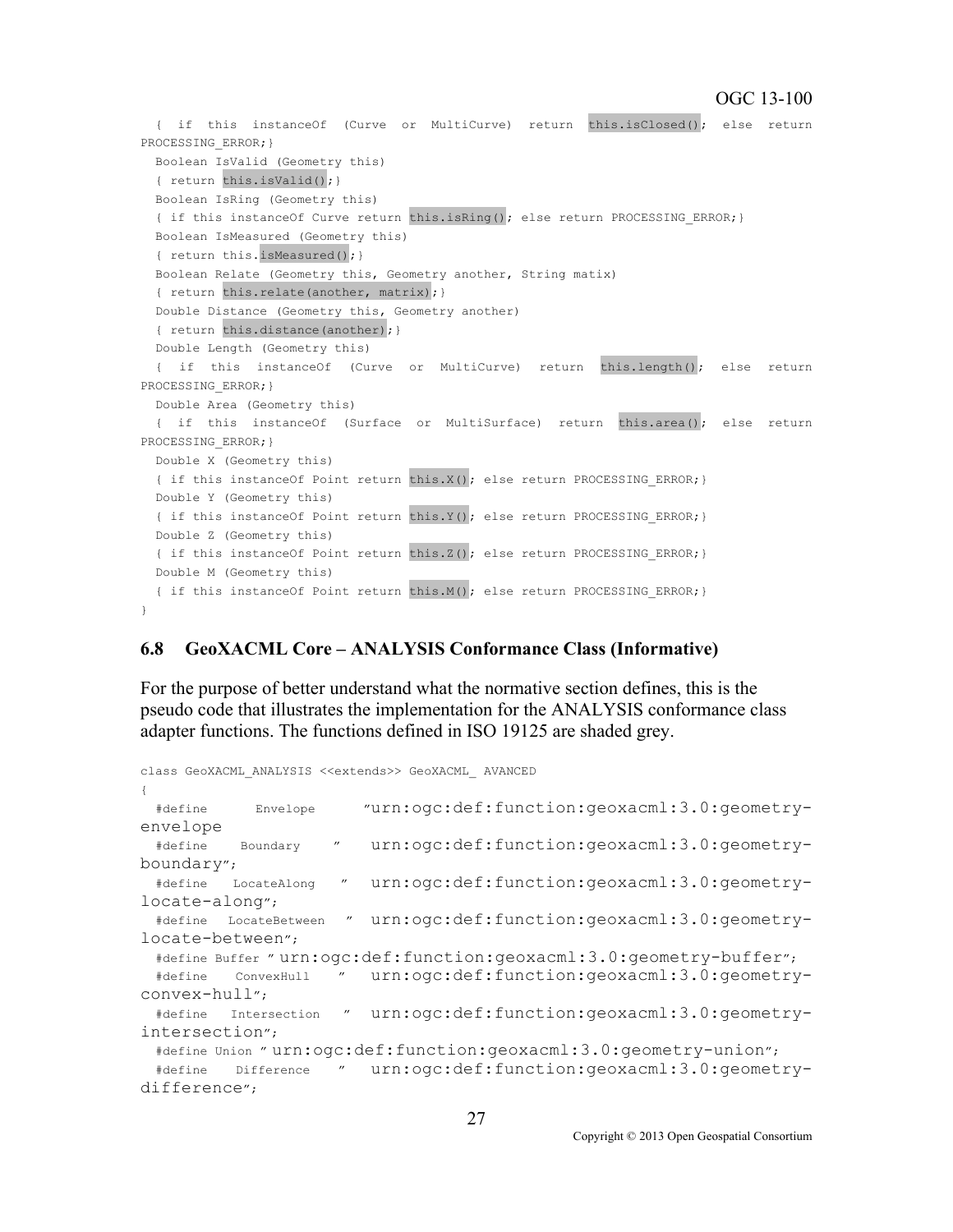```
  { if this instanceOf (Curve or MultiCurve) return this.isClosed(); else return PROCESSING_ERROR;}
  Boolean IsValid (Geometry this)
  { return this.isValid();}
  Boolean IsRing (Geometry this)
  { if this instanceOf Curve return this.isRing(); else return PROCESSING_ERROR;}
  Boolean IsMeasured (Geometry this)
  { return this.isMeasured();}
  Boolean Relate (Geometry this, Geometry another, String matix)
  { return this.relate(another, matrix);}
  Double Distance (Geometry this, Geometry another)
  { return this.distance(another);}
  Double Length (Geometry this)
  { if this instanceOf (Curve or MultiCurve) return this.length(); else return PROCESSING_ERROR;}
  Double Area (Geometry this)
  { if this instanceOf (Surface or MultiSurface) return this.area(); else return PROCESSING_ERROR;}
  Double X (Geometry this)
  { if this instanceOf Point return this.X(); else return PROCESSING_ERROR;}
  Double Y (Geometry this)
  { if this instanceOf Point return this.Y(); else return PROCESSING_ERROR;}
  Double Z (Geometry this)
  { if this instanceOf Point return this.Z(); else return PROCESSING_ERROR;}
  Double M (Geometry this)
  { if this instanceOf Point return this.M(); else return PROCESSING_ERROR;}
}
```

### 6.8 GeoXACML Core – ANALYSIS Conformance Class (Informative)

For the purpose of better understand what the normative section defines, this is the pseudo code that illustrates the implementation for the ANALYSIS conformance class adapter functions. The functions defined in ISO 19125 are shaded grey.

```
class GeoXACML_ANALYSIS <<extends>> GeoXACML_ AVANCED
{
  #define Envelope "urn:ogc:def:function:geoxacml:3.0:geometry-envelope
  #define Boundary " urn:ogc:def:function:geoxacml:3.0:geometry-boundary";
  #define LocateAlong " urn:ogc:def:function:geoxacml:3.0:geometry-locate-along";
  #define LocateBetween " urn:ogc:def:function:geoxacml:3.0:geometry-locate-between";
  #define Buffer " urn:ogc:def:function:geoxacml:3.0:geometry-buffer";
  #define ConvexHull " urn:ogc:def:function:geoxacml:3.0:geometry-convex-hull";
  #define Intersection " urn:ogc:def:function:geoxacml:3.0:geometry-intersection";
  #define Union " urn:ogc:def:function:geoxacml:3.0:geometry-union";
  #define Difference " urn:ogc:def:function:geoxacml:3.0:geometry-difference";
```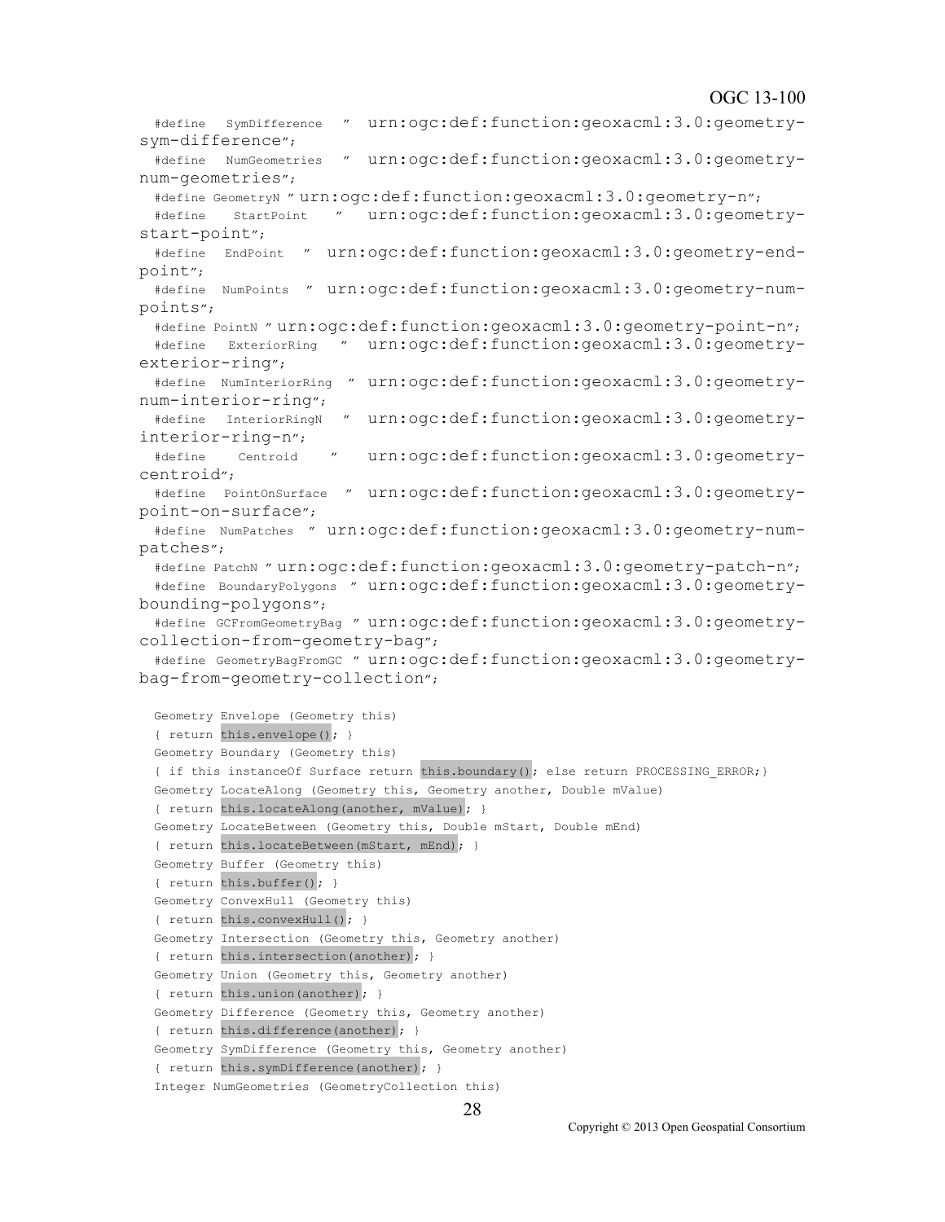```
#define SymDifference " urn:ogc:def:function:geoxacml:3.0:geometry-sym-difference";
#define NumGeometries " urn:ogc:def:function:geoxacml:3.0:geometry-num-geometries";
#define GeometryN " urn:ogc:def:function:geoxacml:3.0:geometry-n";
#define StartPoint " urn:ogc:def:function:geoxacml:3.0:geometry-start-point";
#define EndPoint " urn:ogc:def:function:geoxacml:3.0:geometry-end-point";
#define NumPoints " urn:ogc:def:function:geoxacml:3.0:geometry-num-points";
#define PointN " urn:ogc:def:function:geoxacml:3.0:geometry-point-n";
#define ExteriorRing " urn:ogc:def:function:geoxacml:3.0:geometry-exterior-ring";
#define NumInteriorRing " urn:ogc:def:function:geoxacml:3.0:geometry-num-interior-ring";
#define InteriorRingN " urn:ogc:def:function:geoxacml:3.0:geometry-interior-ring-n";
#define Centroid " urn:ogc:def:function:geoxacml:3.0:geometry-centroid";
#define PointOnSurface " urn:ogc:def:function:geoxacml:3.0:geometry-point-on-surface";
#define NumPatches " urn:ogc:def:function:geoxacml:3.0:geometry-num-patches";
#define PatchN " urn:ogc:def:function:geoxacml:3.0:geometry-patch-n";
#define BoundaryPolygons " urn:ogc:def:function:geoxacml:3.0:geometry-bounding-polygons";
#define GCFromGeometryBag " urn:ogc:def:function:geoxacml:3.0:geometry-collection-from-geometry-bag";
#define GeometryBagFromGC " urn:ogc:def:function:geoxacml:3.0:geometry-bag-from-geometry-collection";

Geometry Envelope (Geometry this)
{ return this.envelope(); }
Geometry Boundary (Geometry this)
{ if this instanceOf Surface return this.boundary(); else return PROCESSING_ERROR;}
Geometry LocateAlong (Geometry this, Geometry another, Double mValue)
{ return this.locateAlong(another, mValue); }
Geometry LocateBetween (Geometry this, Double mStart, Double mEnd)
{ return this.locateBetween(mStart, mEnd); }
Geometry Buffer (Geometry this)
{ return this.buffer(); }
Geometry ConvexHull (Geometry this)
{ return this.convexHull(); }
Geometry Intersection (Geometry this, Geometry another)
{ return this.intersection(another); }
Geometry Union (Geometry this, Geometry another)
{ return this.union(another); }
Geometry Difference (Geometry this, Geometry another)
{ return this.difference(another); }
Geometry SymDifference (Geometry this, Geometry another)
{ return this.symDifference(another); }
Integer NumGeometries (GeometryCollection this)
```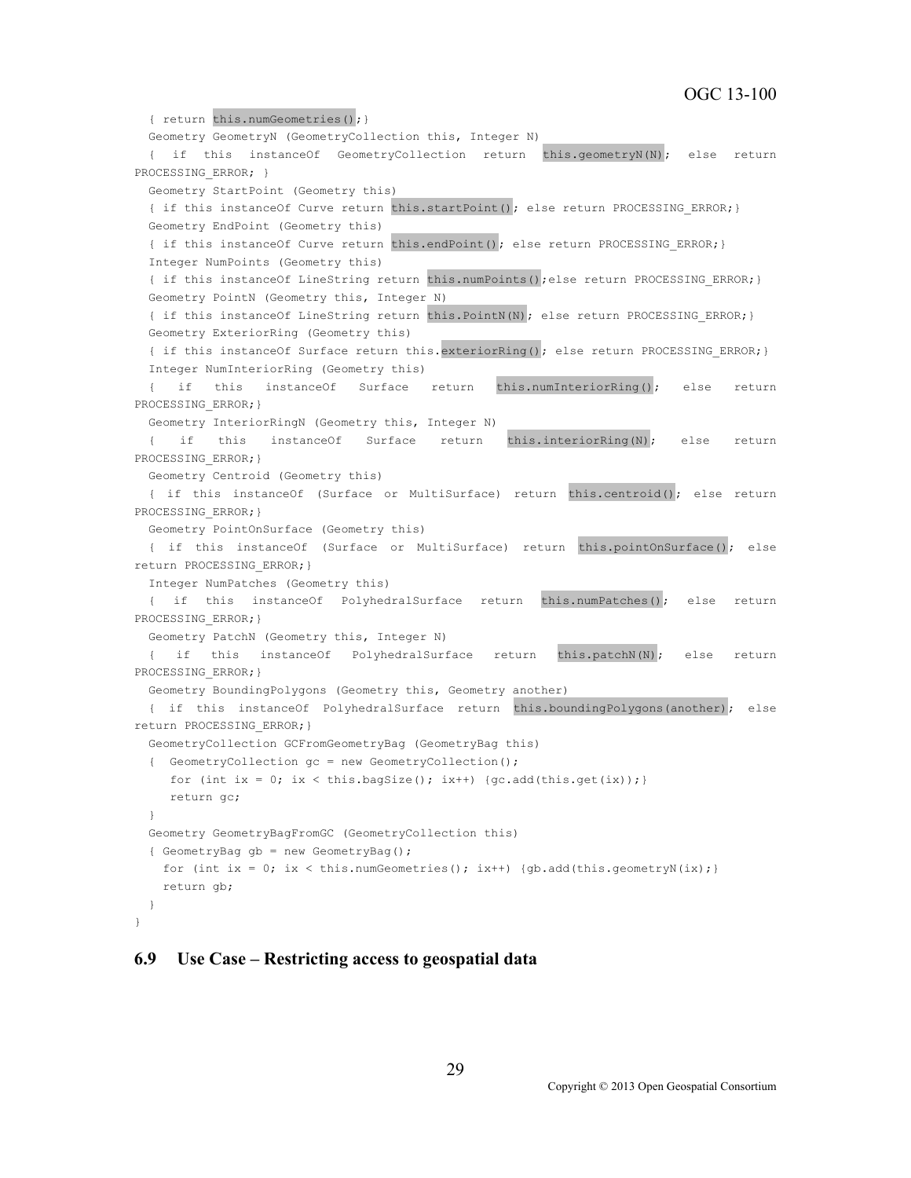```
  { return this.numGeometries();}
  Geometry GeometryN (GeometryCollection this, Integer N)
  { if this instanceOf GeometryCollection return this.geometryN(N); else return PROCESSING_ERROR; }
  Geometry StartPoint (Geometry this)
  { if this instanceOf Curve return this.startPoint(); else return PROCESSING_ERROR;}
  Geometry EndPoint (Geometry this)
  { if this instanceOf Curve return this.endPoint(); else return PROCESSING_ERROR;}
  Integer NumPoints (Geometry this)
  { if this instanceOf LineString return this.numPoints();else return PROCESSING_ERROR;}
  Geometry PointN (Geometry this, Integer N)
  { if this instanceOf LineString return this.PointN(N); else return PROCESSING_ERROR;}
  Geometry ExteriorRing (Geometry this)
  { if this instanceOf Surface return this.exteriorRing(); else return PROCESSING_ERROR;}
  Integer NumInteriorRing (Geometry this)
  { if this instanceOf Surface return this.numInteriorRing(); else return PROCESSING_ERROR;}
  Geometry InteriorRingN (Geometry this, Integer N)
  { if this instanceOf Surface return this.interiorRing(N); else return PROCESSING_ERROR;}
  Geometry Centroid (Geometry this)
  { if this instanceOf (Surface or MultiSurface) return this.centroid(); else return PROCESSING_ERROR;}
  Geometry PointOnSurface (Geometry this)
  { if this instanceOf (Surface or MultiSurface) return this.pointOnSurface(); else return PROCESSING_ERROR;}
  Integer NumPatches (Geometry this)
  { if this instanceOf PolyhedralSurface return this.numPatches(); else return PROCESSING_ERROR;}
  Geometry PatchN (Geometry this, Integer N)
  { if this instanceOf PolyhedralSurface return this.patchN(N); else return PROCESSING_ERROR;}
  Geometry BoundingPolygons (Geometry this, Geometry another)
  { if this instanceOf PolyhedralSurface return this.boundingPolygons(another); else return PROCESSING_ERROR;}
  GeometryCollection GCFromGeometryBag (GeometryBag this)
  {  GeometryCollection gc = new GeometryCollection();
     for (int ix = 0; ix < this.bagSize(); ix++) {gc.add(this.get(ix));}
     return gc;
  }
  Geometry GeometryBagFromGC (GeometryCollection this)
  { GeometryBag gb = new GeometryBag();
    for (int ix = 0; ix < this.numGeometries(); ix++) {gb.add(this.geometryN(ix);}
    return gb;
  }
}
```

## 6.9 Use Case – Restricting access to geospatial data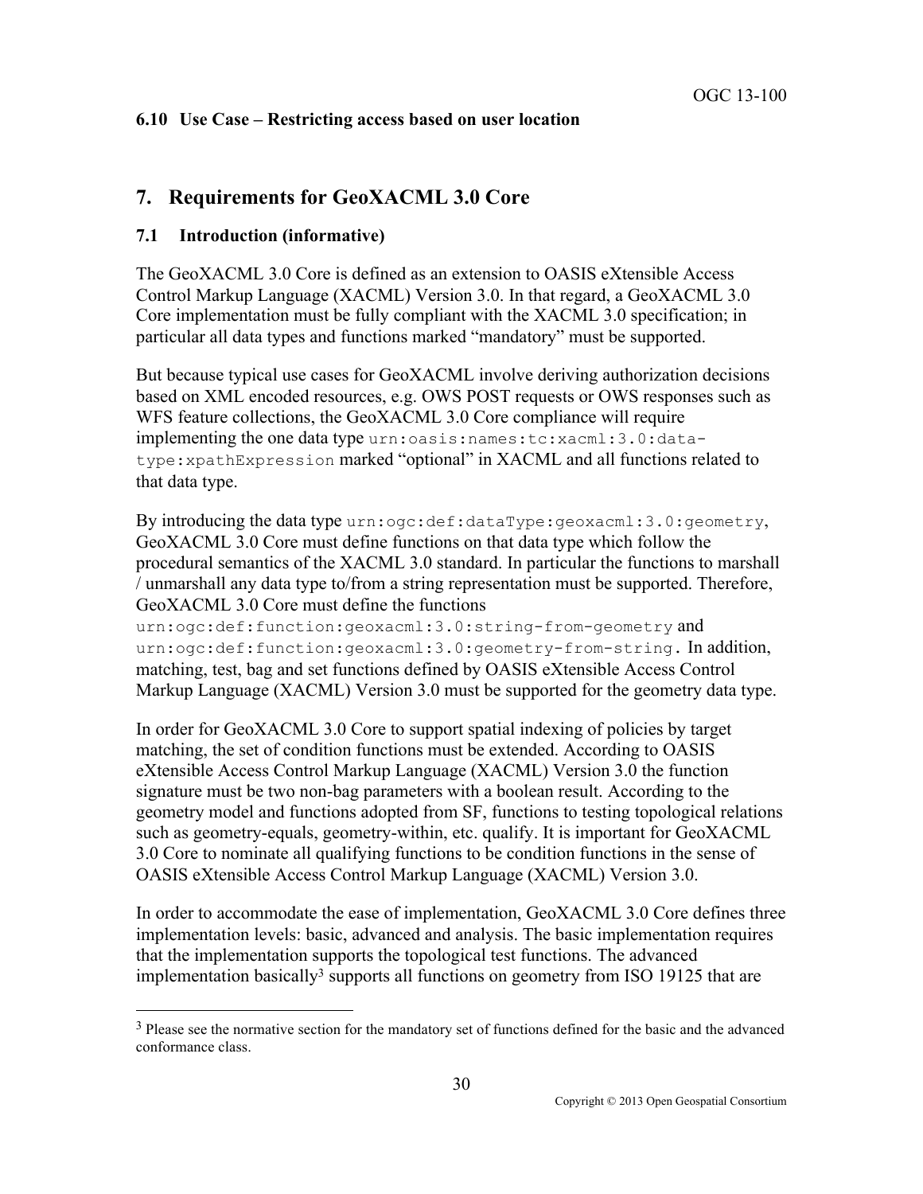### 6.10 Use Case – Restricting access based on user location

## 7. Requirements for GeoXACML 3.0 Core

### 7.1 Introduction (informative)

The GeoXACML 3.0 Core is defined as an extension to OASIS eXtensible Access Control Markup Language (XACML) Version 3.0. In that regard, a GeoXACML 3.0 Core implementation must be fully compliant with the XACML 3.0 specification; in particular all data types and functions marked "mandatory" must be supported.

But because typical use cases for GeoXACML involve deriving authorization decisions based on XML encoded resources, e.g. OWS POST requests or OWS responses such as WFS feature collections, the GeoXACML 3.0 Core compliance will require implementing the one data type `urn:oasis:names:tc:xacml:3.0:data-type:xpathExpression` marked "optional" in XACML and all functions related to that data type.

By introducing the data type `urn:ogc:def:dataType:geoxacml:3.0:geometry`, GeoXACML 3.0 Core must define functions on that data type which follow the procedural semantics of the XACML 3.0 standard. In particular the functions to marshall / unmarshall any data type to/from a string representation must be supported. Therefore, GeoXACML 3.0 Core must define the functions `urn:ogc:def:function:geoxacml:3.0:string-from-geometry` and `urn:ogc:def:function:geoxacml:3.0:geometry-from-string`. In addition, matching, test, bag and set functions defined by OASIS eXtensible Access Control Markup Language (XACML) Version 3.0 must be supported for the geometry data type.

In order for GeoXACML 3.0 Core to support spatial indexing of policies by target matching, the set of condition functions must be extended. According to OASIS eXtensible Access Control Markup Language (XACML) Version 3.0 the function signature must be two non-bag parameters with a boolean result. According to the geometry model and functions adopted from SF, functions to testing topological relations such as geometry-equals, geometry-within, etc. qualify. It is important for GeoXACML 3.0 Core to nominate all qualifying functions to be condition functions in the sense of OASIS eXtensible Access Control Markup Language (XACML) Version 3.0.

In order to accommodate the ease of implementation, GeoXACML 3.0 Core defines three implementation levels: basic, advanced and analysis. The basic implementation requires that the implementation supports the topological test functions. The advanced implementation basically[3] supports all functions on geometry from ISO 19125 that are

[3] Please see the normative section for the mandatory set of functions defined for the basic and the advanced conformance class.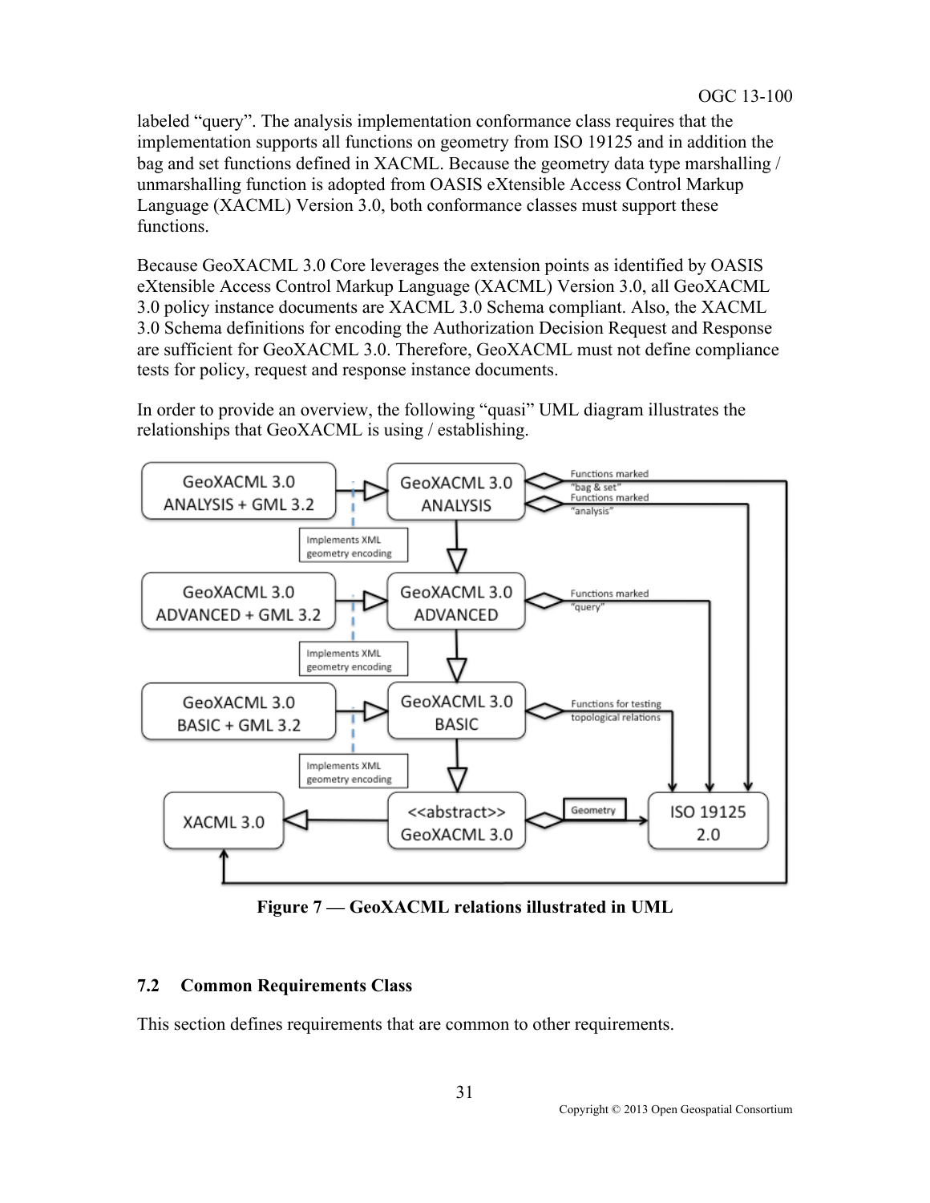labeled "query". The analysis implementation conformance class requires that the implementation supports all functions on geometry from ISO 19125 and in addition the bag and set functions defined in XACML. Because the geometry data type marshalling / unmarshalling function is adopted from OASIS eXtensible Access Control Markup Language (XACML) Version 3.0, both conformance classes must support these functions.

Because GeoXACML 3.0 Core leverages the extension points as identified by OASIS eXtensible Access Control Markup Language (XACML) Version 3.0, all GeoXACML 3.0 policy instance documents are XACML 3.0 Schema compliant. Also, the XACML 3.0 Schema definitions for encoding the Authorization Decision Request and Response are sufficient for GeoXACML 3.0. Therefore, GeoXACML must not define compliance tests for policy, request and response instance documents.

In order to provide an overview, the following "quasi" UML diagram illustrates the relationships that GeoXACML is using / establishing.

**Figure 7 — GeoXACML relations illustrated in UML**

### 7.2 Common Requirements Class

This section defines requirements that are common to other requirements.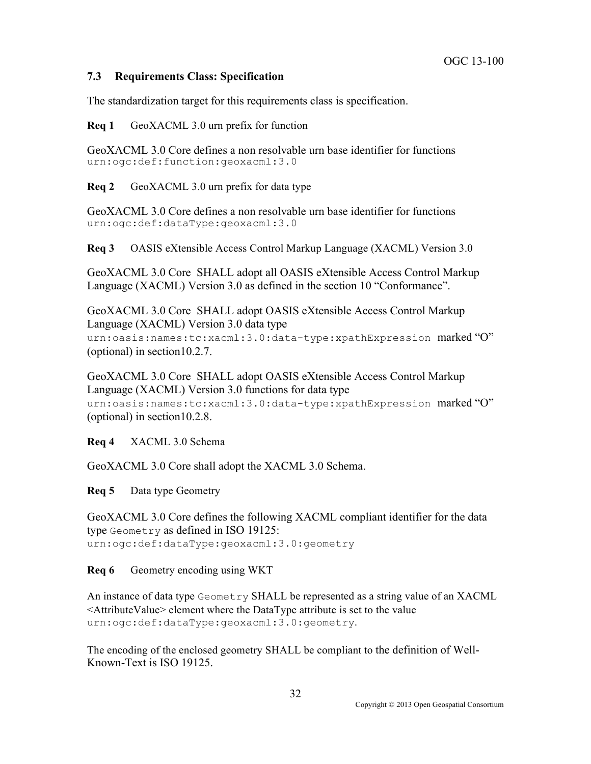### 7.3 Requirements Class: Specification

The standardization target for this requirements class is specification.

**Req 1** GeoXACML 3.0 urn prefix for function

GeoXACML 3.0 Core defines a non resolvable urn base identifier for functions `urn:ogc:def:function:geoxacml:3.0`

**Req 2** GeoXACML 3.0 urn prefix for data type

GeoXACML 3.0 Core defines a non resolvable urn base identifier for functions `urn:ogc:def:dataType:geoxacml:3.0`

**Req 3** OASIS eXtensible Access Control Markup Language (XACML) Version 3.0

GeoXACML 3.0 Core SHALL adopt all OASIS eXtensible Access Control Markup Language (XACML) Version 3.0 as defined in the section 10 "Conformance".

GeoXACML 3.0 Core SHALL adopt OASIS eXtensible Access Control Markup Language (XACML) Version 3.0 data type `urn:oasis:names:tc:xacml:3.0:data-type:xpathExpression` marked "O" (optional) in section10.2.7.

GeoXACML 3.0 Core SHALL adopt OASIS eXtensible Access Control Markup Language (XACML) Version 3.0 functions for data type `urn:oasis:names:tc:xacml:3.0:data-type:xpathExpression` marked "O" (optional) in section10.2.8.

**Req 4** XACML 3.0 Schema

GeoXACML 3.0 Core shall adopt the XACML 3.0 Schema.

**Req 5** Data type Geometry

GeoXACML 3.0 Core defines the following XACML compliant identifier for the data type `Geometry` as defined in ISO 19125: `urn:ogc:def:dataType:geoxacml:3.0:geometry`

**Req 6** Geometry encoding using WKT

An instance of data type `Geometry` SHALL be represented as a string value of an XACML <AttributeValue> element where the DataType attribute is set to the value `urn:ogc:def:dataType:geoxacml:3.0:geometry`.

The encoding of the enclosed geometry SHALL be compliant to the definition of Well-Known-Text is ISO 19125.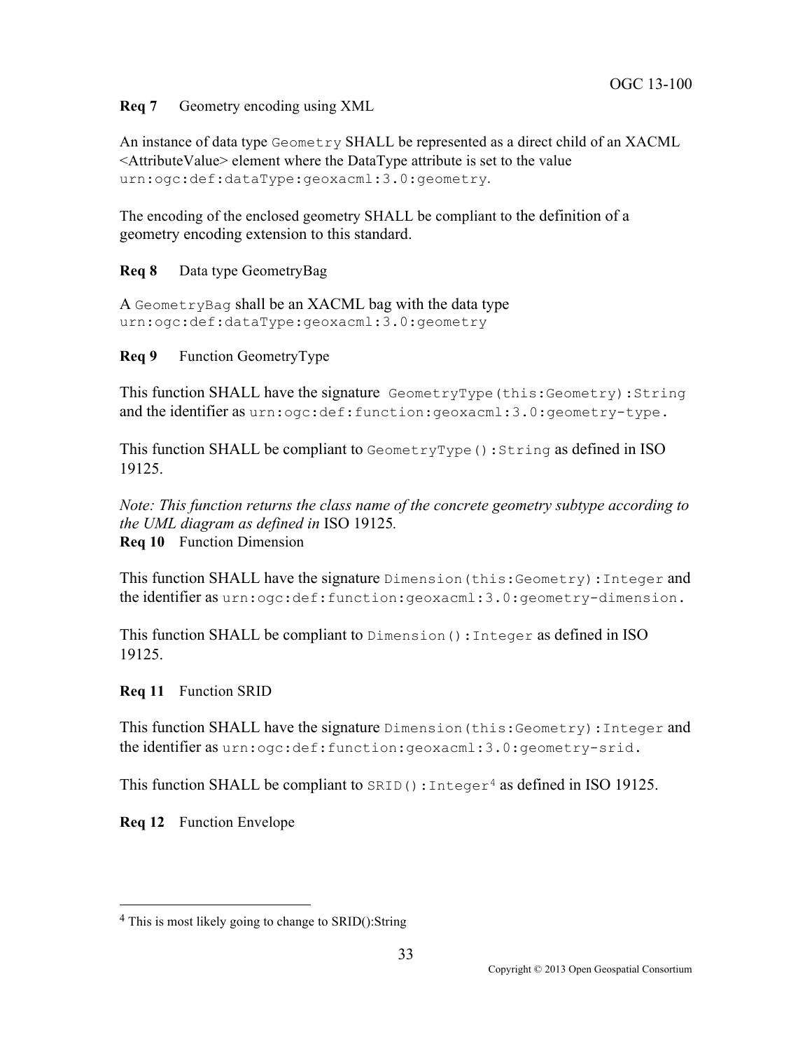**Req 7** Geometry encoding using XML

An instance of data type `Geometry` SHALL be represented as a direct child of an XACML <AttributeValue> element where the DataType attribute is set to the value `urn:ogc:def:dataType:geoxacml:3.0:geometry`.

The encoding of the enclosed geometry SHALL be compliant to the definition of a geometry encoding extension to this standard.

**Req 8** Data type GeometryBag

A `GeometryBag` shall be an XACML bag with the data type `urn:ogc:def:dataType:geoxacml:3.0:geometry`

**Req 9** Function GeometryType

This function SHALL have the signature `GeometryType(this:Geometry):String` and the identifier as `urn:ogc:def:function:geoxacml:3.0:geometry-type.`

This function SHALL be compliant to `GeometryType():String` as defined in ISO 19125.

*Note: This function returns the class name of the concrete geometry subtype according to the UML diagram as defined in* ISO 19125*.*

**Req 10** Function Dimension

This function SHALL have the signature `Dimension(this:Geometry):Integer` and the identifier as `urn:ogc:def:function:geoxacml:3.0:geometry-dimension.`

This function SHALL be compliant to `Dimension():Integer` as defined in ISO 19125.

**Req 11** Function SRID

This function SHALL have the signature `Dimension(this:Geometry):Integer` and the identifier as `urn:ogc:def:function:geoxacml:3.0:geometry-srid.`

This function SHALL be compliant to `SRID():Integer`[4] as defined in ISO 19125.

**Req 12** Function Envelope

[4] This is most likely going to change to SRID():String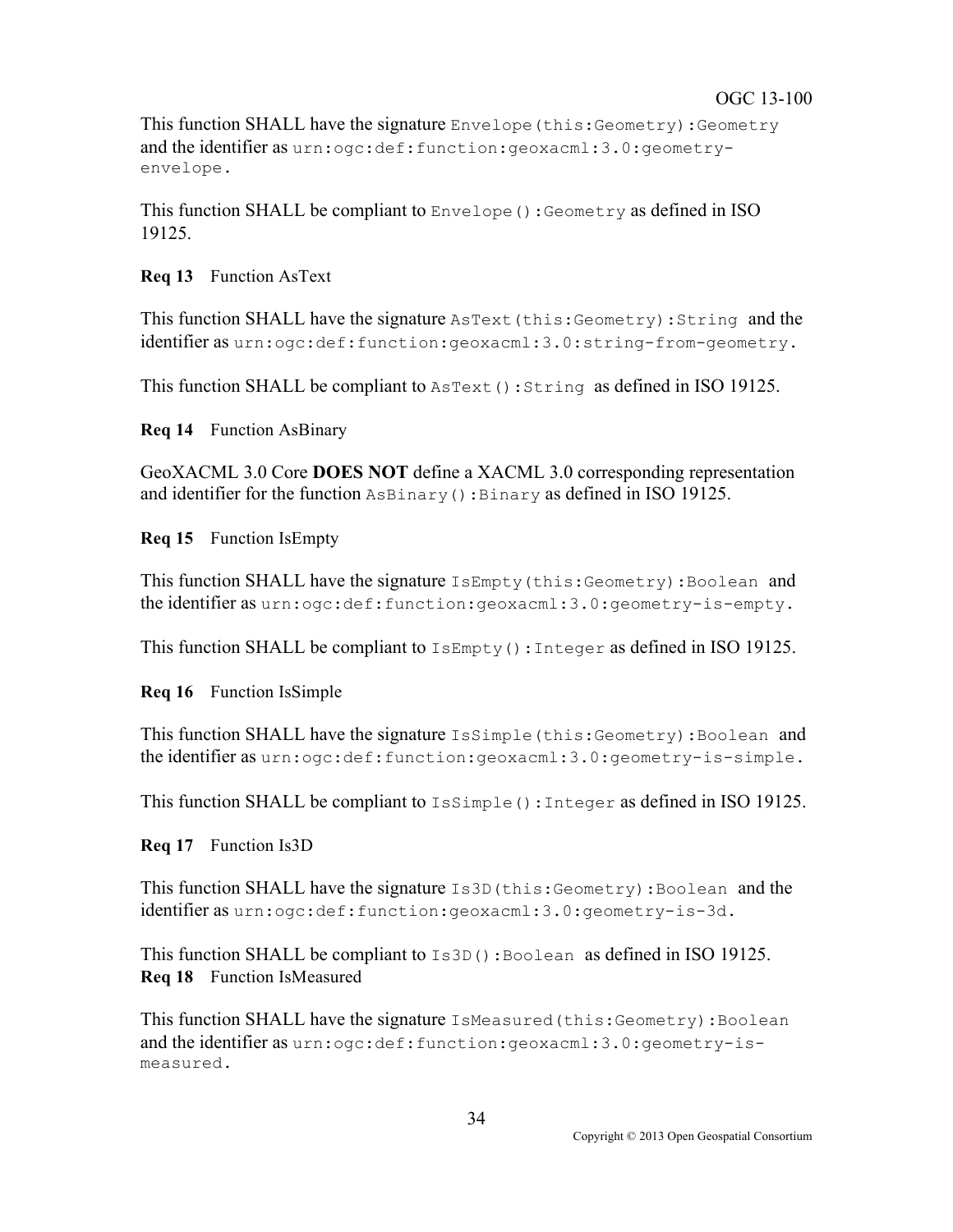This function SHALL have the signature `Envelope(this:Geometry):Geometry` and the identifier as `urn:ogc:def:function:geoxacml:3.0:geometry-envelope`.

This function SHALL be compliant to `Envelope():Geometry` as defined in ISO 19125.

**Req 13** Function AsText

This function SHALL have the signature `AsText(this:Geometry):String` and the identifier as `urn:ogc:def:function:geoxacml:3.0:string-from-geometry`.

This function SHALL be compliant to `AsText():String` as defined in ISO 19125.

**Req 14** Function AsBinary

GeoXACML 3.0 Core **DOES NOT** define a XACML 3.0 corresponding representation and identifier for the function `AsBinary():Binary` as defined in ISO 19125.

**Req 15** Function IsEmpty

This function SHALL have the signature `IsEmpty(this:Geometry):Boolean` and the identifier as `urn:ogc:def:function:geoxacml:3.0:geometry-is-empty`.

This function SHALL be compliant to `IsEmpty():Integer` as defined in ISO 19125.

**Req 16** Function IsSimple

This function SHALL have the signature `IsSimple(this:Geometry):Boolean` and the identifier as `urn:ogc:def:function:geoxacml:3.0:geometry-is-simple`.

This function SHALL be compliant to `IsSimple():Integer` as defined in ISO 19125.

**Req 17** Function Is3D

This function SHALL have the signature `Is3D(this:Geometry):Boolean` and the identifier as `urn:ogc:def:function:geoxacml:3.0:geometry-is-3d`.

This function SHALL be compliant to `Is3D():Boolean` as defined in ISO 19125.

**Req 18** Function IsMeasured

This function SHALL have the signature `IsMeasured(this:Geometry):Boolean` and the identifier as `urn:ogc:def:function:geoxacml:3.0:geometry-is-measured`.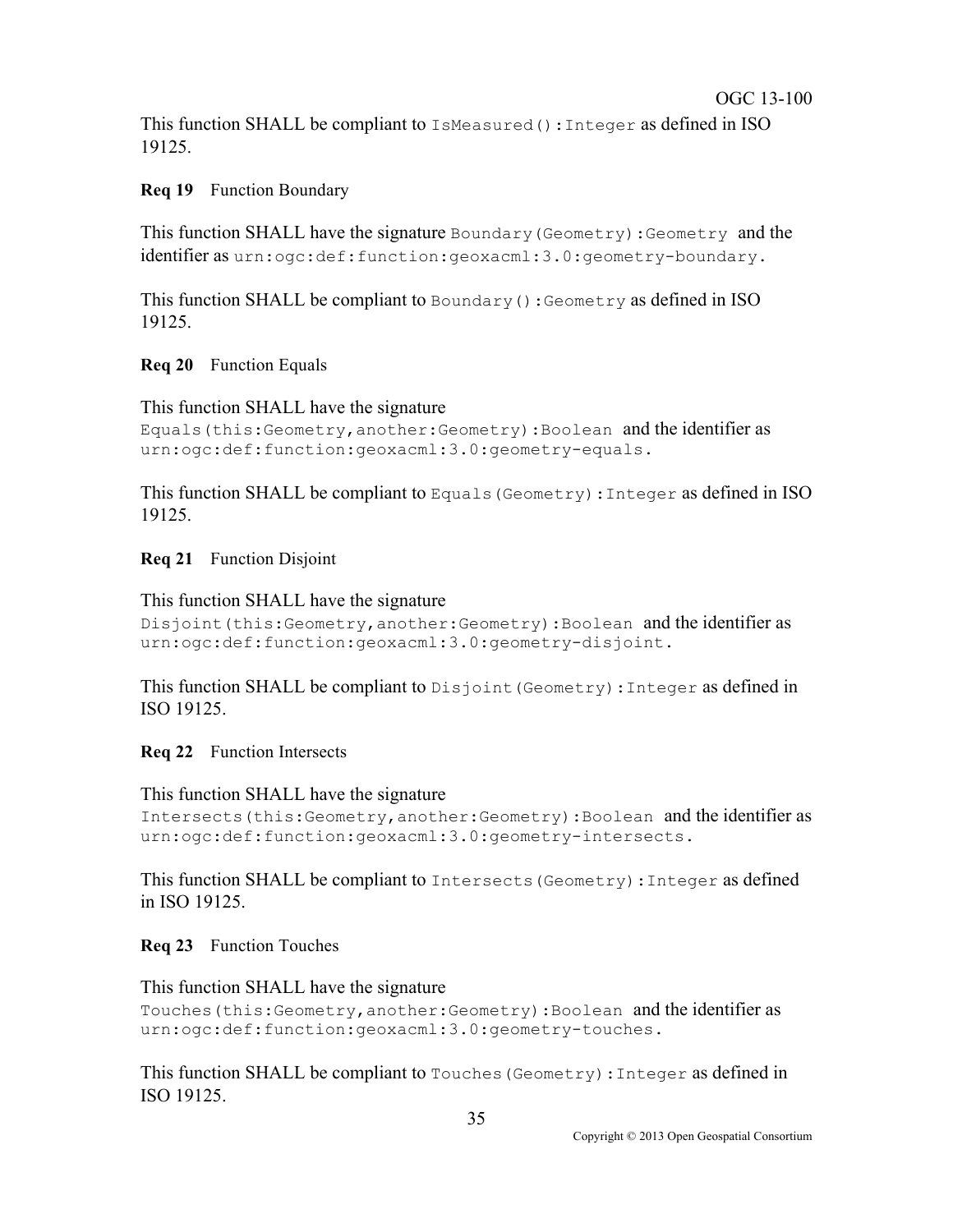This function SHALL be compliant to `IsMeasured():Integer` as defined in ISO 19125.

**Req 19** Function Boundary

This function SHALL have the signature `Boundary(Geometry):Geometry` and the identifier as `urn:ogc:def:function:geoxacml:3.0:geometry-boundary.`

This function SHALL be compliant to `Boundary():Geometry` as defined in ISO 19125.

**Req 20** Function Equals

This function SHALL have the signature `Equals(this:Geometry,another:Geometry):Boolean` and the identifier as `urn:ogc:def:function:geoxacml:3.0:geometry-equals.`

This function SHALL be compliant to `Equals(Geometry):Integer` as defined in ISO 19125.

**Req 21** Function Disjoint

This function SHALL have the signature `Disjoint(this:Geometry,another:Geometry):Boolean` and the identifier as `urn:ogc:def:function:geoxacml:3.0:geometry-disjoint.`

This function SHALL be compliant to `Disjoint(Geometry):Integer` as defined in ISO 19125.

**Req 22** Function Intersects

This function SHALL have the signature `Intersects(this:Geometry,another:Geometry):Boolean` and the identifier as `urn:ogc:def:function:geoxacml:3.0:geometry-intersects.`

This function SHALL be compliant to `Intersects(Geometry):Integer` as defined in ISO 19125.

**Req 23** Function Touches

This function SHALL have the signature `Touches(this:Geometry,another:Geometry):Boolean` and the identifier as `urn:ogc:def:function:geoxacml:3.0:geometry-touches.`

This function SHALL be compliant to `Touches(Geometry):Integer` as defined in ISO 19125.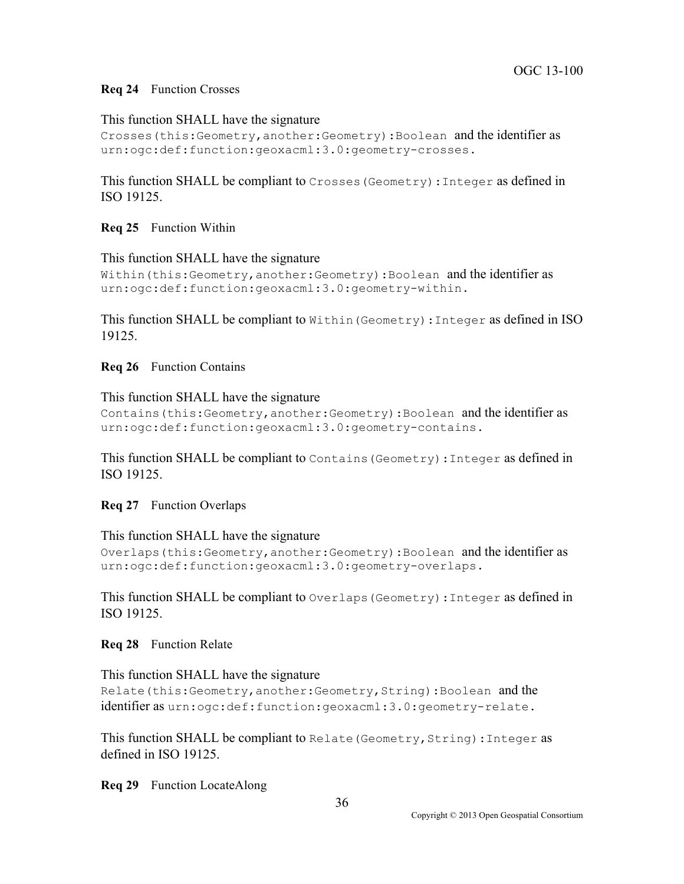**Req 24** Function Crosses

This function SHALL have the signature `Crosses(this:Geometry,another:Geometry):Boolean` and the identifier as `urn:ogc:def:function:geoxacml:3.0:geometry-crosses`.

This function SHALL be compliant to `Crosses(Geometry):Integer` as defined in ISO 19125.

**Req 25** Function Within

This function SHALL have the signature `Within(this:Geometry,another:Geometry):Boolean` and the identifier as `urn:ogc:def:function:geoxacml:3.0:geometry-within`.

This function SHALL be compliant to `Within(Geometry):Integer` as defined in ISO 19125.

**Req 26** Function Contains

This function SHALL have the signature `Contains(this:Geometry,another:Geometry):Boolean` and the identifier as `urn:ogc:def:function:geoxacml:3.0:geometry-contains`.

This function SHALL be compliant to `Contains(Geometry):Integer` as defined in ISO 19125.

**Req 27** Function Overlaps

This function SHALL have the signature `Overlaps(this:Geometry,another:Geometry):Boolean` and the identifier as `urn:ogc:def:function:geoxacml:3.0:geometry-overlaps`.

This function SHALL be compliant to `Overlaps(Geometry):Integer` as defined in ISO 19125.

**Req 28** Function Relate

This function SHALL have the signature `Relate(this:Geometry,another:Geometry,String):Boolean` and the identifier as `urn:ogc:def:function:geoxacml:3.0:geometry-relate`.

This function SHALL be compliant to `Relate(Geometry,String):Integer` as defined in ISO 19125.

**Req 29** Function LocateAlong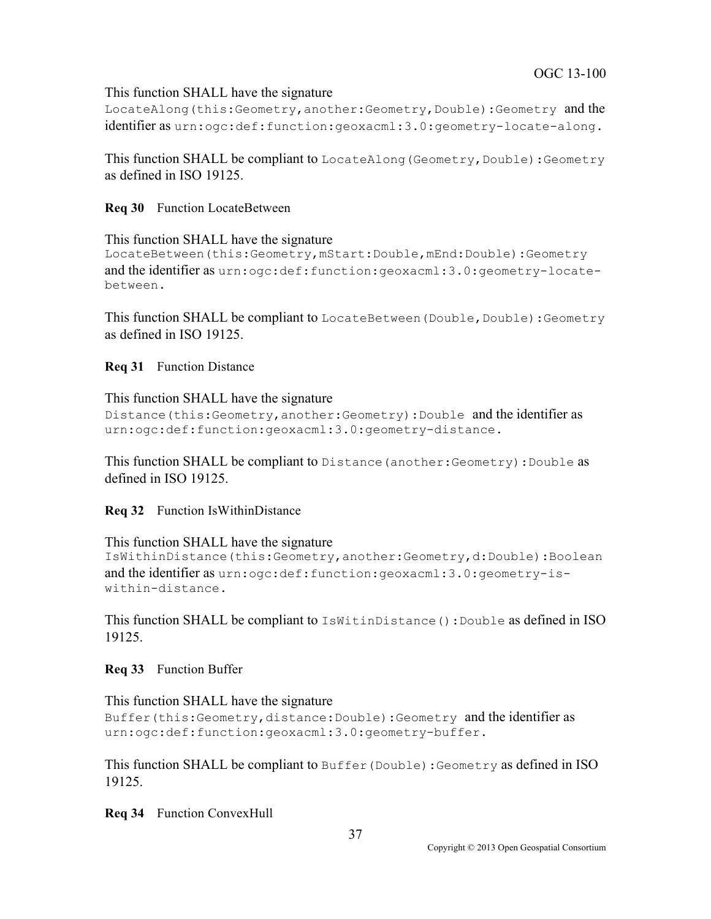This function SHALL have the signature `LocateAlong(this:Geometry,another:Geometry,Double):Geometry` and the identifier as `urn:ogc:def:function:geoxacml:3.0:geometry-locate-along.`

This function SHALL be compliant to `LocateAlong(Geometry,Double):Geometry` as defined in ISO 19125.

**Req 30** Function LocateBetween

This function SHALL have the signature `LocateBetween(this:Geometry,mStart:Double,mEnd:Double):Geometry` and the identifier as `urn:ogc:def:function:geoxacml:3.0:geometry-locate-between.`

This function SHALL be compliant to `LocateBetween(Double,Double):Geometry` as defined in ISO 19125.

**Req 31** Function Distance

This function SHALL have the signature `Distance(this:Geometry,another:Geometry):Double` and the identifier as `urn:ogc:def:function:geoxacml:3.0:geometry-distance.`

This function SHALL be compliant to `Distance(another:Geometry):Double` as defined in ISO 19125.

**Req 32** Function IsWithinDistance

This function SHALL have the signature `IsWithinDistance(this:Geometry,another:Geometry,d:Double):Boolean` and the identifier as `urn:ogc:def:function:geoxacml:3.0:geometry-is-within-distance.`

This function SHALL be compliant to `IsWitinDistance():Double` as defined in ISO 19125.

**Req 33** Function Buffer

This function SHALL have the signature `Buffer(this:Geometry,distance:Double):Geometry` and the identifier as `urn:ogc:def:function:geoxacml:3.0:geometry-buffer.`

This function SHALL be compliant to `Buffer(Double):Geometry` as defined in ISO 19125.

**Req 34** Function ConvexHull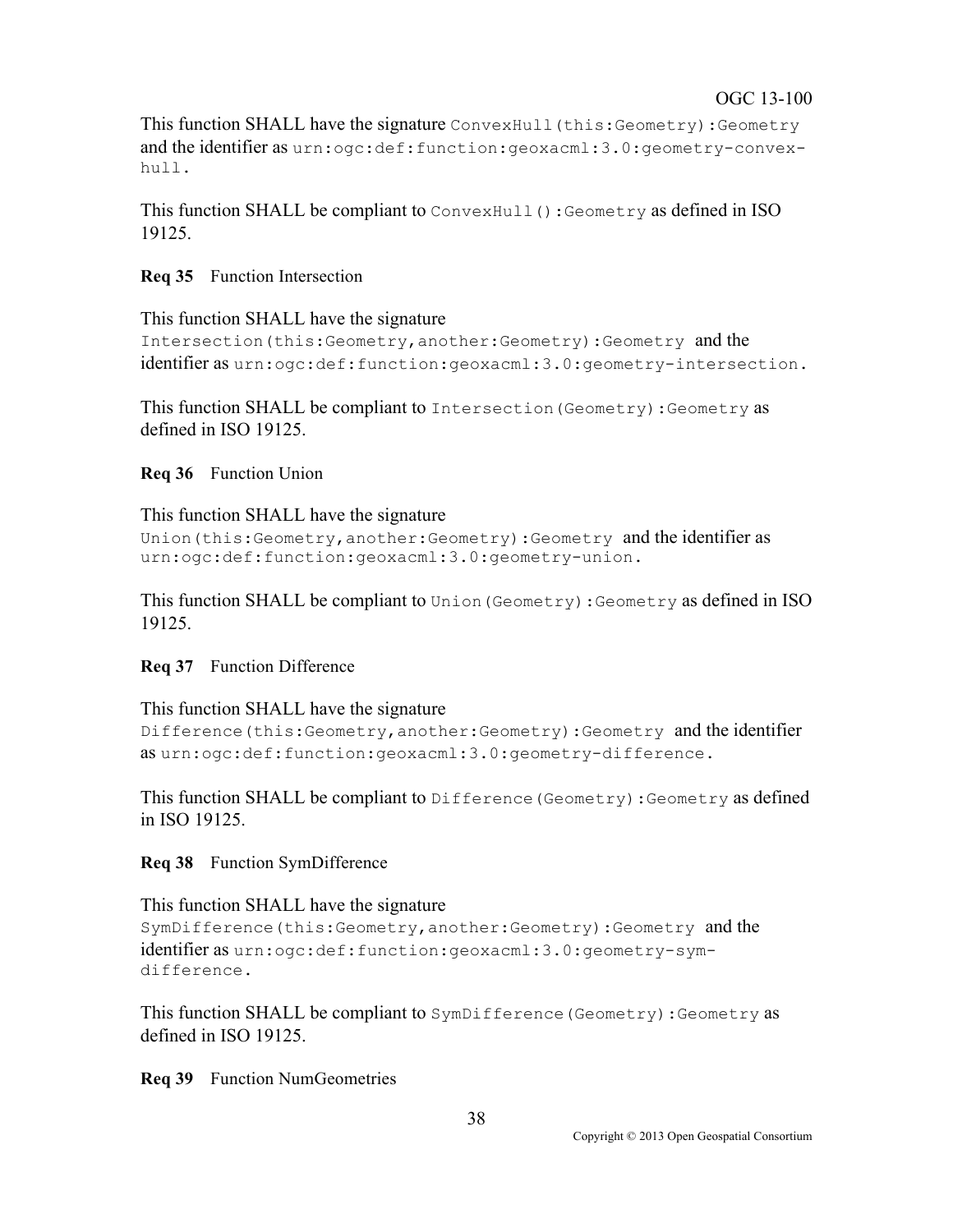This function SHALL have the signature `ConvexHull(this:Geometry):Geometry` and the identifier as `urn:ogc:def:function:geoxacml:3.0:geometry-convex-hull`.

This function SHALL be compliant to `ConvexHull():Geometry` as defined in ISO 19125.

**Req 35** Function Intersection

This function SHALL have the signature `Intersection(this:Geometry,another:Geometry):Geometry` and the identifier as `urn:ogc:def:function:geoxacml:3.0:geometry-intersection`.

This function SHALL be compliant to `Intersection(Geometry):Geometry` as defined in ISO 19125.

**Req 36** Function Union

This function SHALL have the signature `Union(this:Geometry,another:Geometry):Geometry` and the identifier as `urn:ogc:def:function:geoxacml:3.0:geometry-union`.

This function SHALL be compliant to `Union(Geometry):Geometry` as defined in ISO 19125.

**Req 37** Function Difference

This function SHALL have the signature `Difference(this:Geometry,another:Geometry):Geometry` and the identifier as `urn:ogc:def:function:geoxacml:3.0:geometry-difference`.

This function SHALL be compliant to `Difference(Geometry):Geometry` as defined in ISO 19125.

**Req 38** Function SymDifference

This function SHALL have the signature `SymDifference(this:Geometry,another:Geometry):Geometry` and the identifier as `urn:ogc:def:function:geoxacml:3.0:geometry-sym-difference`.

This function SHALL be compliant to `SymDifference(Geometry):Geometry` as defined in ISO 19125.

**Req 39** Function NumGeometries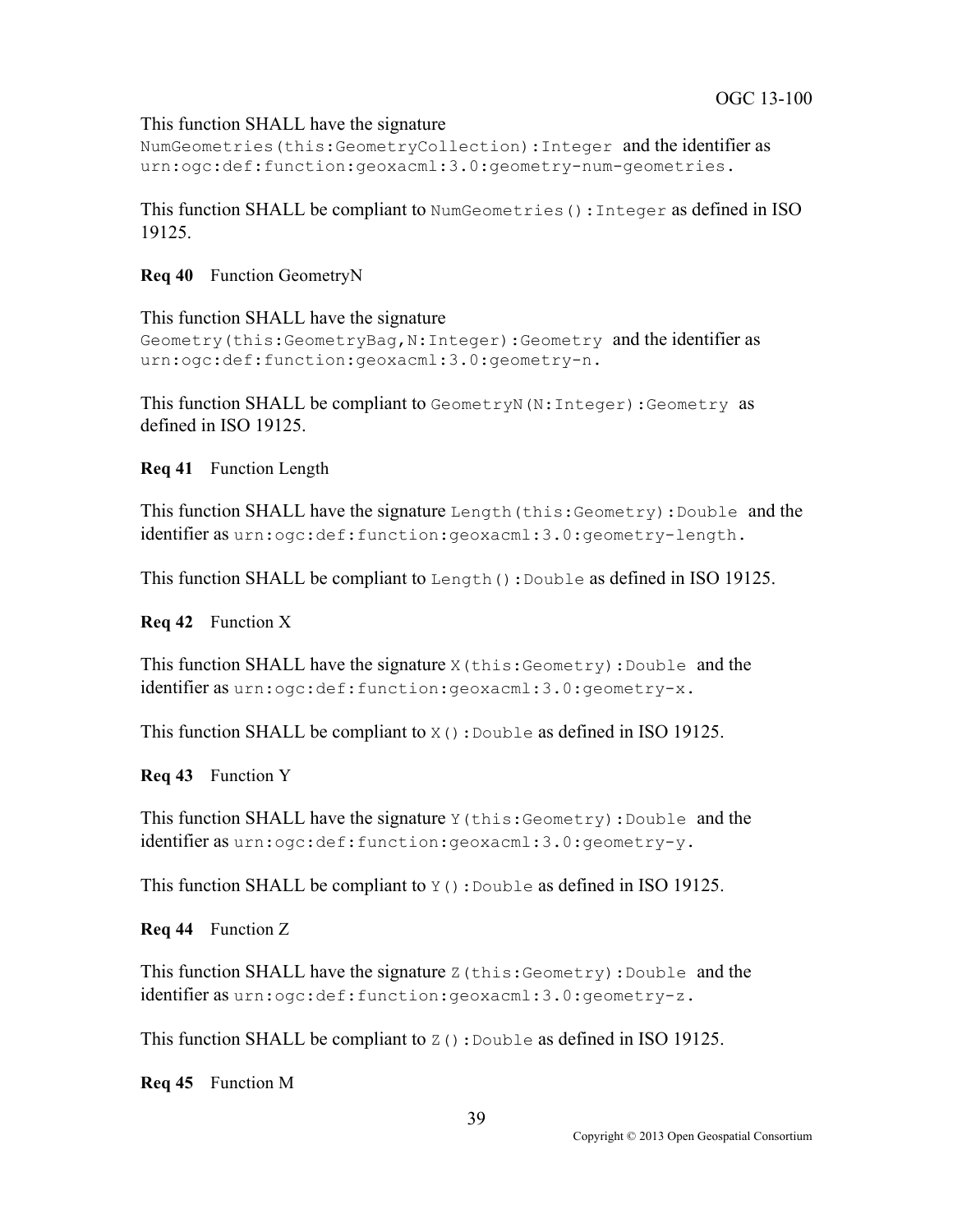This function SHALL have the signature `NumGeometries(this:GeometryCollection):Integer` and the identifier as `urn:ogc:def:function:geoxacml:3.0:geometry-num-geometries.`

This function SHALL be compliant to `NumGeometries():Integer` as defined in ISO 19125.

**Req 40** Function GeometryN

This function SHALL have the signature `Geometry(this:GeometryBag,N:Integer):Geometry` and the identifier as `urn:ogc:def:function:geoxacml:3.0:geometry-n.`

This function SHALL be compliant to `GeometryN(N:Integer):Geometry` as defined in ISO 19125.

**Req 41** Function Length

This function SHALL have the signature `Length(this:Geometry):Double` and the identifier as `urn:ogc:def:function:geoxacml:3.0:geometry-length.`

This function SHALL be compliant to `Length():Double` as defined in ISO 19125.

**Req 42** Function X

This function SHALL have the signature `X(this:Geometry):Double` and the identifier as `urn:ogc:def:function:geoxacml:3.0:geometry-x.`

This function SHALL be compliant to `X():Double` as defined in ISO 19125.

**Req 43** Function Y

This function SHALL have the signature `Y(this:Geometry):Double` and the identifier as `urn:ogc:def:function:geoxacml:3.0:geometry-y.`

This function SHALL be compliant to `Y():Double` as defined in ISO 19125.

**Req 44** Function Z

This function SHALL have the signature `Z(this:Geometry):Double` and the identifier as `urn:ogc:def:function:geoxacml:3.0:geometry-z.`

This function SHALL be compliant to `Z():Double` as defined in ISO 19125.

**Req 45** Function M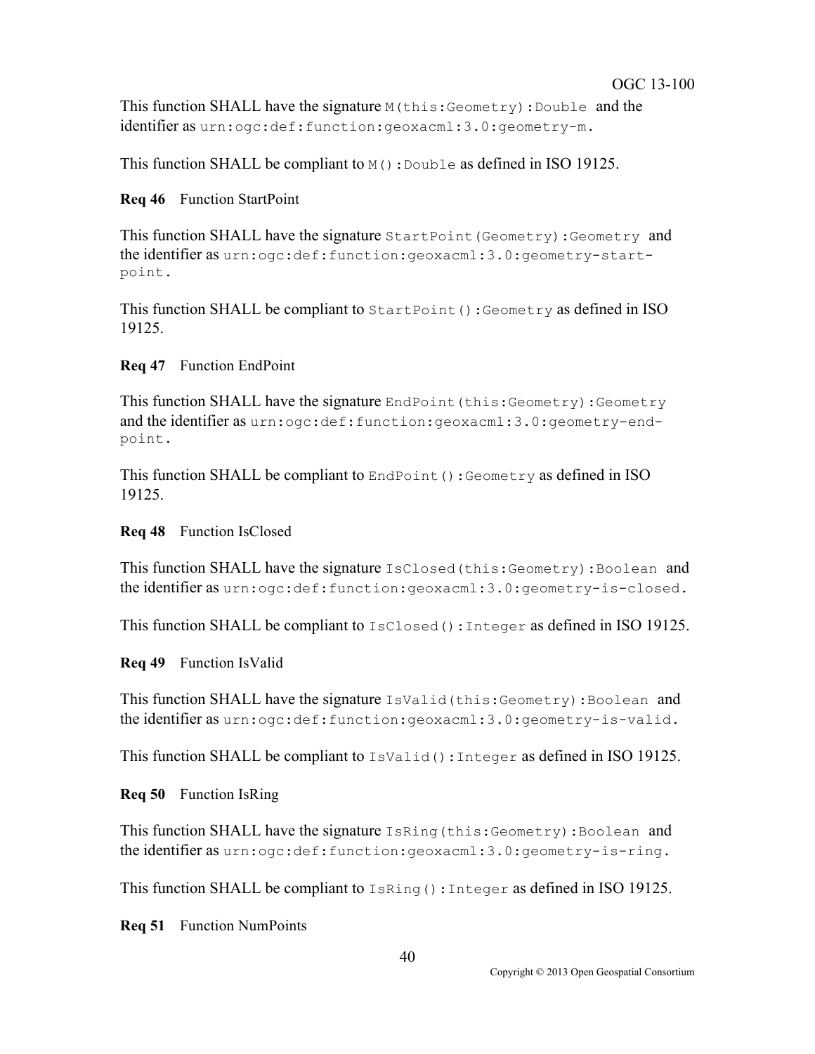This function SHALL have the signature `M(this:Geometry):Double` and the identifier as `urn:ogc:def:function:geoxacml:3.0:geometry-m`.

This function SHALL be compliant to `M():Double` as defined in ISO 19125.

**Req 46** Function StartPoint

This function SHALL have the signature `StartPoint(Geometry):Geometry` and the identifier as `urn:ogc:def:function:geoxacml:3.0:geometry-start-point`.

This function SHALL be compliant to `StartPoint():Geometry` as defined in ISO 19125.

**Req 47** Function EndPoint

This function SHALL have the signature `EndPoint(this:Geometry):Geometry` and the identifier as `urn:ogc:def:function:geoxacml:3.0:geometry-end-point`.

This function SHALL be compliant to `EndPoint():Geometry` as defined in ISO 19125.

**Req 48** Function IsClosed

This function SHALL have the signature `IsClosed(this:Geometry):Boolean` and the identifier as `urn:ogc:def:function:geoxacml:3.0:geometry-is-closed`.

This function SHALL be compliant to `IsClosed():Integer` as defined in ISO 19125.

**Req 49** Function IsValid

This function SHALL have the signature `IsValid(this:Geometry):Boolean` and the identifier as `urn:ogc:def:function:geoxacml:3.0:geometry-is-valid`.

This function SHALL be compliant to `IsValid():Integer` as defined in ISO 19125.

**Req 50** Function IsRing

This function SHALL have the signature `IsRing(this:Geometry):Boolean` and the identifier as `urn:ogc:def:function:geoxacml:3.0:geometry-is-ring`.

This function SHALL be compliant to `IsRing():Integer` as defined in ISO 19125.

**Req 51** Function NumPoints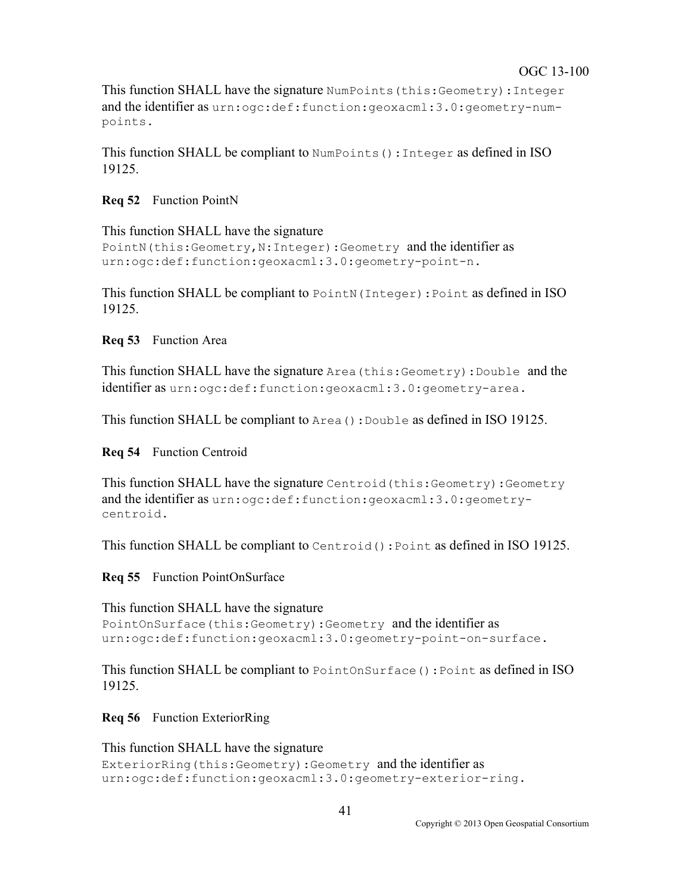This function SHALL have the signature `NumPoints(this:Geometry):Integer` and the identifier as `urn:ogc:def:function:geoxacml:3.0:geometry-num-points`.

This function SHALL be compliant to `NumPoints():Integer` as defined in ISO 19125.

**Req 52** Function PointN

This function SHALL have the signature `PointN(this:Geometry,N:Integer):Geometry` and the identifier as `urn:ogc:def:function:geoxacml:3.0:geometry-point-n`.

This function SHALL be compliant to `PointN(Integer):Point` as defined in ISO 19125.

**Req 53** Function Area

This function SHALL have the signature `Area(this:Geometry):Double` and the identifier as `urn:ogc:def:function:geoxacml:3.0:geometry-area`.

This function SHALL be compliant to `Area():Double` as defined in ISO 19125.

**Req 54** Function Centroid

This function SHALL have the signature `Centroid(this:Geometry):Geometry` and the identifier as `urn:ogc:def:function:geoxacml:3.0:geometry-centroid`.

This function SHALL be compliant to `Centroid():Point` as defined in ISO 19125.

**Req 55** Function PointOnSurface

This function SHALL have the signature `PointOnSurface(this:Geometry):Geometry` and the identifier as `urn:ogc:def:function:geoxacml:3.0:geometry-point-on-surface`.

This function SHALL be compliant to `PointOnSurface():Point` as defined in ISO 19125.

**Req 56** Function ExteriorRing

This function SHALL have the signature `ExteriorRing(this:Geometry):Geometry` and the identifier as `urn:ogc:def:function:geoxacml:3.0:geometry-exterior-ring`.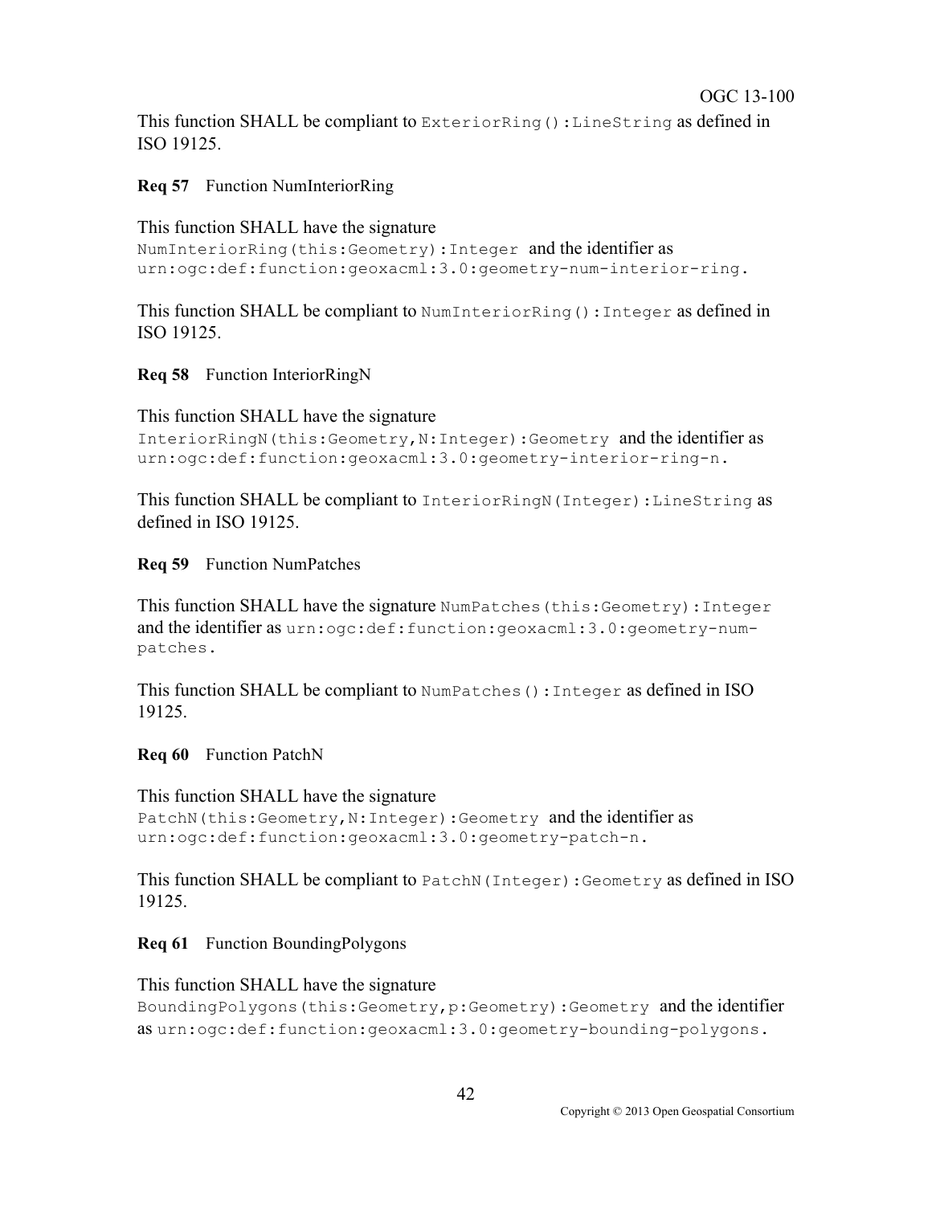This function SHALL be compliant to `ExteriorRing():LineString` as defined in ISO 19125.

**Req 57** Function NumInteriorRing

This function SHALL have the signature `NumInteriorRing(this:Geometry):Integer` and the identifier as `urn:ogc:def:function:geoxacml:3.0:geometry-num-interior-ring`.

This function SHALL be compliant to `NumInteriorRing():Integer` as defined in ISO 19125.

**Req 58** Function InteriorRingN

This function SHALL have the signature `InteriorRingN(this:Geometry,N:Integer):Geometry` and the identifier as `urn:ogc:def:function:geoxacml:3.0:geometry-interior-ring-n`.

This function SHALL be compliant to `InteriorRingN(Integer):LineString` as defined in ISO 19125.

**Req 59** Function NumPatches

This function SHALL have the signature `NumPatches(this:Geometry):Integer` and the identifier as `urn:ogc:def:function:geoxacml:3.0:geometry-num-patches`.

This function SHALL be compliant to `NumPatches():Integer` as defined in ISO 19125.

**Req 60** Function PatchN

This function SHALL have the signature `PatchN(this:Geometry,N:Integer):Geometry` and the identifier as `urn:ogc:def:function:geoxacml:3.0:geometry-patch-n`.

This function SHALL be compliant to `PatchN(Integer):Geometry` as defined in ISO 19125.

**Req 61** Function BoundingPolygons

This function SHALL have the signature `BoundingPolygons(this:Geometry,p:Geometry):Geometry` and the identifier as `urn:ogc:def:function:geoxacml:3.0:geometry-bounding-polygons`.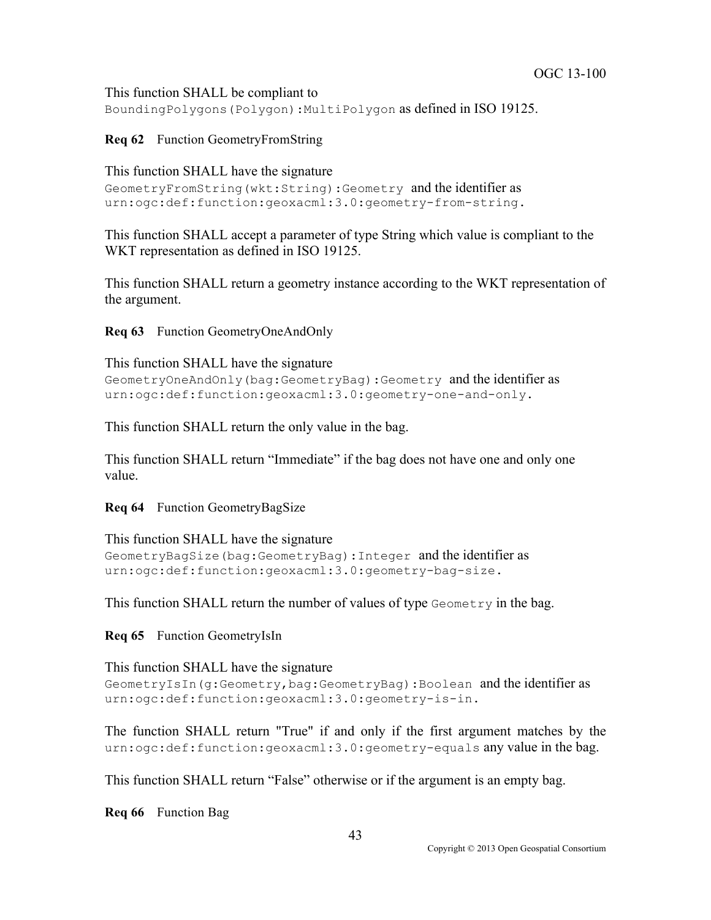This function SHALL be compliant to `BoundingPolygons(Polygon):MultiPolygon` as defined in ISO 19125.

**Req 62** Function GeometryFromString

This function SHALL have the signature `GeometryFromString(wkt:String):Geometry` and the identifier as `urn:ogc:def:function:geoxacml:3.0:geometry-from-string`.

This function SHALL accept a parameter of type String which value is compliant to the WKT representation as defined in ISO 19125.

This function SHALL return a geometry instance according to the WKT representation of the argument.

**Req 63** Function GeometryOneAndOnly

This function SHALL have the signature `GeometryOneAndOnly(bag:GeometryBag):Geometry` and the identifier as `urn:ogc:def:function:geoxacml:3.0:geometry-one-and-only`.

This function SHALL return the only value in the bag.

This function SHALL return "Immediate" if the bag does not have one and only one value.

**Req 64** Function GeometryBagSize

This function SHALL have the signature `GeometryBagSize(bag:GeometryBag):Integer` and the identifier as `urn:ogc:def:function:geoxacml:3.0:geometry-bag-size`.

This function SHALL return the number of values of type `Geometry` in the bag.

**Req 65** Function GeometryIsIn

This function SHALL have the signature `GeometryIsIn(g:Geometry,bag:GeometryBag):Boolean` and the identifier as `urn:ogc:def:function:geoxacml:3.0:geometry-is-in`.

The function SHALL return "True" if and only if the first argument matches by the `urn:ogc:def:function:geoxacml:3.0:geometry-equals` any value in the bag.

This function SHALL return "False" otherwise or if the argument is an empty bag.

**Req 66** Function Bag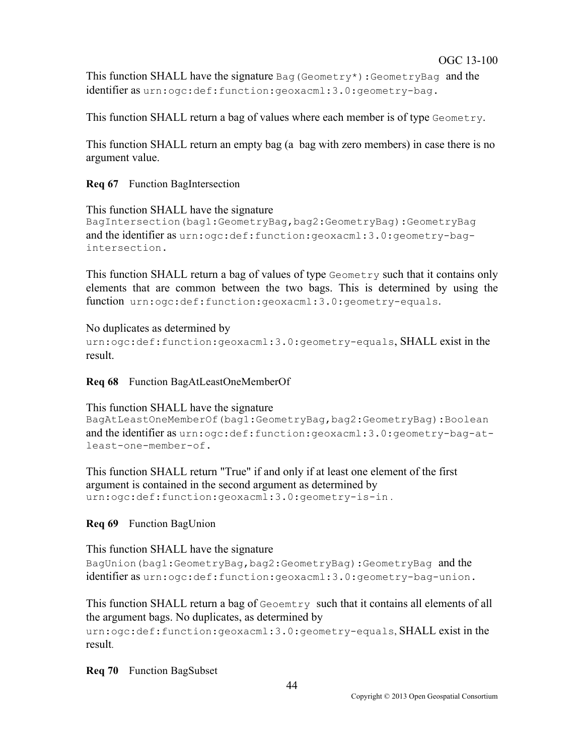This function SHALL have the signature `Bag(Geometry*):GeometryBag` and the identifier as `urn:ogc:def:function:geoxacml:3.0:geometry-bag`.

This function SHALL return a bag of values where each member is of type `Geometry`.

This function SHALL return an empty bag (a bag with zero members) in case there is no argument value.

**Req 67** Function BagIntersection

This function SHALL have the signature
`BagIntersection(bag1:GeometryBag,bag2:GeometryBag):GeometryBag`
and the identifier as `urn:ogc:def:function:geoxacml:3.0:geometry-bag-intersection`.

This function SHALL return a bag of values of type `Geometry` such that it contains only elements that are common between the two bags. This is determined by using the function `urn:ogc:def:function:geoxacml:3.0:geometry-equals`.

No duplicates as determined by
`urn:ogc:def:function:geoxacml:3.0:geometry-equals`, SHALL exist in the result.

**Req 68** Function BagAtLeastOneMemberOf

This function SHALL have the signature
`BagAtLeastOneMemberOf(bag1:GeometryBag,bag2:GeometryBag):Boolean`
and the identifier as `urn:ogc:def:function:geoxacml:3.0:geometry-bag-at-least-one-member-of`.

This function SHALL return "True" if and only if at least one element of the first argument is contained in the second argument as determined by
`urn:ogc:def:function:geoxacml:3.0:geometry-is-in`.

**Req 69** Function BagUnion

This function SHALL have the signature
`BagUnion(bag1:GeometryBag,bag2:GeometryBag):GeometryBag` and the identifier as `urn:ogc:def:function:geoxacml:3.0:geometry-bag-union`.

This function SHALL return a bag of `Geoemtry` such that it contains all elements of all the argument bags. No duplicates, as determined by
`urn:ogc:def:function:geoxacml:3.0:geometry-equals`, SHALL exist in the result.

**Req 70** Function BagSubset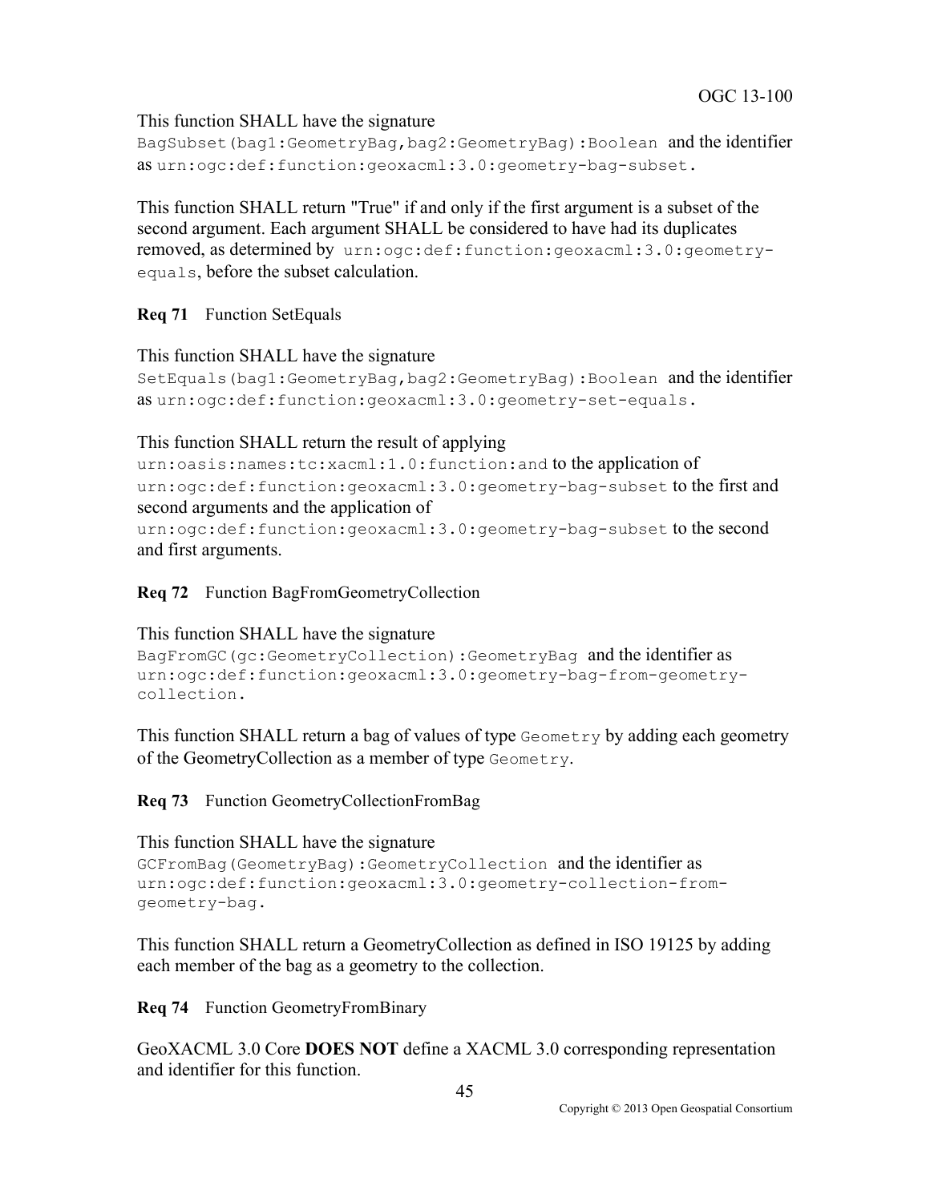This function SHALL have the signature `BagSubset(bag1:GeometryBag,bag2:GeometryBag):Boolean` and the identifier as `urn:ogc:def:function:geoxacml:3.0:geometry-bag-subset.`

This function SHALL return "True" if and only if the first argument is a subset of the second argument. Each argument SHALL be considered to have had its duplicates removed, as determined by `urn:ogc:def:function:geoxacml:3.0:geometry-equals`, before the subset calculation.

**Req 71** Function SetEquals

This function SHALL have the signature `SetEquals(bag1:GeometryBag,bag2:GeometryBag):Boolean` and the identifier as `urn:ogc:def:function:geoxacml:3.0:geometry-set-equals.`

This function SHALL return the result of applying `urn:oasis:names:tc:xacml:1.0:function:and` to the application of `urn:ogc:def:function:geoxacml:3.0:geometry-bag-subset` to the first and second arguments and the application of `urn:ogc:def:function:geoxacml:3.0:geometry-bag-subset` to the second and first arguments.

**Req 72** Function BagFromGeometryCollection

This function SHALL have the signature `BagFromGC(gc:GeometryCollection):GeometryBag` and the identifier as `urn:ogc:def:function:geoxacml:3.0:geometry-bag-from-geometry-collection.`

This function SHALL return a bag of values of type `Geometry` by adding each geometry of the GeometryCollection as a member of type `Geometry`.

**Req 73** Function GeometryCollectionFromBag

This function SHALL have the signature `GCFromBag(GeometryBag):GeometryCollection` and the identifier as `urn:ogc:def:function:geoxacml:3.0:geometry-collection-from-geometry-bag.`

This function SHALL return a GeometryCollection as defined in ISO 19125 by adding each member of the bag as a geometry to the collection.

**Req 74** Function GeometryFromBinary

GeoXACML 3.0 Core **DOES NOT** define a XACML 3.0 corresponding representation and identifier for this function.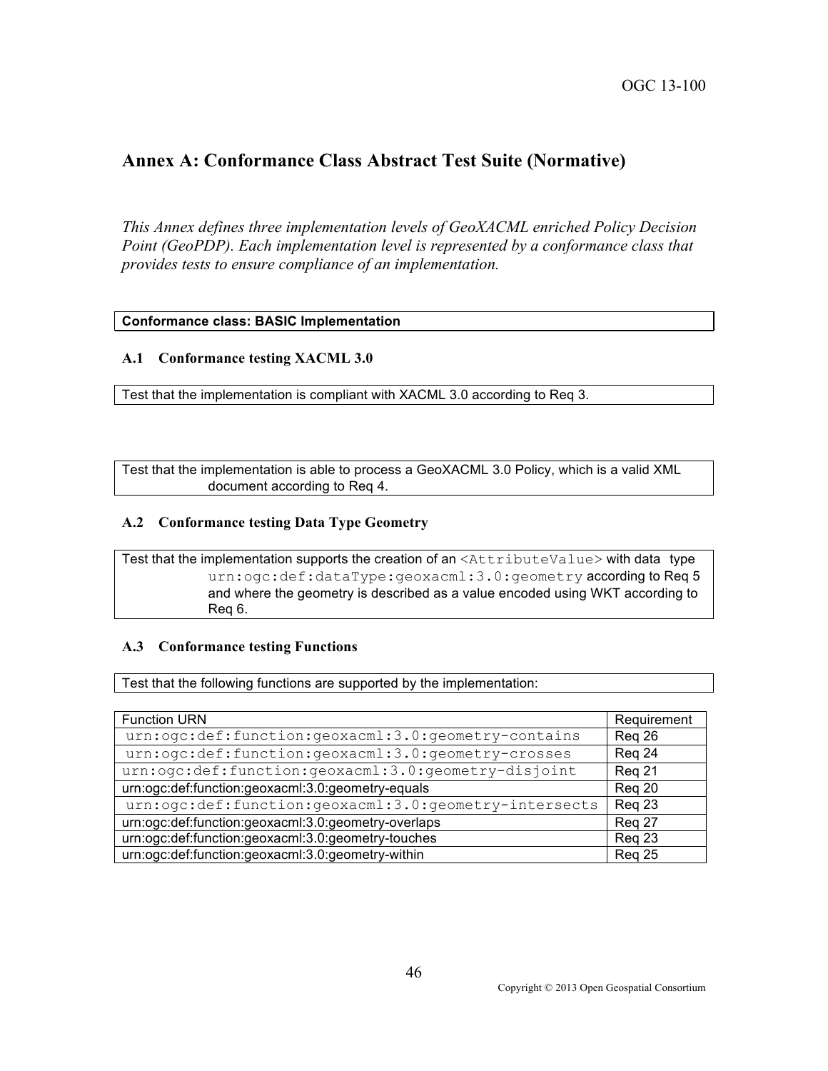# Annex A: Conformance Class Abstract Test Suite (Normative)

*This Annex defines three implementation levels of GeoXACML enriched Policy Decision Point (GeoPDP). Each implementation level is represented by a conformance class that provides tests to ensure compliance of an implementation.*

| **Conformance class: BASIC Implementation** |
|---|

### A.1 Conformance testing XACML 3.0

| Test that the implementation is compliant with XACML 3.0 according to Req 3. |
|---|

| Test that the implementation is able to process a GeoXACML 3.0 Policy, which is a valid XML document according to Req 4. |
|---|

### A.2 Conformance testing Data Type Geometry

| Test that the implementation supports the creation of an `<AttributeValue>` with data type `urn:ogc:def:dataType:geoxacml:3.0:geometry` according to Req 5 and where the geometry is described as a value encoded using WKT according to Req 6. |
|---|

### A.3 Conformance testing Functions

| Test that the following functions are supported by the implementation: |
|---|

| Function URN | Requirement |
|---|---|
| `urn:ogc:def:function:geoxacml:3.0:geometry-contains` | Req 26 |
| `urn:ogc:def:function:geoxacml:3.0:geometry-crosses` | Req 24 |
| `urn:ogc:def:function:geoxacml:3.0:geometry-disjoint` | Req 21 |
| urn:ogc:def:function:geoxacml:3.0:geometry-equals | Req 20 |
| `urn:ogc:def:function:geoxacml:3.0:geometry-intersects` | Req 23 |
| urn:ogc:def:function:geoxacml:3.0:geometry-overlaps | Req 27 |
| urn:ogc:def:function:geoxacml:3.0:geometry-touches | Req 23 |
| urn:ogc:def:function:geoxacml:3.0:geometry-within | Req 25 |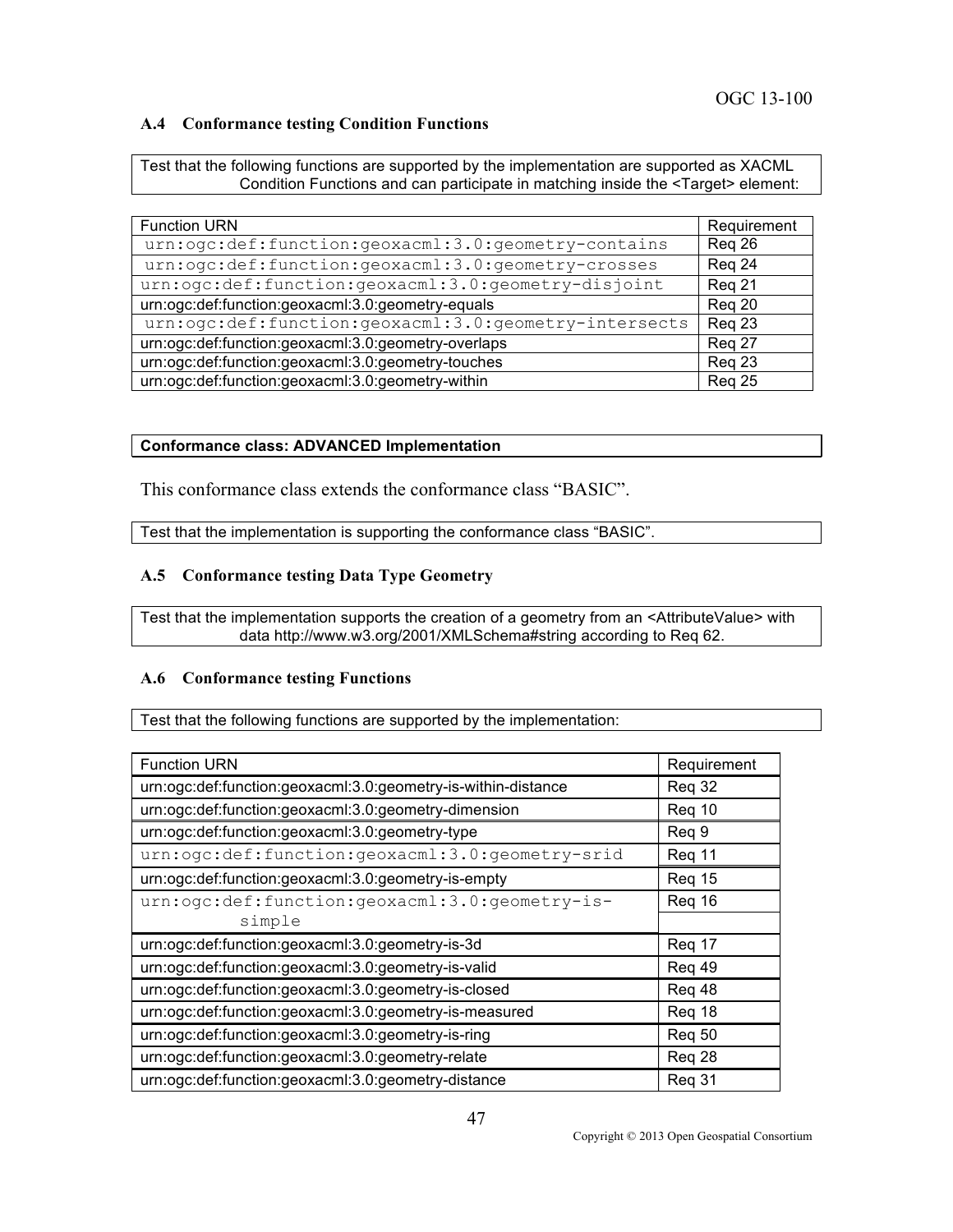### A.4 Conformance testing Condition Functions

| Test that the following functions are supported by the implementation are supported as XACML Condition Functions and can participate in matching inside the <Target> element: |
|---|

| Function URN | Requirement |
|---|---|
| urn:ogc:def:function:geoxacml:3.0:geometry-contains | Req 26 |
| urn:ogc:def:function:geoxacml:3.0:geometry-crosses | Req 24 |
| urn:ogc:def:function:geoxacml:3.0:geometry-disjoint | Req 21 |
| urn:ogc:def:function:geoxacml:3.0:geometry-equals | Req 20 |
| urn:ogc:def:function:geoxacml:3.0:geometry-intersects | Req 23 |
| urn:ogc:def:function:geoxacml:3.0:geometry-overlaps | Req 27 |
| urn:ogc:def:function:geoxacml:3.0:geometry-touches | Req 23 |
| urn:ogc:def:function:geoxacml:3.0:geometry-within | Req 25 |

| **Conformance class: ADVANCED Implementation** |
|---|

This conformance class extends the conformance class "BASIC".

| Test that the implementation is supporting the conformance class "BASIC". |
|---|

### A.5 Conformance testing Data Type Geometry

| Test that the implementation supports the creation of a geometry from an <AttributeValue> with data http://www.w3.org/2001/XMLSchema#string according to Req 62. |
|---|

### A.6 Conformance testing Functions

| Test that the following functions are supported by the implementation: |
|---|

| Function URN | Requirement |
|---|---|
| urn:ogc:def:function:geoxacml:3.0:geometry-is-within-distance | Req 32 |
| urn:ogc:def:function:geoxacml:3.0:geometry-dimension | Req 10 |
| urn:ogc:def:function:geoxacml:3.0:geometry-type | Req 9 |
| urn:ogc:def:function:geoxacml:3.0:geometry-srid | Req 11 |
| urn:ogc:def:function:geoxacml:3.0:geometry-is-empty | Req 15 |
| urn:ogc:def:function:geoxacml:3.0:geometry-is-simple | Req 16 |
| urn:ogc:def:function:geoxacml:3.0:geometry-is-3d | Req 17 |
| urn:ogc:def:function:geoxacml:3.0:geometry-is-valid | Req 49 |
| urn:ogc:def:function:geoxacml:3.0:geometry-is-closed | Req 48 |
| urn:ogc:def:function:geoxacml:3.0:geometry-is-measured | Req 18 |
| urn:ogc:def:function:geoxacml:3.0:geometry-is-ring | Req 50 |
| urn:ogc:def:function:geoxacml:3.0:geometry-relate | Req 28 |
| urn:ogc:def:function:geoxacml:3.0:geometry-distance | Req 31 |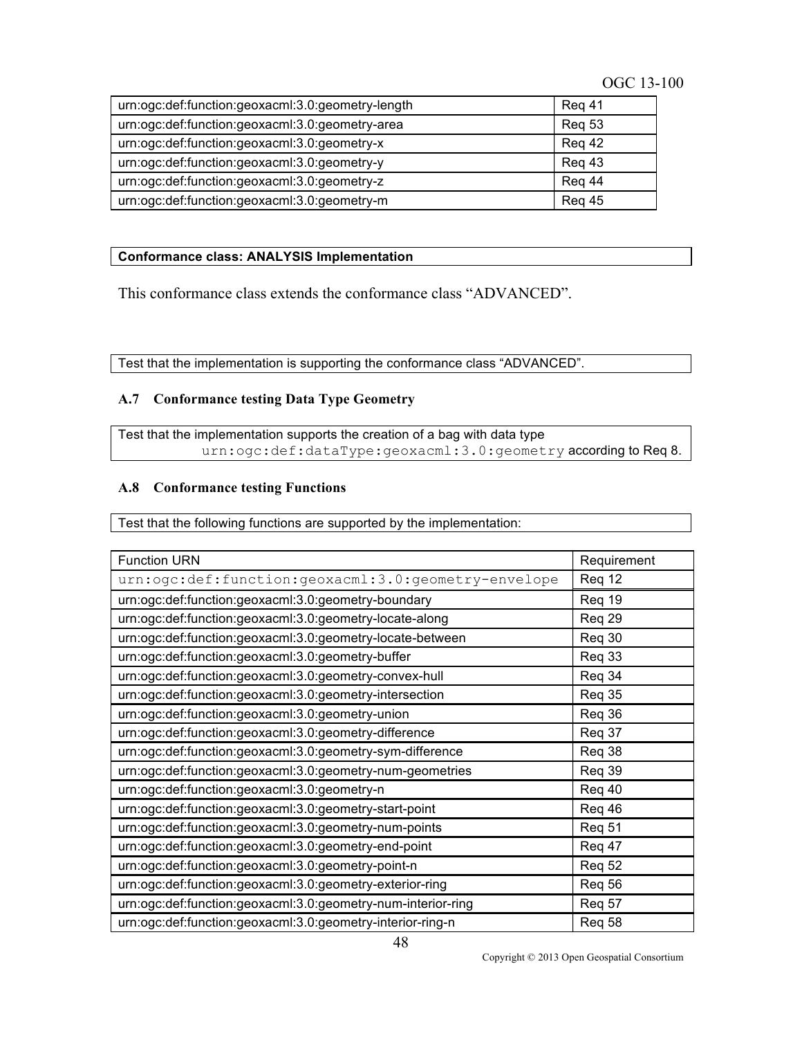| | |
|---|---|
| urn:ogc:def:function:geoxacml:3.0:geometry-length | Req 41 |
| urn:ogc:def:function:geoxacml:3.0:geometry-area | Req 53 |
| urn:ogc:def:function:geoxacml:3.0:geometry-x | Req 42 |
| urn:ogc:def:function:geoxacml:3.0:geometry-y | Req 43 |
| urn:ogc:def:function:geoxacml:3.0:geometry-z | Req 44 |
| urn:ogc:def:function:geoxacml:3.0:geometry-m | Req 45 |

| **Conformance class: ANALYSIS Implementation** |
|---|

This conformance class extends the conformance class "ADVANCED".

| Test that the implementation is supporting the conformance class "ADVANCED". |
|---|

### A.7 Conformance testing Data Type Geometry

| Test that the implementation supports the creation of a bag with data type `urn:ogc:def:dataType:geoxacml:3.0:geometry` according to Req 8. |
|---|

### A.8 Conformance testing Functions

| Test that the following functions are supported by the implementation: |
|---|

| Function URN | Requirement |
|---|---|
| `urn:ogc:def:function:geoxacml:3.0:geometry-envelope` | Req 12 |
| urn:ogc:def:function:geoxacml:3.0:geometry-boundary | Req 19 |
| urn:ogc:def:function:geoxacml:3.0:geometry-locate-along | Req 29 |
| urn:ogc:def:function:geoxacml:3.0:geometry-locate-between | Req 30 |
| urn:ogc:def:function:geoxacml:3.0:geometry-buffer | Req 33 |
| urn:ogc:def:function:geoxacml:3.0:geometry-convex-hull | Req 34 |
| urn:ogc:def:function:geoxacml:3.0:geometry-intersection | Req 35 |
| urn:ogc:def:function:geoxacml:3.0:geometry-union | Req 36 |
| urn:ogc:def:function:geoxacml:3.0:geometry-difference | Req 37 |
| urn:ogc:def:function:geoxacml:3.0:geometry-sym-difference | Req 38 |
| urn:ogc:def:function:geoxacml:3.0:geometry-num-geometries | Req 39 |
| urn:ogc:def:function:geoxacml:3.0:geometry-n | Req 40 |
| urn:ogc:def:function:geoxacml:3.0:geometry-start-point | Req 46 |
| urn:ogc:def:function:geoxacml:3.0:geometry-num-points | Req 51 |
| urn:ogc:def:function:geoxacml:3.0:geometry-end-point | Req 47 |
| urn:ogc:def:function:geoxacml:3.0:geometry-point-n | Req 52 |
| urn:ogc:def:function:geoxacml:3.0:geometry-exterior-ring | Req 56 |
| urn:ogc:def:function:geoxacml:3.0:geometry-num-interior-ring | Req 57 |
| urn:ogc:def:function:geoxacml:3.0:geometry-interior-ring-n | Req 58 |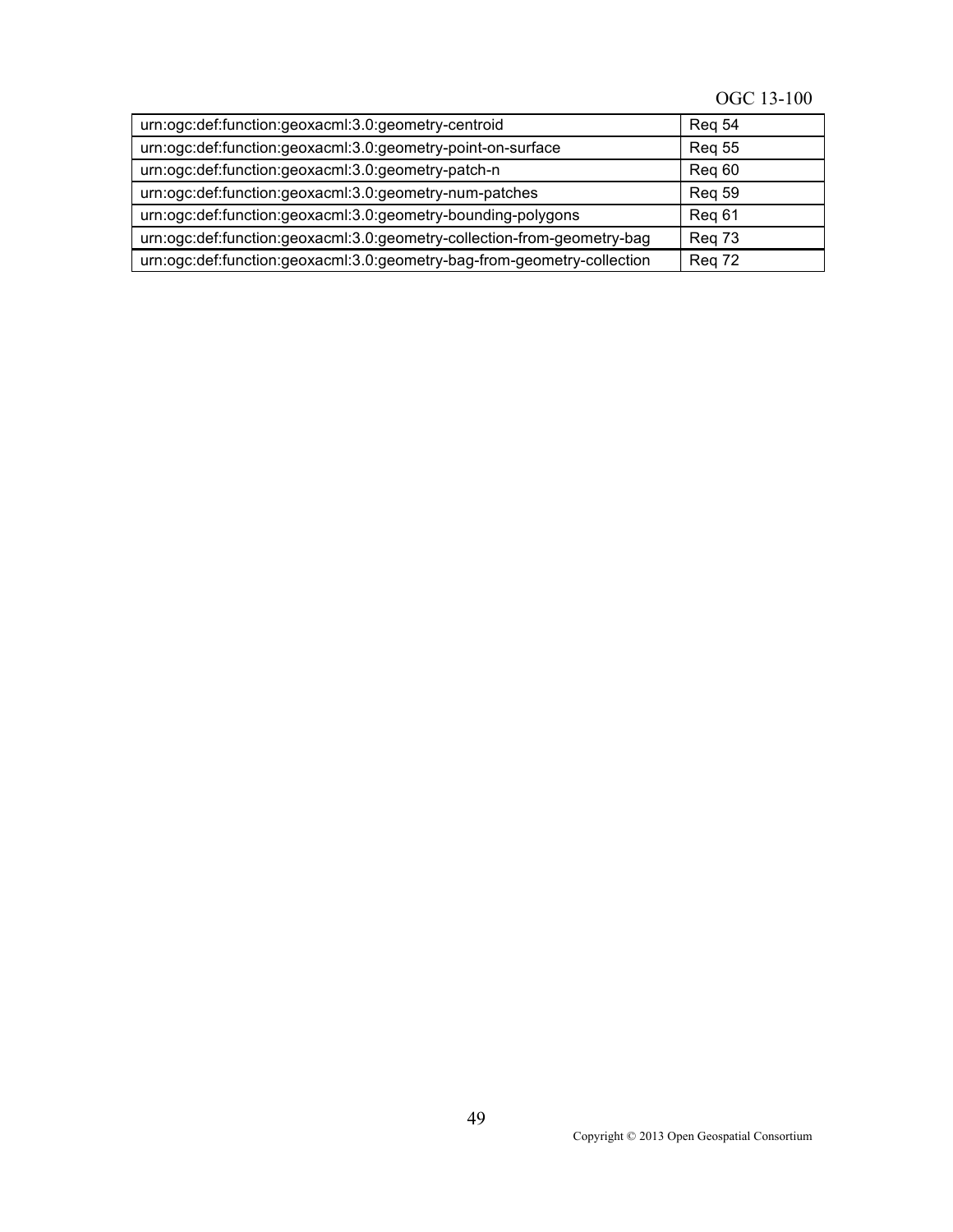| | |
|---|---|
| urn:ogc:def:function:geoxacml:3.0:geometry-centroid | Req 54 |
| urn:ogc:def:function:geoxacml:3.0:geometry-point-on-surface | Req 55 |
| urn:ogc:def:function:geoxacml:3.0:geometry-patch-n | Req 60 |
| urn:ogc:def:function:geoxacml:3.0:geometry-num-patches | Req 59 |
| urn:ogc:def:function:geoxacml:3.0:geometry-bounding-polygons | Req 61 |
| urn:ogc:def:function:geoxacml:3.0:geometry-collection-from-geometry-bag | Req 73 |
| urn:ogc:def:function:geoxacml:3.0:geometry-bag-from-geometry-collection | Req 72 |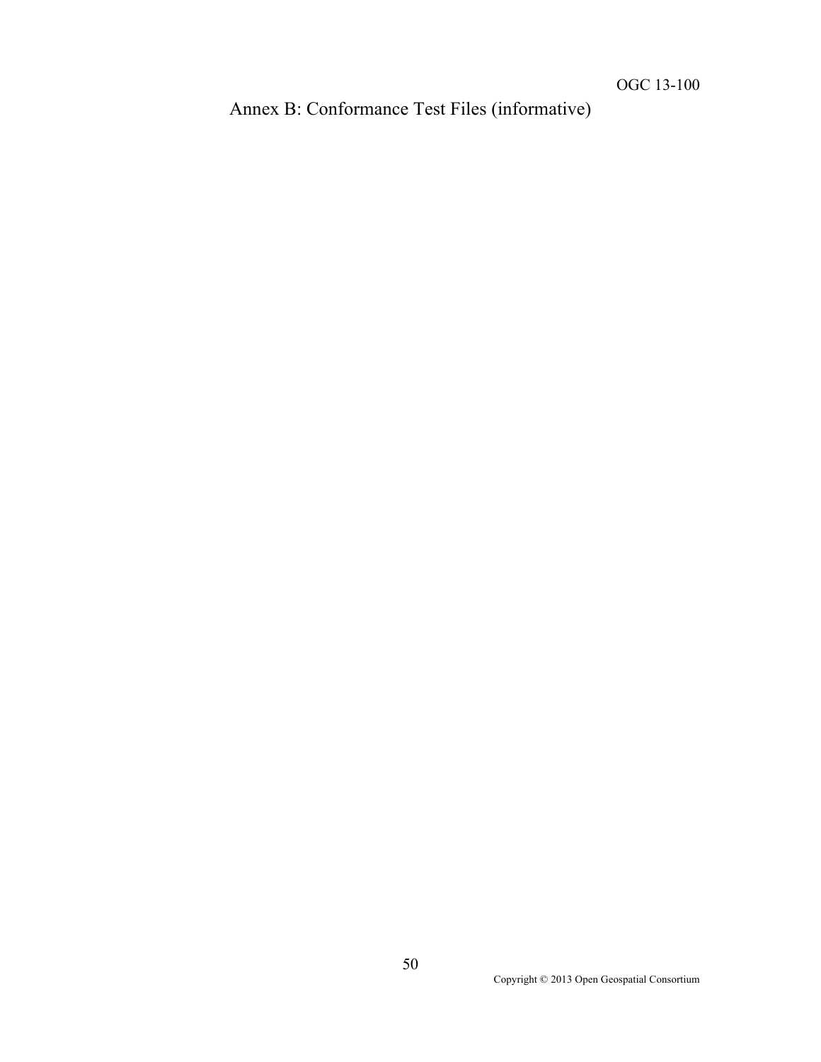# Annex B: Conformance Test Files (informative)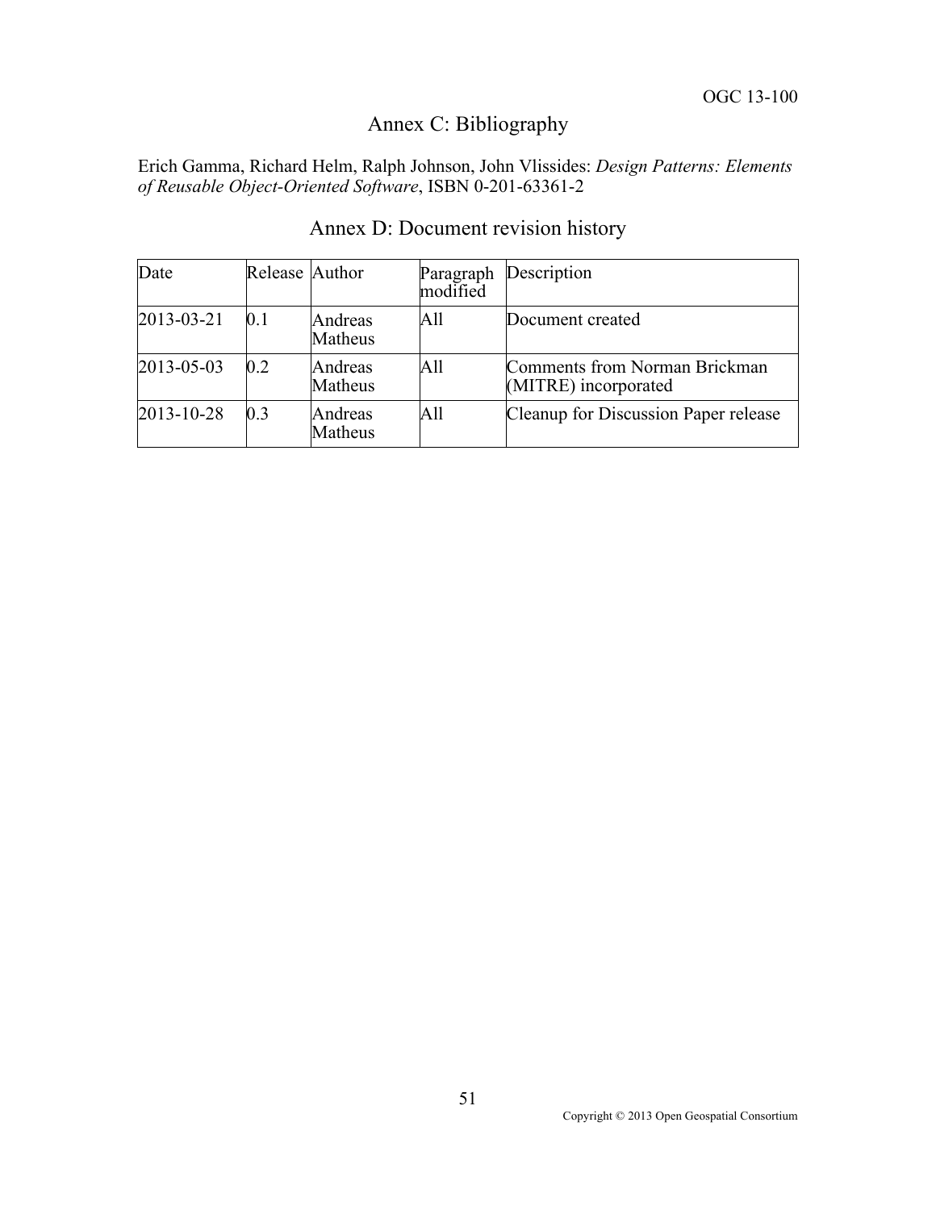# Annex C: Bibliography

Erich Gamma, Richard Helm, Ralph Johnson, John Vlissides: *Design Patterns: Elements of Reusable Object-Oriented Software*, ISBN 0-201-63361-2

# Annex D: Document revision history

| Date | Release | Author | Paragraph modified | Description |
|---|---|---|---|---|
| 2013-03-21 | 0.1 | Andreas Matheus | All | Document created |
| 2013-05-03 | 0.2 | Andreas Matheus | All | Comments from Norman Brickman (MITRE) incorporated |
| 2013-10-28 | 0.3 | Andreas Matheus | All | Cleanup for Discussion Paper release |